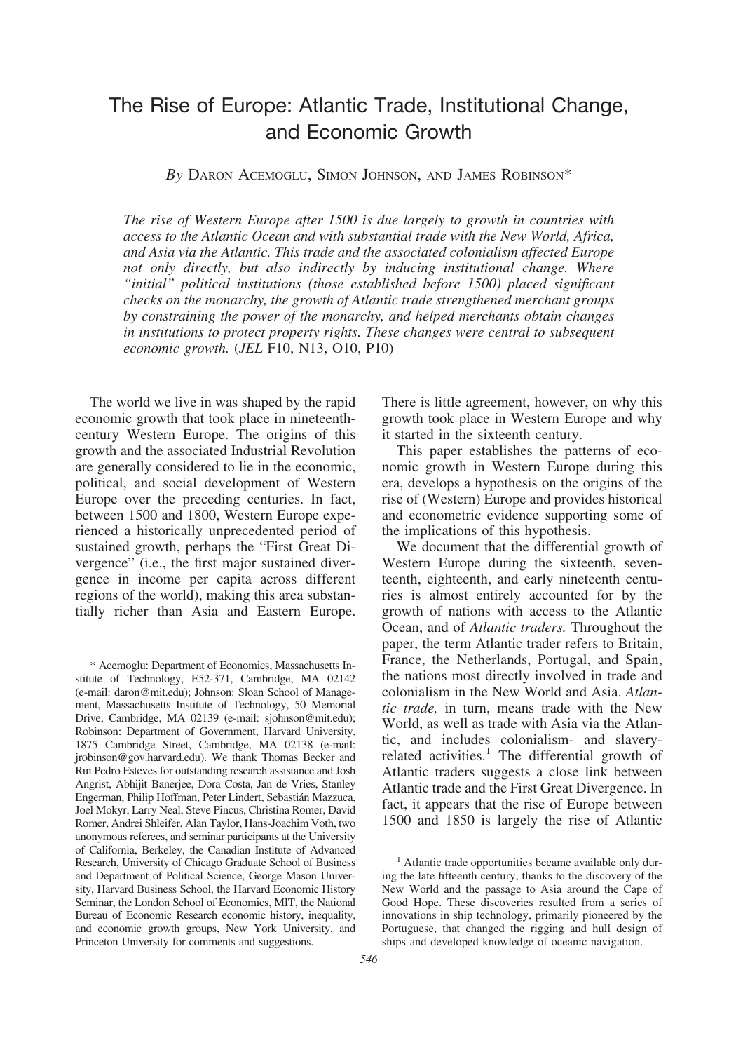# The Rise of Europe: Atlantic Trade, Institutional Change, and Economic Growth

*By* Daron Acemoglu, Simon Johnson, and James Robinson*

*The rise of Western Europe after 1500 is due largely to growth in countries with access to the Atlantic Ocean and with substantial trade with the New World, Africa, and Asia via the Atlantic. This trade and the associated colonialism affected Europe not only directly, but also indirectly by inducing institutional change. Where "initial" political institutions (those established before 1500) placed significant checks on the monarchy, the growth of Atlantic trade strengthened merchant groups by constraining the power of the monarchy, and helped merchants obtain changes in institutions to protect property rights. These changes were central to subsequent economic growth.* (*JEL* F10, N13, O10, P10)

The world we live in was shaped by the rapid economic growth that took place in nineteenth-century Western Europe. The origins of this growth and the associated Industrial Revolution are generally considered to lie in the economic, political, and social development of Western Europe over the preceding centuries. In fact, between 1500 and 1800, Western Europe experienced a historically unprecedented period of sustained growth, perhaps the "First Great Divergence" (i.e., the first major sustained divergence in income per capita across different regions of the world), making this area substantially richer than Asia and Eastern Europe. There is little agreement, however, on why this growth took place in Western Europe and why it started in the sixteenth century.

This paper establishes the patterns of economic growth in Western Europe during this era, develops a hypothesis on the origins of the rise of (Western) Europe and provides historical and econometric evidence supporting some of the implications of this hypothesis.

We document that the differential growth of Western Europe during the sixteenth, seventeenth, eighteenth, and early nineteenth centuries is almost entirely accounted for by the growth of nations with access to the Atlantic Ocean, and of *Atlantic traders.* Throughout the paper, the term Atlantic trader refers to Britain, France, the Netherlands, Portugal, and Spain, the nations most directly involved in trade and colonialism in the New World and Asia. *Atlantic trade,* in turn, means trade with the New World, as well as trade with Asia via the Atlantic, and includes colonialism- and slavery-related activities.[1] The differential growth of Atlantic traders suggests a close link between Atlantic trade and the First Great Divergence. In fact, it appears that the rise of Europe between 1500 and 1850 is largely the rise of Atlantic

\* Acemoglu: Department of Economics, Massachusetts Institute of Technology, E52-371, Cambridge, MA 02142 (e-mail: daron@mit.edu); Johnson: Sloan School of Management, Massachusetts Institute of Technology, 50 Memorial Drive, Cambridge, MA 02139 (e-mail: sjohnson@mit.edu); Robinson: Department of Government, Harvard University, 1875 Cambridge Street, Cambridge, MA 02138 (e-mail: jrobinson@gov.harvard.edu). We thank Thomas Becker and Rui Pedro Esteves for outstanding research assistance and Josh Angrist, Abhijit Banerjee, Dora Costa, Jan de Vries, Stanley Engerman, Philip Hoffman, Peter Lindert, Sebastián Mazzuca, Joel Mokyr, Larry Neal, Steve Pincus, Christina Romer, David Romer, Andrei Shleifer, Alan Taylor, Hans-Joachim Voth, two anonymous referees, and seminar participants at the University of California, Berkeley, the Canadian Institute of Advanced Research, University of Chicago Graduate School of Business and Department of Political Science, George Mason University, Harvard Business School, the Harvard Economic History Seminar, the London School of Economics, MIT, the National Bureau of Economic Research economic history, inequality, and economic growth groups, New York University, and Princeton University for comments and suggestions.

[1] Atlantic trade opportunities became available only during the late fifteenth century, thanks to the discovery of the New World and the passage to Asia around the Cape of Good Hope. These discoveries resulted from a series of innovations in ship technology, primarily pioneered by the Portuguese, that changed the rigging and hull design of ships and developed knowledge of oceanic navigation.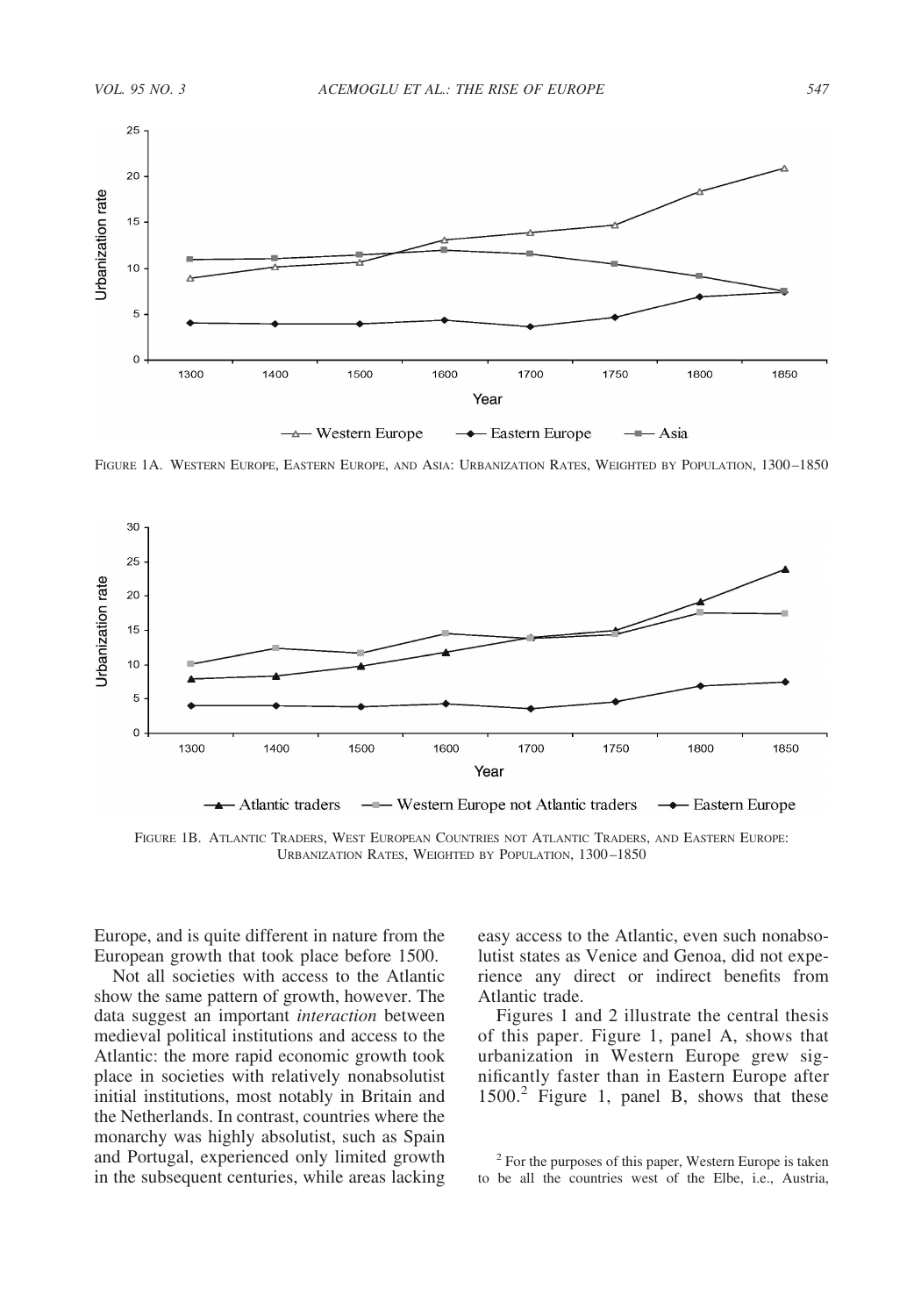FIGURE 1A. WESTERN EUROPE, EASTERN EUROPE, AND ASIA: URBANIZATION RATES, WEIGHTED BY POPULATION, 1300–1850

FIGURE 1B. ATLANTIC TRADERS, WEST EUROPEAN COUNTRIES NOT ATLANTIC TRADERS, AND EASTERN EUROPE: URBANIZATION RATES, WEIGHTED BY POPULATION, 1300–1850

Europe, and is quite different in nature from the European growth that took place before 1500.

Not all societies with access to the Atlantic show the same pattern of growth, however. The data suggest an important *interaction* between medieval political institutions and access to the Atlantic: the more rapid economic growth took place in societies with relatively nonabsolutist initial institutions, most notably in Britain and the Netherlands. In contrast, countries where the monarchy was highly absolutist, such as Spain and Portugal, experienced only limited growth in the subsequent centuries, while areas lacking easy access to the Atlantic, even such nonabsolutist states as Venice and Genoa, did not experience any direct or indirect benefits from Atlantic trade.

Figures 1 and 2 illustrate the central thesis of this paper. Figure 1, panel A, shows that urbanization in Western Europe grew significantly faster than in Eastern Europe after 1500.[2] Figure 1, panel B, shows that these

[2] For the purposes of this paper, Western Europe is taken to be all the countries west of the Elbe, i.e., Austria,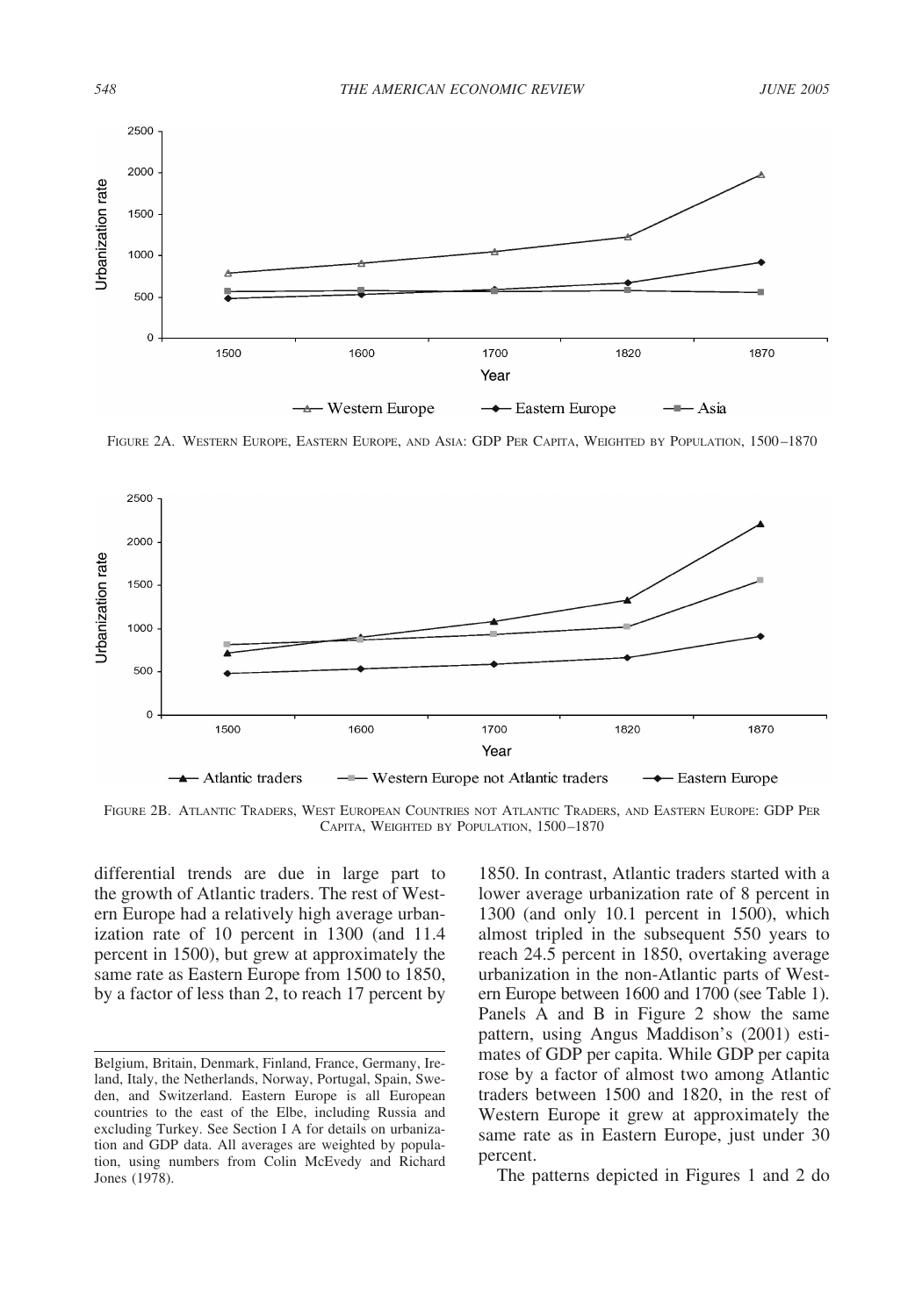FIGURE 2A. WESTERN EUROPE, EASTERN EUROPE, AND ASIA: GDP PER CAPITA, WEIGHTED BY POPULATION, 1500–1870

FIGURE 2B. ATLANTIC TRADERS, WEST EUROPEAN COUNTRIES NOT ATLANTIC TRADERS, AND EASTERN EUROPE: GDP PER CAPITA, WEIGHTED BY POPULATION, 1500–1870

differential trends are due in large part to the growth of Atlantic traders. The rest of Western Europe had a relatively high average urbanization rate of 10 percent in 1300 (and 11.4 percent in 1500), but grew at approximately the same rate as Eastern Europe from 1500 to 1850, by a factor of less than 2, to reach 17 percent by 1850. In contrast, Atlantic traders started with a lower average urbanization rate of 8 percent in 1300 (and only 10.1 percent in 1500), which almost tripled in the subsequent 550 years to reach 24.5 percent in 1850, overtaking average urbanization in the non-Atlantic parts of Western Europe between 1600 and 1700 (see Table 1). Panels A and B in Figure 2 show the same pattern, using Angus Maddison's (2001) estimates of GDP per capita. While GDP per capita rose by a factor of almost two among Atlantic traders between 1500 and 1820, in the rest of Western Europe it grew at approximately the same rate as in Eastern Europe, just under 30 percent.

The patterns depicted in Figures 1 and 2 do

Belgium, Britain, Denmark, Finland, France, Germany, Ireland, Italy, the Netherlands, Norway, Portugal, Spain, Sweden, and Switzerland. Eastern Europe is all European countries to the east of the Elbe, including Russia and excluding Turkey. See Section I A for details on urbanization and GDP data. All averages are weighted by population, using numbers from Colin McEvedy and Richard Jones (1978).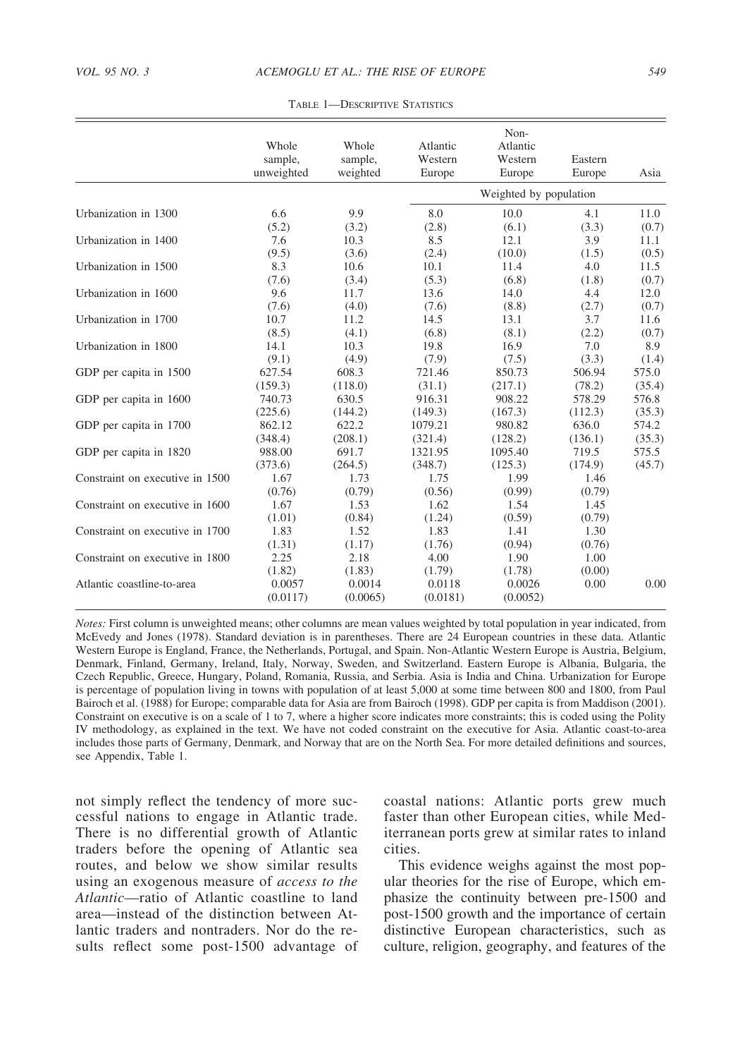Table 1—Descriptive Statistics

| | Whole sample, unweighted | Whole sample, weighted | Atlantic Western Europe | Non-Atlantic Western Europe | Eastern Europe | Asia |
|---|---|---|---|---|---|---|
| | | | Weighted by population | | | |
| Urbanization in 1300 | 6.6 | 9.9 | 8.0 | 10.0 | 4.1 | 11.0 |
| | (5.2) | (3.2) | (2.8) | (6.1) | (3.3) | (0.7) |
| Urbanization in 1400 | 7.6 | 10.3 | 8.5 | 12.1 | 3.9 | 11.1 |
| | (9.5) | (3.6) | (2.4) | (10.0) | (1.5) | (0.5) |
| Urbanization in 1500 | 8.3 | 10.6 | 10.1 | 11.4 | 4.0 | 11.5 |
| | (7.6) | (3.4) | (5.3) | (6.8) | (1.8) | (0.7) |
| Urbanization in 1600 | 9.6 | 11.7 | 13.6 | 14.0 | 4.4 | 12.0 |
| | (7.6) | (4.0) | (7.6) | (8.8) | (2.7) | (0.7) |
| Urbanization in 1700 | 10.7 | 11.2 | 14.5 | 13.1 | 3.7 | 11.6 |
| | (8.5) | (4.1) | (6.8) | (8.1) | (2.2) | (0.7) |
| Urbanization in 1800 | 14.1 | 10.3 | 19.8 | 16.9 | 7.0 | 8.9 |
| | (9.1) | (4.9) | (7.9) | (7.5) | (3.3) | (1.4) |
| GDP per capita in 1500 | 627.54 | 608.3 | 721.46 | 850.73 | 506.94 | 575.0 |
| | (159.3) | (118.0) | (31.1) | (217.1) | (78.2) | (35.4) |
| GDP per capita in 1600 | 740.73 | 630.5 | 916.31 | 908.22 | 578.29 | 576.8 |
| | (225.6) | (144.2) | (149.3) | (167.3) | (112.3) | (35.3) |
| GDP per capita in 1700 | 862.12 | 622.2 | 1079.21 | 980.82 | 636.0 | 574.2 |
| | (348.4) | (208.1) | (321.4) | (128.2) | (136.1) | (35.3) |
| GDP per capita in 1820 | 988.00 | 691.7 | 1321.95 | 1095.40 | 719.5 | 575.5 |
| | (373.6) | (264.5) | (348.7) | (125.3) | (174.9) | (45.7) |
| Constraint on executive in 1500 | 1.67 | 1.73 | 1.75 | 1.99 | 1.46 | |
| | (0.76) | (0.79) | (0.56) | (0.99) | (0.79) | |
| Constraint on executive in 1600 | 1.67 | 1.53 | 1.62 | 1.54 | 1.45 | |
| | (1.01) | (0.84) | (1.24) | (0.59) | (0.79) | |
| Constraint on executive in 1700 | 1.83 | 1.52 | 1.83 | 1.41 | 1.30 | |
| | (1.31) | (1.17) | (1.76) | (0.94) | (0.76) | |
| Constraint on executive in 1800 | 2.25 | 2.18 | 4.00 | 1.90 | 1.00 | |
| | (1.82) | (1.83) | (1.79) | (1.78) | (0.00) | |
| Atlantic coastline-to-area | 0.0057 | 0.0014 | 0.0118 | 0.0026 | 0.00 | 0.00 |
| | (0.0117) | (0.0065) | (0.0181) | (0.0052) | | |

*Notes:* First column is unweighted means; other columns are mean values weighted by total population in year indicated, from McEvedy and Jones (1978). Standard deviation is in parentheses. There are 24 European countries in these data. Atlantic Western Europe is England, France, the Netherlands, Portugal, and Spain. Non-Atlantic Western Europe is Austria, Belgium, Denmark, Finland, Germany, Ireland, Italy, Norway, Sweden, and Switzerland. Eastern Europe is Albania, Bulgaria, the Czech Republic, Greece, Hungary, Poland, Romania, Russia, and Serbia. Asia is India and China. Urbanization for Europe is percentage of population living in towns with population of at least 5,000 at some time between 800 and 1800, from Paul Bairoch et al. (1988) for Europe; comparable data for Asia are from Bairoch (1998). GDP per capita is from Maddison (2001). Constraint on executive is on a scale of 1 to 7, where a higher score indicates more constraints; this is coded using the Polity IV methodology, as explained in the text. We have not coded constraint on the executive for Asia. Atlantic coast-to-area includes those parts of Germany, Denmark, and Norway that are on the North Sea. For more detailed definitions and sources, see Appendix, Table 1.

not simply reflect the tendency of more successful nations to engage in Atlantic trade. There is no differential growth of Atlantic traders before the opening of Atlantic sea routes, and below we show similar results using an exogenous measure of *access to the Atlantic*—ratio of Atlantic coastline to land area—instead of the distinction between Atlantic traders and nontraders. Nor do the results reflect some post-1500 advantage of coastal nations: Atlantic ports grew much faster than other European cities, while Mediterranean ports grew at similar rates to inland cities.

This evidence weighs against the most popular theories for the rise of Europe, which emphasize the continuity between pre-1500 and post-1500 growth and the importance of certain distinctive European characteristics, such as culture, religion, geography, and features of the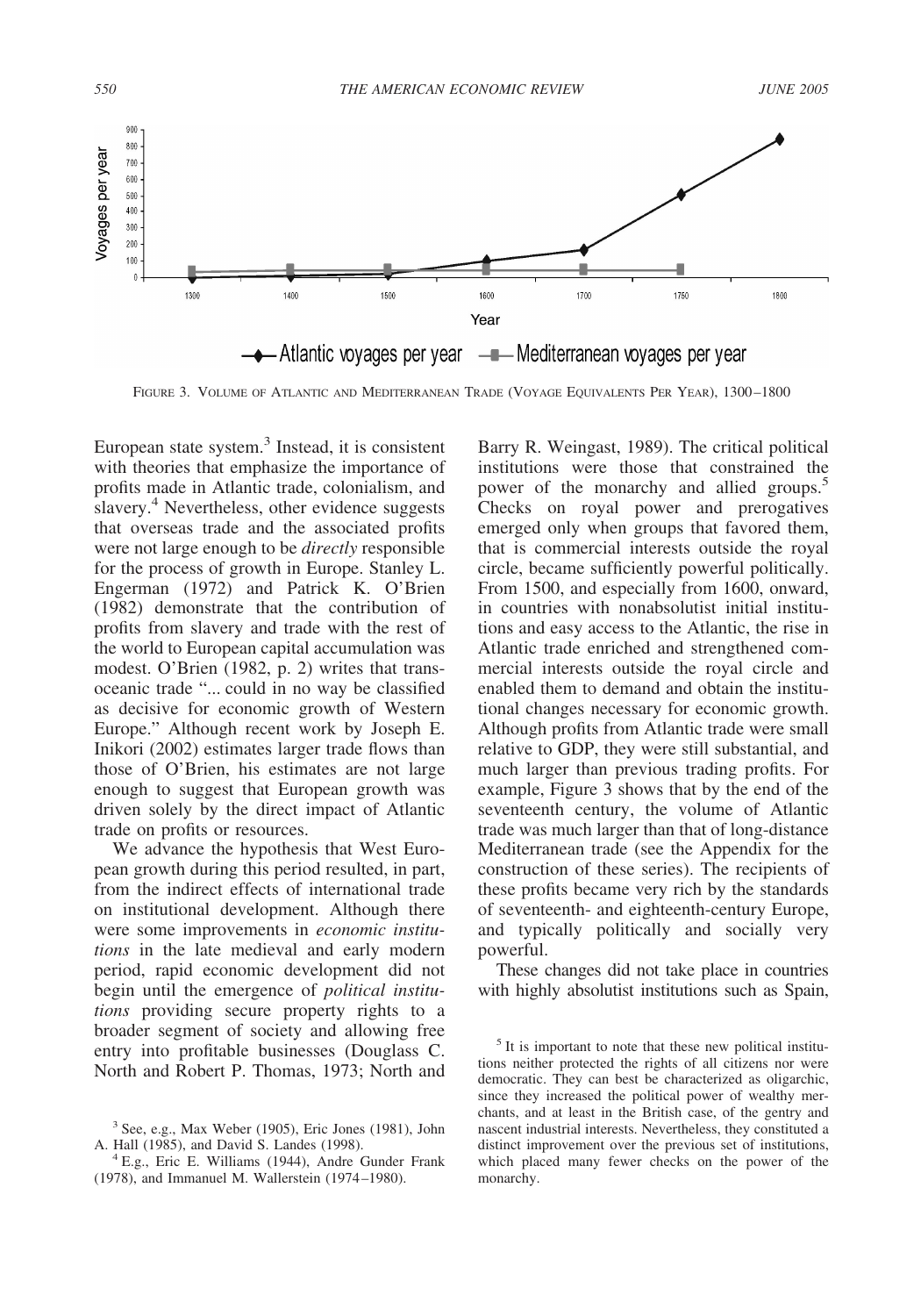FIGURE 3. VOLUME OF ATLANTIC AND MEDITERRANEAN TRADE (VOYAGE EQUIVALENTS PER YEAR), 1300–1800

European state system.[3] Instead, it is consistent with theories that emphasize the importance of profits made in Atlantic trade, colonialism, and slavery.[4] Nevertheless, other evidence suggests that overseas trade and the associated profits were not large enough to be *directly* responsible for the process of growth in Europe. Stanley L. Engerman (1972) and Patrick K. O'Brien (1982) demonstrate that the contribution of profits from slavery and trade with the rest of the world to European capital accumulation was modest. O'Brien (1982, p. 2) writes that transoceanic trade "... could in no way be classified as decisive for economic growth of Western Europe." Although recent work by Joseph E. Inikori (2002) estimates larger trade flows than those of O'Brien, his estimates are not large enough to suggest that European growth was driven solely by the direct impact of Atlantic trade on profits or resources.

We advance the hypothesis that West European growth during this period resulted, in part, from the indirect effects of international trade on institutional development. Although there were some improvements in *economic institutions* in the late medieval and early modern period, rapid economic development did not begin until the emergence of *political institutions* providing secure property rights to a broader segment of society and allowing free entry into profitable businesses (Douglass C. North and Robert P. Thomas, 1973; North and Barry R. Weingast, 1989). The critical political institutions were those that constrained the power of the monarchy and allied groups.[5] Checks on royal power and prerogatives emerged only when groups that favored them, that is commercial interests outside the royal circle, became sufficiently powerful politically. From 1500, and especially from 1600, onward, in countries with nonabsolutist initial institutions and easy access to the Atlantic, the rise in Atlantic trade enriched and strengthened commercial interests outside the royal circle and enabled them to demand and obtain the institutional changes necessary for economic growth. Although profits from Atlantic trade were small relative to GDP, they were still substantial, and much larger than previous trading profits. For example, Figure 3 shows that by the end of the seventeenth century, the volume of Atlantic trade was much larger than that of long-distance Mediterranean trade (see the Appendix for the construction of these series). The recipients of these profits became very rich by the standards of seventeenth- and eighteenth-century Europe, and typically politically and socially very powerful.

These changes did not take place in countries with highly absolutist institutions such as Spain,

[3] See, e.g., Max Weber (1905), Eric Jones (1981), John A. Hall (1985), and David S. Landes (1998).

[4] E.g., Eric E. Williams (1944), Andre Gunder Frank (1978), and Immanuel M. Wallerstein (1974–1980).

[5] It is important to note that these new political institutions neither protected the rights of all citizens nor were democratic. They can best be characterized as oligarchic, since they increased the political power of wealthy merchants, and at least in the British case, of the gentry and nascent industrial interests. Nevertheless, they constituted a distinct improvement over the previous set of institutions, which placed many fewer checks on the power of the monarchy.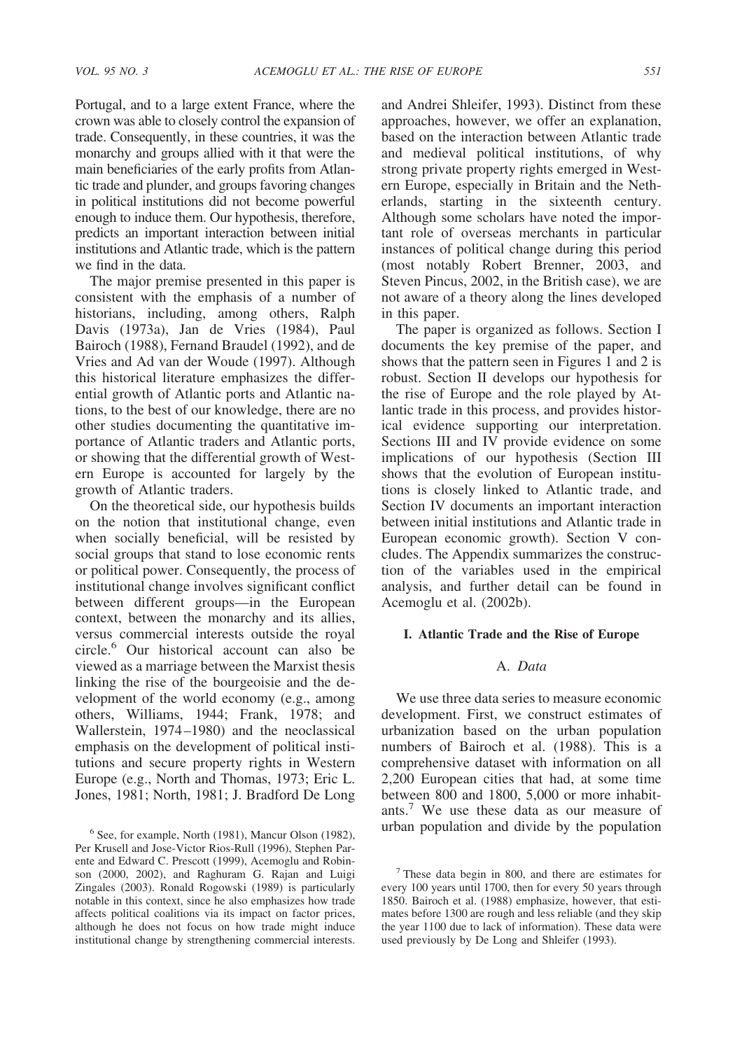Portugal, and to a large extent France, where the crown was able to closely control the expansion of trade. Consequently, in these countries, it was the monarchy and groups allied with it that were the main beneficiaries of the early profits from Atlantic trade and plunder, and groups favoring changes in political institutions did not become powerful enough to induce them. Our hypothesis, therefore, predicts an important interaction between initial institutions and Atlantic trade, which is the pattern we find in the data.

The major premise presented in this paper is consistent with the emphasis of a number of historians, including, among others, Ralph Davis (1973a), Jan de Vries (1984), Paul Bairoch (1988), Fernand Braudel (1992), and de Vries and Ad van der Woude (1997). Although this historical literature emphasizes the differential growth of Atlantic ports and Atlantic nations, to the best of our knowledge, there are no other studies documenting the quantitative importance of Atlantic traders and Atlantic ports, or showing that the differential growth of Western Europe is accounted for largely by the growth of Atlantic traders.

On the theoretical side, our hypothesis builds on the notion that institutional change, even when socially beneficial, will be resisted by social groups that stand to lose economic rents or political power. Consequently, the process of institutional change involves significant conflict between different groups—in the European context, between the monarchy and its allies, versus commercial interests outside the royal circle.[6] Our historical account can also be viewed as a marriage between the Marxist thesis linking the rise of the bourgeoisie and the development of the world economy (e.g., among others, Williams, 1944; Frank, 1978; and Wallerstein, 1974–1980) and the neoclassical emphasis on the development of political institutions and secure property rights in Western Europe (e.g., North and Thomas, 1973; Eric L. Jones, 1981; North, 1981; J. Bradford De Long and Andrei Shleifer, 1993). Distinct from these approaches, however, we offer an explanation, based on the interaction between Atlantic trade and medieval political institutions, of why strong private property rights emerged in Western Europe, especially in Britain and the Netherlands, starting in the sixteenth century. Although some scholars have noted the important role of overseas merchants in particular instances of political change during this period (most notably Robert Brenner, 2003, and Steven Pincus, 2002, in the British case), we are not aware of a theory along the lines developed in this paper.

The paper is organized as follows. Section I documents the key premise of the paper, and shows that the pattern seen in Figures 1 and 2 is robust. Section II develops our hypothesis for the rise of Europe and the role played by Atlantic trade in this process, and provides historical evidence supporting our interpretation. Sections III and IV provide evidence on some implications of our hypothesis (Section III shows that the evolution of European institutions is closely linked to Atlantic trade, and Section IV documents an important interaction between initial institutions and Atlantic trade in European economic growth). Section V concludes. The Appendix summarizes the construction of the variables used in the empirical analysis, and further detail can be found in Acemoglu et al. (2002b).

## I. Atlantic Trade and the Rise of Europe

### A. *Data*

We use three data series to measure economic development. First, we construct estimates of urbanization based on the urban population numbers of Bairoch et al. (1988). This is a comprehensive dataset with information on all 2,200 European cities that had, at some time between 800 and 1800, 5,000 or more inhabitants.[7] We use these data as our measure of urban population and divide by the population

[6] See, for example, North (1981), Mancur Olson (1982), Per Krusell and Jose-Victor Rios-Rull (1996), Stephen Parente and Edward C. Prescott (1999), Acemoglu and Robinson (2000, 2002), and Raghuram G. Rajan and Luigi Zingales (2003). Ronald Rogowski (1989) is particularly notable in this context, since he also emphasizes how trade affects political coalitions via its impact on factor prices, although he does not focus on how trade might induce institutional change by strengthening commercial interests.

[7] These data begin in 800, and there are estimates for every 100 years until 1700, then for every 50 years through 1850. Bairoch et al. (1988) emphasize, however, that estimates before 1300 are rough and less reliable (and they skip the year 1100 due to lack of information). These data were used previously by De Long and Shleifer (1993).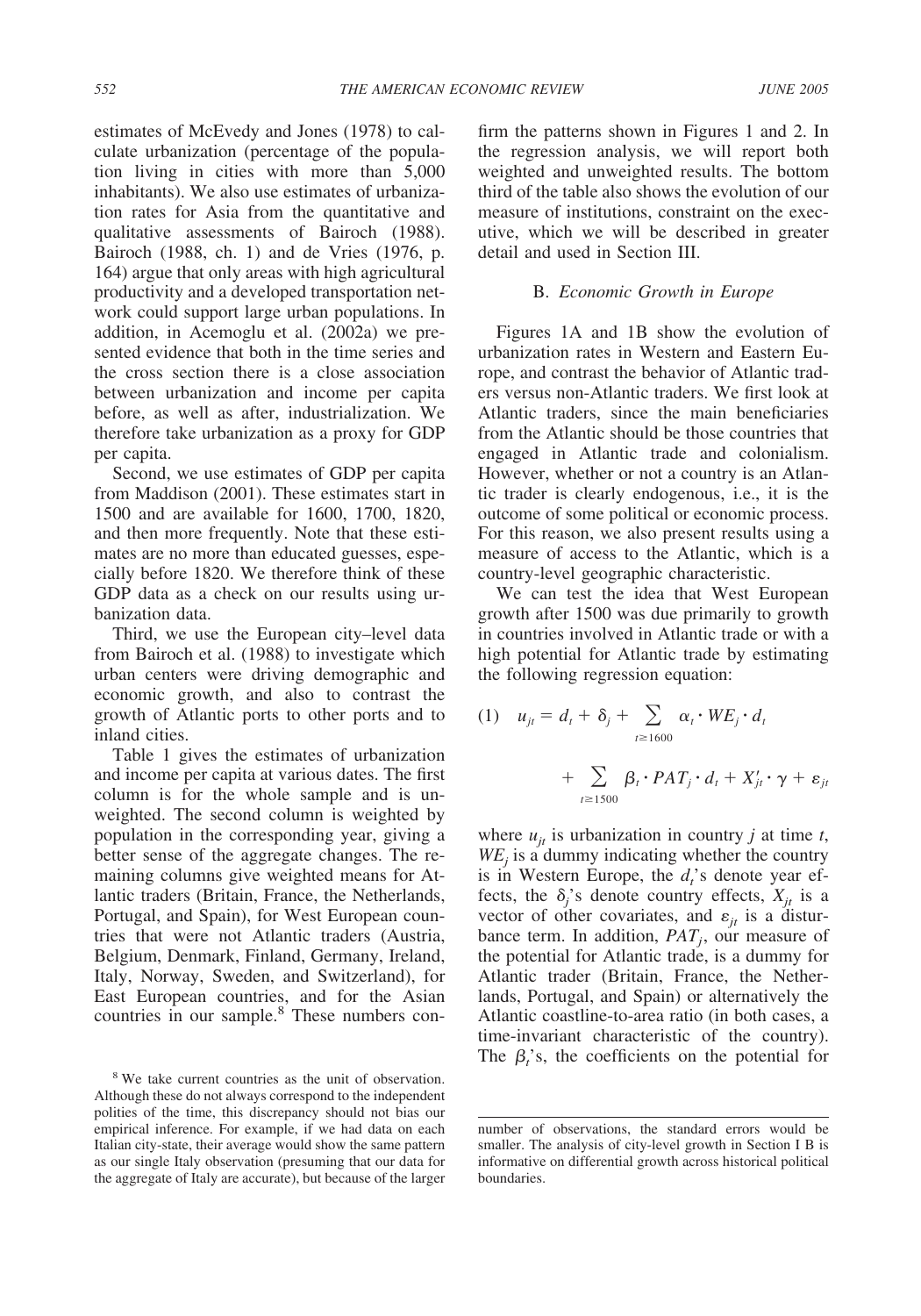estimates of McEvedy and Jones (1978) to calculate urbanization (percentage of the population living in cities with more than 5,000 inhabitants). We also use estimates of urbanization rates for Asia from the quantitative and qualitative assessments of Bairoch (1988). Bairoch (1988, ch. 1) and de Vries (1976, p. 164) argue that only areas with high agricultural productivity and a developed transportation network could support large urban populations. In addition, in Acemoglu et al. (2002a) we presented evidence that both in the time series and the cross section there is a close association between urbanization and income per capita before, as well as after, industrialization. We therefore take urbanization as a proxy for GDP per capita.

Second, we use estimates of GDP per capita from Maddison (2001). These estimates start in 1500 and are available for 1600, 1700, 1820, and then more frequently. Note that these estimates are no more than educated guesses, especially before 1820. We therefore think of these GDP data as a check on our results using urbanization data.

Third, we use the European city–level data from Bairoch et al. (1988) to investigate which urban centers were driving demographic and economic growth, and also to contrast the growth of Atlantic ports to other ports and to inland cities.

Table 1 gives the estimates of urbanization and income per capita at various dates. The first column is for the whole sample and is unweighted. The second column is weighted by population in the corresponding year, giving a better sense of the aggregate changes. The remaining columns give weighted means for Atlantic traders (Britain, France, the Netherlands, Portugal, and Spain), for West European countries that were not Atlantic traders (Austria, Belgium, Denmark, Finland, Germany, Ireland, Italy, Norway, Sweden, and Switzerland), for East European countries, and for the Asian countries in our sample.[8] These numbers confirm the patterns shown in Figures 1 and 2. In the regression analysis, we will report both weighted and unweighted results. The bottom third of the table also shows the evolution of our measure of institutions, constraint on the executive, which we will be described in greater detail and used in Section III.

## B. *Economic Growth in Europe*

Figures 1A and 1B show the evolution of urbanization rates in Western and Eastern Europe, and contrast the behavior of Atlantic traders versus non-Atlantic traders. We first look at Atlantic traders, since the main beneficiaries from the Atlantic should be those countries that engaged in Atlantic trade and colonialism. However, whether or not a country is an Atlantic trader is clearly endogenous, i.e., it is the outcome of some political or economic process. For this reason, we also present results using a measure of access to the Atlantic, which is a country-level geographic characteristic.

We can test the idea that West European growth after 1500 was due primarily to growth in countries involved in Atlantic trade or with a high potential for Atlantic trade by estimating the following regression equation:

$$(1) \quad u_{jt} = d_t + \delta_j + \sum_{t \geq 1600} \alpha_t \cdot WE_j \cdot d_t + \sum_{t \geq 1500} \beta_t \cdot PAT_j \cdot d_t + X_{jt}' \cdot \gamma + \varepsilon_{jt}$$

where $u_{jt}$ is urbanization in country $j$ at time $t$, $WE_j$ is a dummy indicating whether the country is in Western Europe, the $d_t$'s denote year effects, the $\delta_j$'s denote country effects, $X_{jt}$ is a vector of other covariates, and $\varepsilon_{jt}$ is a disturbance term. In addition, $PAT_j$, our measure of the potential for Atlantic trade, is a dummy for Atlantic trader (Britain, France, the Netherlands, Portugal, and Spain) or alternatively the Atlantic coastline-to-area ratio (in both cases, a time-invariant characteristic of the country). The $\beta_t$'s, the coefficients on the potential for

---

[8] We take current countries as the unit of observation. Although these do not always correspond to the independent polities of the time, this discrepancy should not bias our empirical inference. For example, if we had data on each Italian city-state, their average would show the same pattern as our single Italy observation (presuming that our data for the aggregate of Italy are accurate), but because of the larger number of observations, the standard errors would be smaller. The analysis of city-level growth in Section I B is informative on differential growth across historical political boundaries.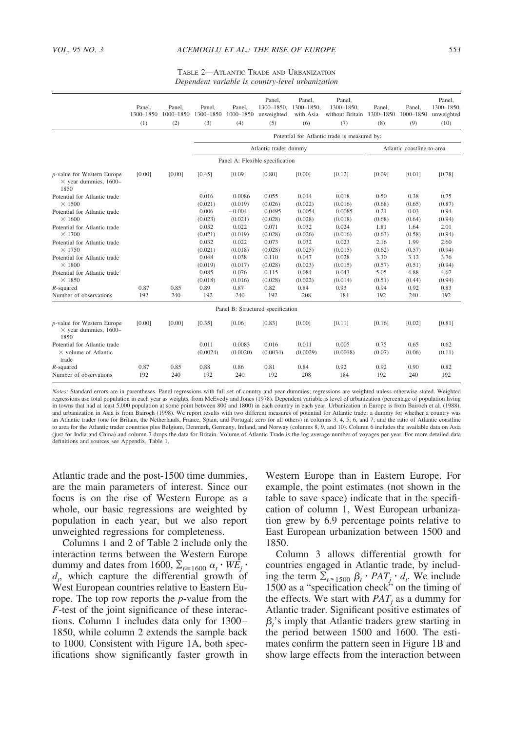TABLE 2—ATLANTIC TRADE AND URBANIZATION
*Dependent variable is country-level urbanization*

| | Panel, 1300–1850 | Panel, 1000–1850 | Panel, 1300–1850 | Panel, 1000–1850 | Panel, 1300–1850, unweighted | Panel, 1300–1850, with Asia | Panel, 1300–1850, without Britain | Panel, 1300–1850 | Panel, 1000–1850 | Panel, 1300–1850, unweighted |
|---|---|---|---|---|---|---|---|---|---|---|
| | (1) | (2) | (3) | (4) | (5) | (6) | (7) | (8) | (9) | (10) |
| | | | Potential for Atlantic trade is measured by: | | | | | | | |
| | | | Atlantic trader dummy | | | | | Atlantic coastline-to-area | | |
| | | | Panel A: Flexible specification | | | | | | | |
| $p$-value for Western Europe × year dummies, 1600–1850 | [0.00] | [0.00] | [0.45] | [0.09] | [0.80] | [0.00] | [0.12] | [0.09] | [0.01] | [0.78] |
| Potential for Atlantic trade × 1500 | | | 0.016 (0.021) | 0.0086 (0.019) | 0.055 (0.026) | 0.014 (0.022) | 0.018 (0.016) | 0.50 (0.68) | 0.38 (0.65) | 0.75 (0.87) |
| Potential for Atlantic trade × 1600 | | | 0.006 (0.023) | −0.004 (0.021) | 0.0495 (0.028) | 0.0054 (0.028) | 0.0085 (0.018) | 0.21 (0.68) | 0.03 (0.64) | 0.94 (0.94) |
| Potential for Atlantic trade × 1700 | | | 0.032 (0.021) | 0.022 (0.019) | 0.071 (0.028) | 0.032 (0.026) | 0.024 (0.016) | 1.81 (0.63) | 1.64 (0.58) | 2.01 (0.94) |
| Potential for Atlantic trade × 1750 | | | 0.032 (0.021) | 0.022 (0.018) | 0.073 (0.028) | 0.032 (0.025) | 0.023 (0.015) | 2.16 (0.62) | 1.99 (0.57) | 2.60 (0.94) |
| Potential for Atlantic trade × 1800 | | | 0.048 (0.019) | 0.038 (0.017) | 0.110 (0.028) | 0.047 (0.023) | 0.028 (0.015) | 3.30 (0.57) | 3.12 (0.51) | 3.76 (0.94) |
| Potential for Atlantic trade × 1850 | | | 0.085 (0.018) | 0.076 (0.016) | 0.115 (0.028) | 0.084 (0.022) | 0.043 (0.014) | 5.05 (0.51) | 4.88 (0.44) | 4.67 (0.94) |
| $R$-squared | 0.87 | 0.85 | 0.89 | 0.87 | 0.82 | 0.84 | 0.93 | 0.94 | 0.92 | 0.83 |
| Number of observations | 192 | 240 | 192 | 240 | 192 | 208 | 184 | 192 | 240 | 192 |
| | | | Panel B: Structured specification | | | | | | | |
| $p$-value for Western Europe × year dummies, 1600–1850 | [0.00] | [0.00] | [0.35] | [0.06] | [0.83] | [0.00] | [0.11] | [0.16] | [0.02] | [0.81] |
| Potential for Atlantic trade × volume of Atlantic trade | | | 0.011 (0.0024) | 0.0083 (0.0020) | 0.016 (0.0034) | 0.011 (0.0029) | 0.005 (0.0018) | 0.75 (0.07) | 0.65 (0.06) | 0.62 (0.11) |
| $R$-squared | 0.87 | 0.85 | 0.88 | 0.86 | 0.81 | 0.84 | 0.92 | 0.92 | 0.90 | 0.82 |
| Number of observations | 192 | 240 | 192 | 240 | 192 | 208 | 184 | 192 | 240 | 192 |

*Notes:* Standard errors are in parentheses. Panel regressions with full set of country and year dummies; regressions are weighted unless otherwise stated. Weighted regressions use total population in each year as weights, from McEvedy and Jones (1978). Dependent variable is level of urbanization (percentage of population living in towns that had at least 5,000 population at some point between 800 and 1800) in each country in each year. Urbanization in Europe is from Bairoch et al. (1988), and urbanization in Asia is from Bairoch (1998). We report results with two different measures of potential for Atlantic trade: a dummy for whether a country was an Atlantic trader (one for Britain, the Netherlands, France, Spain, and Portugal; zero for all others) in columns 3, 4, 5, 6, and 7; and the ratio of Atlantic coastline to area for the Atlantic trader countries plus Belgium, Denmark, Germany, Ireland, and Norway (columns 8, 9, and 10). Column 6 includes the available data on Asia (just for India and China) and column 7 drops the data for Britain. Volume of Atlantic Trade is the log average number of voyages per year. For more detailed data definitions and sources see Appendix, Table 1.

Atlantic trade and the post-1500 time dummies, are the main parameters of interest. Since our focus is on the rise of Western Europe as a whole, our basic regressions are weighted by population in each year, but we also report unweighted regressions for completeness.

Columns 1 and 2 of Table 2 include only the interaction terms between the Western Europe dummy and dates from 1600, $\sum_{t \geq 1600} \alpha_t \cdot WE_j \cdot d_t$, which capture the differential growth of West European countries relative to Eastern Europe. The top row reports the $p$-value from the $F$-test of the joint significance of these interactions. Column 1 includes data only for 1300–1850, while column 2 extends the sample back to 1000. Consistent with Figure 1A, both specifications show significantly faster growth in Western Europe than in Eastern Europe. For example, the point estimates (not shown in the table to save space) indicate that in the specification of column 1, West European urbanization grew by 6.9 percentage points relative to East European urbanization between 1500 and 1850.

Column 3 allows differential growth for countries engaged in Atlantic trade, by including the term $\sum_{t \geq 1500} \beta_t \cdot PAT_j \cdot d_t$. We include 1500 as a "specification check" on the timing of the effects. We start with $PAT_j$ as a dummy for Atlantic trader. Significant positive estimates of $\beta_t$'s imply that Atlantic traders grew starting in the period between 1500 and 1600. The estimates confirm the pattern seen in Figure 1B and show large effects from the interaction between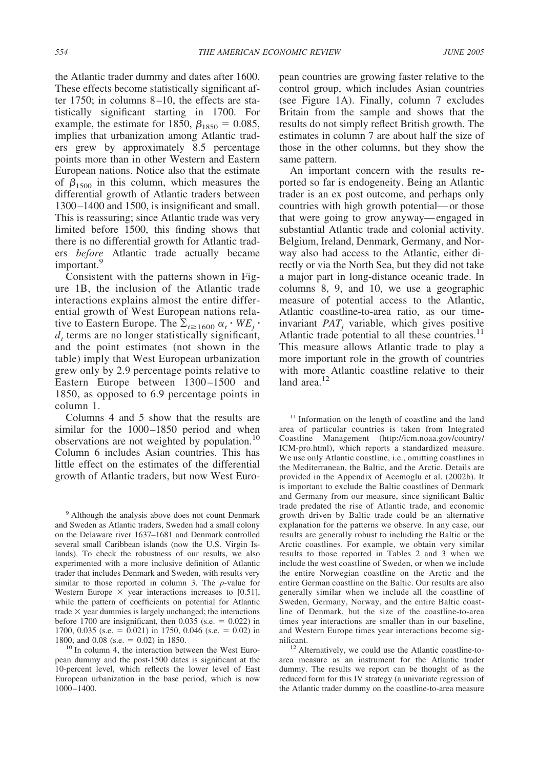the Atlantic trader dummy and dates after 1600. These effects become statistically significant after 1750; in columns 8–10, the effects are statistically significant starting in 1700. For example, the estimate for 1850, $\beta_{1850} = 0.085$, implies that urbanization among Atlantic traders grew by approximately 8.5 percentage points more than in other Western and Eastern European nations. Notice also that the estimate of $\beta_{1500}$ in this column, which measures the differential growth of Atlantic traders between 1300–1400 and 1500, is insignificant and small. This is reassuring; since Atlantic trade was very limited before 1500, this finding shows that there is no differential growth for Atlantic traders *before* Atlantic trade actually became important.[9]

Consistent with the patterns shown in Figure 1B, the inclusion of the Atlantic trade interactions explains almost the entire differential growth of West European nations relative to Eastern Europe. The $\sum_{t \geq 1600} \alpha_t \cdot WE_j \cdot d_t$ terms are no longer statistically significant, and the point estimates (not shown in the table) imply that West European urbanization grew only by 2.9 percentage points relative to Eastern Europe between 1300–1500 and 1850, as opposed to 6.9 percentage points in column 1.

Columns 4 and 5 show that the results are similar for the 1000–1850 period and when observations are not weighted by population.[10] Column 6 includes Asian countries. This has little effect on the estimates of the differential growth of Atlantic traders, but now West European countries are growing faster relative to the control group, which includes Asian countries (see Figure 1A). Finally, column 7 excludes Britain from the sample and shows that the results do not simply reflect British growth. The estimates in column 7 are about half the size of those in the other columns, but they show the same pattern.

An important concern with the results reported so far is endogeneity. Being an Atlantic trader is an ex post outcome, and perhaps only countries with high growth potential—or those that were going to grow anyway—engaged in substantial Atlantic trade and colonial activity. Belgium, Ireland, Denmark, Germany, and Norway also had access to the Atlantic, either directly or via the North Sea, but they did not take a major part in long-distance oceanic trade. In columns 8, 9, and 10, we use a geographic measure of potential access to the Atlantic, Atlantic coastline-to-area ratio, as our time-invariant $PAT_j$ variable, which gives positive Atlantic trade potential to all these countries.[11] This measure allows Atlantic trade to play a more important role in the growth of countries with more Atlantic coastline relative to their land area.[12]

[9] Although the analysis above does not count Denmark and Sweden as Atlantic traders, Sweden had a small colony on the Delaware river 1637–1681 and Denmark controlled several small Caribbean islands (now the U.S. Virgin Islands). To check the robustness of our results, we also experimented with a more inclusive definition of Atlantic trader that includes Denmark and Sweden, with results very similar to those reported in column 3. The *p*-value for Western Europe × year interactions increases to [0.51], while the pattern of coefficients on potential for Atlantic trade × year dummies is largely unchanged; the interactions before 1700 are insignificant, then 0.035 (s.e. = 0.022) in 1700, 0.035 (s.e. = 0.021) in 1750, 0.046 (s.e. = 0.02) in 1800, and 0.08 (s.e. = 0.02) in 1850.

[10] In column 4, the interaction between the West European dummy and the post-1500 dates is significant at the 10-percent level, which reflects the lower level of East European urbanization in the base period, which is now 1000–1400.

[11] Information on the length of coastline and the land area of particular countries is taken from Integrated Coastline Management (http://icm.noaa.gov/country/ICM-pro.html), which reports a standardized measure. We use only Atlantic coastline, i.e., omitting coastlines in the Mediterranean, the Baltic, and the Arctic. Details are provided in the Appendix of Acemoglu et al. (2002b). It is important to exclude the Baltic coastlines of Denmark and Germany from our measure, since significant Baltic trade predated the rise of Atlantic trade, and economic growth driven by Baltic trade could be an alternative explanation for the patterns we observe. In any case, our results are generally robust to including the Baltic or the Arctic coastlines. For example, we obtain very similar results to those reported in Tables 2 and 3 when we include the west coastline of Sweden, or when we include the entire Norwegian coastline on the Arctic and the entire German coastline on the Baltic. Our results are also generally similar when we include all the coastline of Sweden, Germany, Norway, and the entire Baltic coastline of Denmark, but the size of the coastline-to-area times year interactions are smaller than in our baseline, and Western Europe times year interactions become significant.

[12] Alternatively, we could use the Atlantic coastline-to-area measure as an instrument for the Atlantic trader dummy. The results we report can be thought of as the reduced form for this IV strategy (a univariate regression of the Atlantic trader dummy on the coastline-to-area measure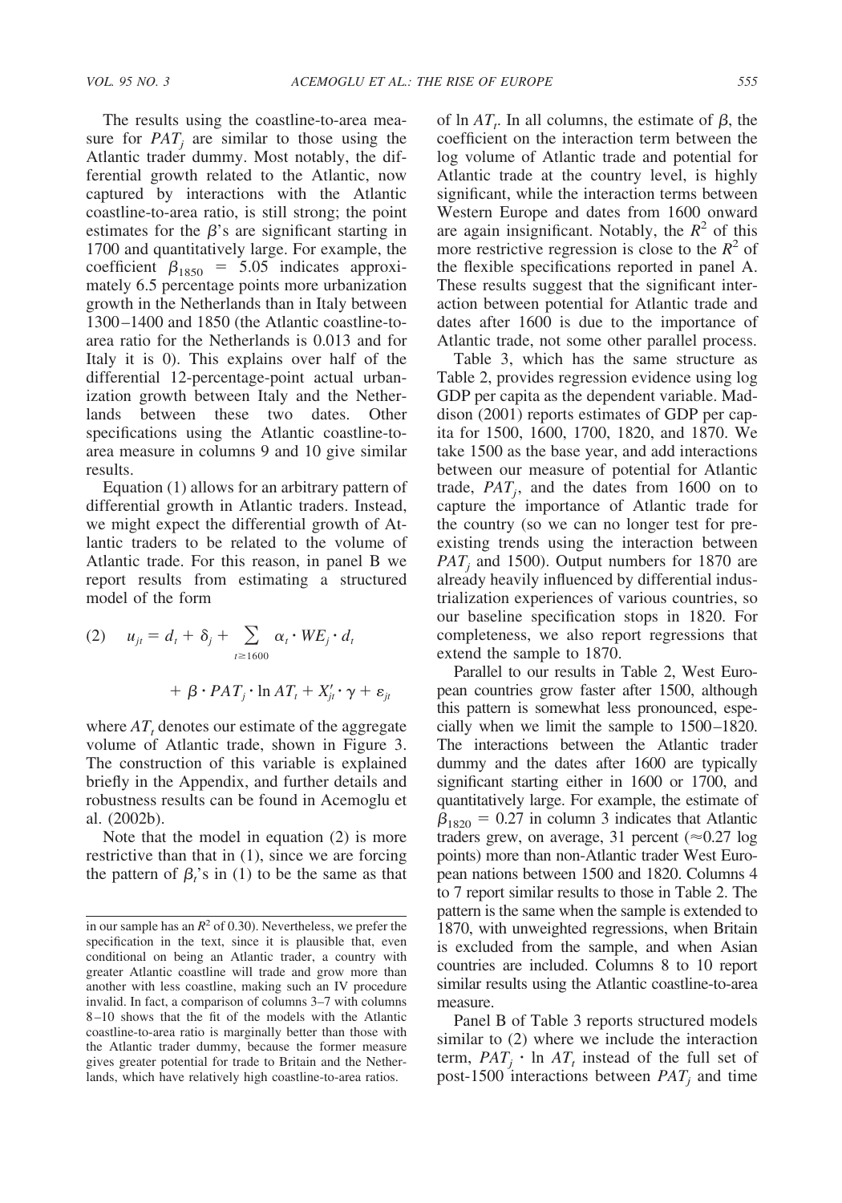The results using the coastline-to-area measure for $PAT_j$ are similar to those using the Atlantic trader dummy. Most notably, the differential growth related to the Atlantic, now captured by interactions with the Atlantic coastline-to-area ratio, is still strong; the point estimates for the $\beta$'s are significant starting in 1700 and quantitatively large. For example, the coefficient $\beta_{1850} = 5.05$ indicates approximately 6.5 percentage points more urbanization growth in the Netherlands than in Italy between 1300–1400 and 1850 (the Atlantic coastline-to-area ratio for the Netherlands is 0.013 and for Italy it is 0). This explains over half of the differential 12-percentage-point actual urbanization growth between Italy and the Netherlands between these two dates. Other specifications using the Atlantic coastline-to-area measure in columns 9 and 10 give similar results.

Equation (1) allows for an arbitrary pattern of differential growth in Atlantic traders. Instead, we might expect the differential growth of Atlantic traders to be related to the volume of Atlantic trade. For this reason, in panel B we report results from estimating a structured model of the form

$$u_{jt} = d_t + \delta_j + \sum_{t \geq 1600} \alpha_t \cdot WE_j \cdot d_t + \beta \cdot PAT_j \cdot \ln AT_t + X'_{jt} \cdot \gamma + \varepsilon_{jt} \quad (2)$$

where $AT_t$ denotes our estimate of the aggregate volume of Atlantic trade, shown in Figure 3. The construction of this variable is explained briefly in the Appendix, and further details and robustness results can be found in Acemoglu et al. (2002b).

Note that the model in equation (2) is more restrictive than that in (1), since we are forcing the pattern of $\beta_t$'s in (1) to be the same as that of $\ln AT_t$. In all columns, the estimate of $\beta$, the coefficient on the interaction term between the log volume of Atlantic trade and potential for Atlantic trade at the country level, is highly significant, while the interaction terms between Western Europe and dates from 1600 onward are again insignificant. Notably, the $R^2$ of this more restrictive regression is close to the $R^2$ of the flexible specifications reported in panel A. These results suggest that the significant interaction between potential for Atlantic trade and dates after 1600 is due to the importance of Atlantic trade, not some other parallel process.

Table 3, which has the same structure as Table 2, provides regression evidence using log GDP per capita as the dependent variable. Maddison (2001) reports estimates of GDP per capita for 1500, 1600, 1700, 1820, and 1870. We take 1500 as the base year, and add interactions between our measure of potential for Atlantic trade, $PAT_j$, and the dates from 1600 on to capture the importance of Atlantic trade for the country (so we can no longer test for preexisting trends using the interaction between $PAT_j$ and 1500). Output numbers for 1870 are already heavily influenced by differential industrialization experiences of various countries, so our baseline specification stops in 1820. For completeness, we also report regressions that extend the sample to 1870.

Parallel to our results in Table 2, West European countries grow faster after 1500, although this pattern is somewhat less pronounced, especially when we limit the sample to 1500–1820. The interactions between the Atlantic trader dummy and the dates after 1600 are typically significant starting either in 1600 or 1700, and quantitatively large. For example, the estimate of $\beta_{1820} = 0.27$ in column 3 indicates that Atlantic traders grew, on average, 31 percent ($\approx$0.27 log points) more than non-Atlantic trader West European nations between 1500 and 1820. Columns 4 to 7 report similar results to those in Table 2. The pattern is the same when the sample is extended to 1870, with unweighted regressions, when Britain is excluded from the sample, and when Asian countries are included. Columns 8 to 10 report similar results using the Atlantic coastline-to-area measure.

Panel B of Table 3 reports structured models similar to (2) where we include the interaction term, $PAT_j \cdot \ln AT_t$ instead of the full set of post-1500 interactions between $PAT_j$ and time

in our sample has an $R^2$ of 0.30). Nevertheless, we prefer the specification in the text, since it is plausible that, even conditional on being an Atlantic trader, a country with greater Atlantic coastline will trade and grow more than another with less coastline, making such an IV procedure invalid. In fact, a comparison of columns 3–7 with columns 8–10 shows that the fit of the models with the Atlantic coastline-to-area ratio is marginally better than those with the Atlantic trader dummy, because the former measure gives greater potential for trade to Britain and the Netherlands, which have relatively high coastline-to-area ratios.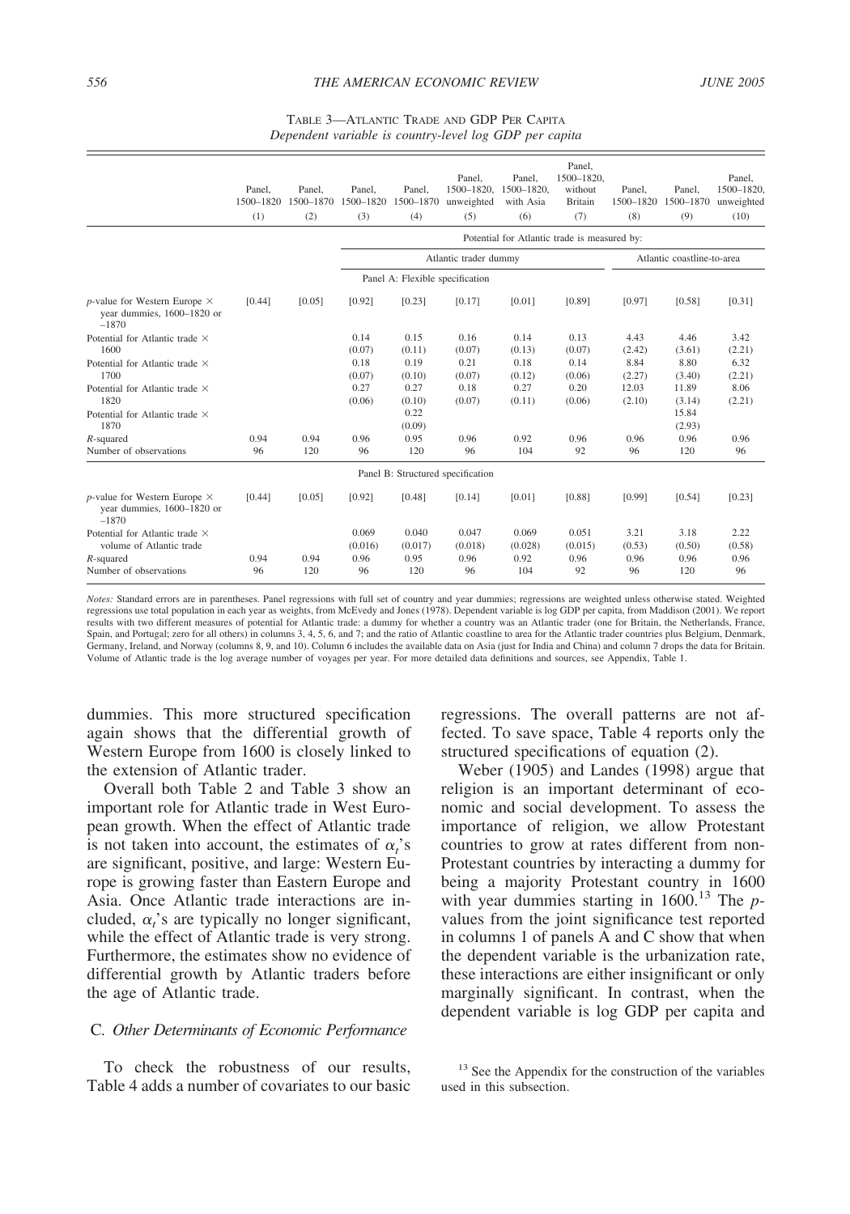TABLE 3—ATLANTIC TRADE AND GDP PER CAPITA

*Dependent variable is country-level log GDP per capita*

| | Panel, 1500–1820 (1) | Panel, 1500–1870 (2) | Panel, 1500–1820 (3) | Panel, 1500–1870 (4) | Panel, 1500–1820, unweighted (5) | Panel, 1500–1820, with Asia (6) | Panel, 1500–1820, without Britain (7) | Panel, 1500–1820 (8) | Panel, 1500–1870 (9) | Panel, 1500–1820, unweighted (10) |
|---|---|---|---|---|---|---|---|---|---|---|
| | | | Potential for Atlantic trade is measured by: | | | | | | | |
| | | | Atlantic trader dummy | | | | | Atlantic coastline-to-area | | |
| | | | Panel A: Flexible specification | | | | | | | |
| $p$-value for Western Europe × year dummies, 1600–1820 or –1870 | [0.44] | [0.05] | [0.92] | [0.23] | [0.17] | [0.01] | [0.89] | [0.97] | [0.58] | [0.31] |
| Potential for Atlantic trade × 1600 | | | 0.14 | 0.15 | 0.16 | 0.14 | 0.13 | 4.43 | 4.46 | 3.42 |
| | | | (0.07) | (0.11) | (0.07) | (0.13) | (0.07) | (2.42) | (3.61) | (2.21) |
| Potential for Atlantic trade × 1700 | | | 0.18 | 0.19 | 0.21 | 0.18 | 0.14 | 8.84 | 8.80 | 6.32 |
| | | | (0.07) | (0.10) | (0.07) | (0.12) | (0.06) | (2.27) | (3.40) | (2.21) |
| Potential for Atlantic trade × 1820 | | | 0.27 | 0.27 | 0.18 | 0.27 | 0.20 | 12.03 | 11.89 | 8.06 |
| | | | (0.06) | (0.10) | (0.07) | (0.11) | (0.06) | (2.10) | (3.14) | (2.21) |
| Potential for Atlantic trade × 1870 | | | | 0.22 | | | | | 15.84 | |
| | | | | (0.09) | | | | | (2.93) | |
| $R$-squared | 0.94 | 0.94 | 0.96 | 0.95 | 0.96 | 0.92 | 0.96 | 0.96 | 0.96 | 0.96 |
| Number of observations | 96 | 120 | 96 | 120 | 96 | 104 | 92 | 96 | 120 | 96 |
| | | | Panel B: Structured specification | | | | | | | |
| $p$-value for Western Europe × year dummies, 1600–1820 or –1870 | [0.44] | [0.05] | [0.92] | [0.48] | [0.14] | [0.01] | [0.88] | [0.99] | [0.54] | [0.23] |
| Potential for Atlantic trade × volume of Atlantic trade | | | 0.069 | 0.040 | 0.047 | 0.069 | 0.051 | 3.21 | 3.18 | 2.22 |
| | | | (0.016) | (0.017) | (0.018) | (0.028) | (0.015) | (0.53) | (0.50) | (0.58) |
| $R$-squared | 0.94 | 0.94 | 0.96 | 0.95 | 0.96 | 0.92 | 0.96 | 0.96 | 0.96 | 0.96 |
| Number of observations | 96 | 120 | 96 | 120 | 96 | 104 | 92 | 96 | 120 | 96 |

*Notes:* Standard errors are in parentheses. Panel regressions with full set of country and year dummies; regressions are weighted unless otherwise stated. Weighted regressions use total population in each year as weights, from McEvedy and Jones (1978). Dependent variable is log GDP per capita, from Maddison (2001). We report results with two different measures of potential for Atlantic trade: a dummy for whether a country was an Atlantic trader (one for Britain, the Netherlands, France, Spain, and Portugal; zero for all others) in columns 3, 4, 5, 6, and 7; and the ratio of Atlantic coastline to area for the Atlantic trader countries plus Belgium, Denmark, Germany, Ireland, and Norway (columns 8, 9, and 10). Column 6 includes the available data on Asia (just for India and China) and column 7 drops the data for Britain. Volume of Atlantic trade is the log average number of voyages per year. For more detailed data definitions and sources, see Appendix, Table 1.

dummies. This more structured specification again shows that the differential growth of Western Europe from 1600 is closely linked to the extension of Atlantic trader.

Overall both Table 2 and Table 3 show an important role for Atlantic trade in West European growth. When the effect of Atlantic trade is not taken into account, the estimates of $\alpha_t$'s are significant, positive, and large: Western Europe is growing faster than Eastern Europe and Asia. Once Atlantic trade interactions are included, $\alpha_t$'s are typically no longer significant, while the effect of Atlantic trade is very strong. Furthermore, the estimates show no evidence of differential growth by Atlantic traders before the age of Atlantic trade.

### C. *Other Determinants of Economic Performance*

To check the robustness of our results, Table 4 adds a number of covariates to our basic regressions. The overall patterns are not affected. To save space, Table 4 reports only the structured specifications of equation (2).

Weber (1905) and Landes (1998) argue that religion is an important determinant of economic and social development. To assess the importance of religion, we allow Protestant countries to grow at rates different from non-Protestant countries by interacting a dummy for being a majority Protestant country in 1600 with year dummies starting in 1600.[13] The $p$-values from the joint significance test reported in columns 1 of panels A and C show that when the dependent variable is the urbanization rate, these interactions are either insignificant or only marginally significant. In contrast, when the dependent variable is log GDP per capita and

[13] See the Appendix for the construction of the variables used in this subsection.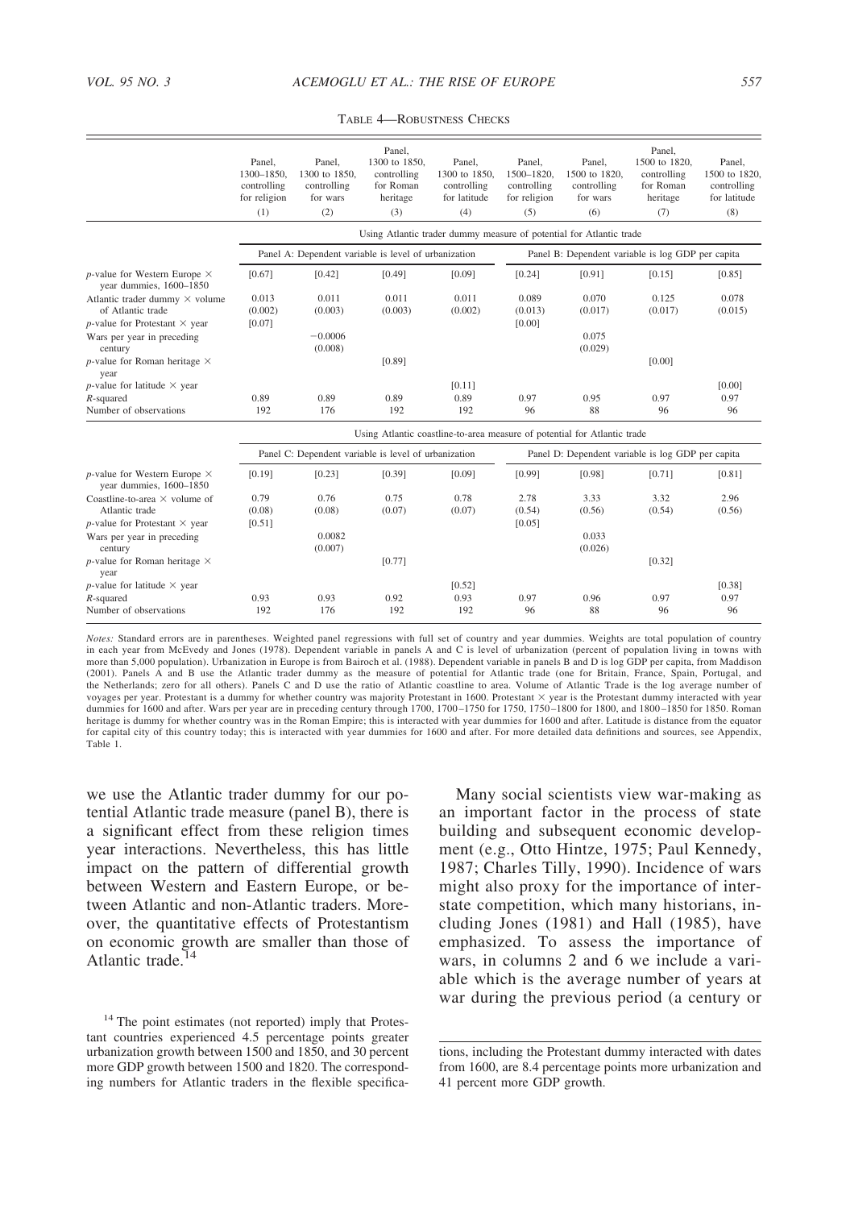TABLE 4—ROBUSTNESS CHECKS

| | Panel, 1300–1850, controlling for religion (1) | Panel, 1300 to 1850, controlling for wars (2) | Panel, 1300 to 1850, controlling for Roman heritage (3) | Panel, 1300 to 1850, controlling for latitude (4) | Panel, 1500–1820, controlling for religion (5) | Panel, 1500 to 1820, controlling for wars (6) | Panel, 1500 to 1820, controlling for Roman heritage (7) | Panel, 1500 to 1820, controlling for latitude (8) |
|---|---|---|---|---|---|---|---|---|
| | Using Atlantic trader dummy measure of potential for Atlantic trade | | | | | | | |
| | Panel A: Dependent variable is level of urbanization | | | | Panel B: Dependent variable is log GDP per capita | | | |
| $p$-value for Western Europe × year dummies, 1600–1850 | [0.67] | [0.42] | [0.49] | [0.09] | [0.24] | [0.91] | [0.15] | [0.85] |
| Atlantic trader dummy × volume of Atlantic trade | 0.013 (0.002) | 0.011 (0.003) | 0.011 (0.003) | 0.011 (0.002) | 0.089 (0.013) | 0.070 (0.017) | 0.125 (0.017) | 0.078 (0.015) |
| $p$-value for Protestant × year | [0.07] | | | | [0.00] | | | |
| Wars per year in preceding century | | −0.0006 (0.008) | | | | 0.075 (0.029) | | |
| $p$-value for Roman heritage × year | | | [0.89] | | | | [0.00] | |
| $p$-value for latitude × year | | | | [0.11] | | | | [0.00] |
| $R$-squared | 0.89 | 0.89 | 0.89 | 0.89 | 0.97 | 0.95 | 0.97 | 0.97 |
| Number of observations | 192 | 176 | 192 | 192 | 96 | 88 | 96 | 96 |
| | Using Atlantic coastline-to-area measure of potential for Atlantic trade | | | | | | | |
| | Panel C: Dependent variable is level of urbanization | | | | Panel D: Dependent variable is log GDP per capita | | | |
| $p$-value for Western Europe × year dummies, 1600–1850 | [0.19] | [0.23] | [0.39] | [0.09] | [0.99] | [0.98] | [0.71] | [0.81] |
| Coastline-to-area × volume of Atlantic trade | 0.79 (0.08) | 0.76 (0.08) | 0.75 (0.07) | 0.78 (0.07) | 2.78 (0.54) | 3.33 (0.56) | 3.32 (0.54) | 2.96 (0.56) |
| $p$-value for Protestant × year | [0.51] | | | | [0.05] | | | |
| Wars per year in preceding century | | 0.0082 (0.007) | | | | 0.033 (0.026) | | |
| $p$-value for Roman heritage × year | | | [0.77] | | | | [0.32] | |
| $p$-value for latitude × year | | | | [0.52] | | | | [0.38] |
| $R$-squared | 0.93 | 0.93 | 0.92 | 0.93 | 0.97 | 0.96 | 0.97 | 0.97 |
| Number of observations | 192 | 176 | 192 | 192 | 96 | 88 | 96 | 96 |

*Notes:* Standard errors are in parentheses. Weighted panel regressions with full set of country and year dummies. Weights are total population of country in each year from McEvedy and Jones (1978). Dependent variable in panels A and C is level of urbanization (percent of population living in towns with more than 5,000 population). Urbanization in Europe is from Bairoch et al. (1988). Dependent variable in panels B and D is log GDP per capita, from Maddison (2001). Panels A and B use the Atlantic trader dummy as the measure of potential for Atlantic trade (one for Britain, France, Spain, Portugal, and the Netherlands; zero for all others). Panels C and D use the ratio of Atlantic coastline to area. Volume of Atlantic Trade is the log average number of voyages per year. Protestant is a dummy for whether country was majority Protestant in 1600. Protestant × year is the Protestant dummy interacted with year dummies for 1600 and after. Wars per year in preceding century through 1700, 1700–1750 for 1750, 1750–1800 for 1800, and 1800–1850 for 1850. Roman heritage is dummy for whether country was in the Roman Empire; this is interacted with year dummies for 1600 and after. Latitude is distance from the equator for capital city of this country today; this is interacted with year dummies for 1600 and after. For more detailed data definitions and sources, see Appendix, Table 1.

we use the Atlantic trader dummy for our potential Atlantic trade measure (panel B), there is a significant effect from these religion times year interactions. Nevertheless, this has little impact on the pattern of differential growth between Western and Eastern Europe, or between Atlantic and non-Atlantic traders. Moreover, the quantitative effects of Protestantism on economic growth are smaller than those of Atlantic trade.[14]

Many social scientists view war-making as an important factor in the process of state building and subsequent economic development (e.g., Otto Hintze, 1975; Paul Kennedy, 1987; Charles Tilly, 1990). Incidence of wars might also proxy for the importance of interstate competition, which many historians, including Jones (1981) and Hall (1985), have emphasized. To assess the importance of wars, in columns 2 and 6 we include a variable which is the average number of years at war during the previous period (a century or

[14] The point estimates (not reported) imply that Protestant countries experienced 4.5 percentage points greater urbanization growth between 1500 and 1850, and 30 percent more GDP growth between 1500 and 1820. The corresponding numbers for Atlantic traders in the flexible specifications, including the Protestant dummy interacted with dates from 1600, are 8.4 percentage points more urbanization and 41 percent more GDP growth.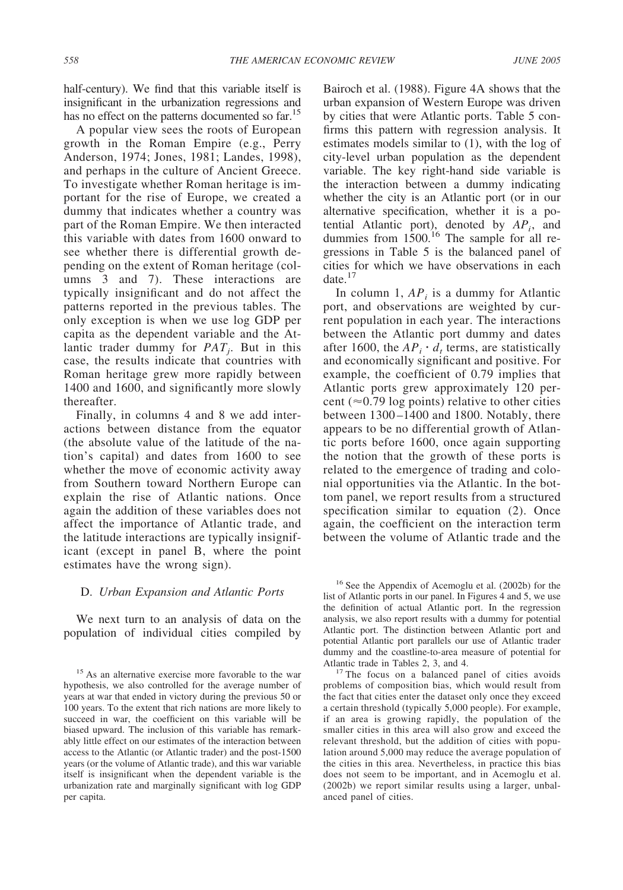half-century). We find that this variable itself is insignificant in the urbanization regressions and has no effect on the patterns documented so far.[15]

A popular view sees the roots of European growth in the Roman Empire (e.g., Perry Anderson, 1974; Jones, 1981; Landes, 1998), and perhaps in the culture of Ancient Greece. To investigate whether Roman heritage is important for the rise of Europe, we created a dummy that indicates whether a country was part of the Roman Empire. We then interacted this variable with dates from 1600 onward to see whether there is differential growth depending on the extent of Roman heritage (columns 3 and 7). These interactions are typically insignificant and do not affect the patterns reported in the previous tables. The only exception is when we use log GDP per capita as the dependent variable and the Atlantic trader dummy for $PAT_j$. But in this case, the results indicate that countries with Roman heritage grew more rapidly between 1400 and 1600, and significantly more slowly thereafter.

Finally, in columns 4 and 8 we add interactions between distance from the equator (the absolute value of the latitude of the nation's capital) and dates from 1600 to see whether the move of economic activity away from Southern toward Northern Europe can explain the rise of Atlantic nations. Once again the addition of these variables does not affect the importance of Atlantic trade, and the latitude interactions are typically insignificant (except in panel B, where the point estimates have the wrong sign).

### D. *Urban Expansion and Atlantic Ports*

We next turn to an analysis of data on the population of individual cities compiled by Bairoch et al. (1988). Figure 4A shows that the urban expansion of Western Europe was driven by cities that were Atlantic ports. Table 5 confirms this pattern with regression analysis. It estimates models similar to (1), with the log of city-level urban population as the dependent variable. The key right-hand side variable is the interaction between a dummy indicating whether the city is an Atlantic port (or in our alternative specification, whether it is a potential Atlantic port), denoted by $AP_i$, and dummies from 1500.[16] The sample for all regressions in Table 5 is the balanced panel of cities for which we have observations in each date.[17]

In column 1, $AP_i$ is a dummy for Atlantic port, and observations are weighted by current population in each year. The interactions between the Atlantic port dummy and dates after 1600, the $AP_i \cdot d_t$ terms, are statistically and economically significant and positive. For example, the coefficient of 0.79 implies that Atlantic ports grew approximately 120 percent ($\approx$0.79 log points) relative to other cities between 1300–1400 and 1800. Notably, there appears to be no differential growth of Atlantic ports before 1600, once again supporting the notion that the growth of these ports is related to the emergence of trading and colonial opportunities via the Atlantic. In the bottom panel, we report results from a structured specification similar to equation (2). Once again, the coefficient on the interaction term between the volume of Atlantic trade and the

---

[15] As an alternative exercise more favorable to the war hypothesis, we also controlled for the average number of years at war that ended in victory during the previous 50 or 100 years. To the extent that rich nations are more likely to succeed in war, the coefficient on this variable will be biased upward. The inclusion of this variable has remarkably little effect on our estimates of the interaction between access to the Atlantic (or Atlantic trader) and the post-1500 years (or the volume of Atlantic trade), and this war variable itself is insignificant when the dependent variable is the urbanization rate and marginally significant with log GDP per capita.

[16] See the Appendix of Acemoglu et al. (2002b) for the list of Atlantic ports in our panel. In Figures 4 and 5, we use the definition of actual Atlantic port. In the regression analysis, we also report results with a dummy for potential Atlantic port. The distinction between Atlantic port and potential Atlantic port parallels our use of Atlantic trader dummy and the coastline-to-area measure of potential for Atlantic trade in Tables 2, 3, and 4.

[17] The focus on a balanced panel of cities avoids problems of composition bias, which would result from the fact that cities enter the dataset only once they exceed a certain threshold (typically 5,000 people). For example, if an area is growing rapidly, the population of the smaller cities in this area will also grow and exceed the relevant threshold, but the addition of cities with population around 5,000 may reduce the average population of the cities in this area. Nevertheless, in practice this bias does not seem to be important, and in Acemoglu et al. (2002b) we report similar results using a larger, unbalanced panel of cities.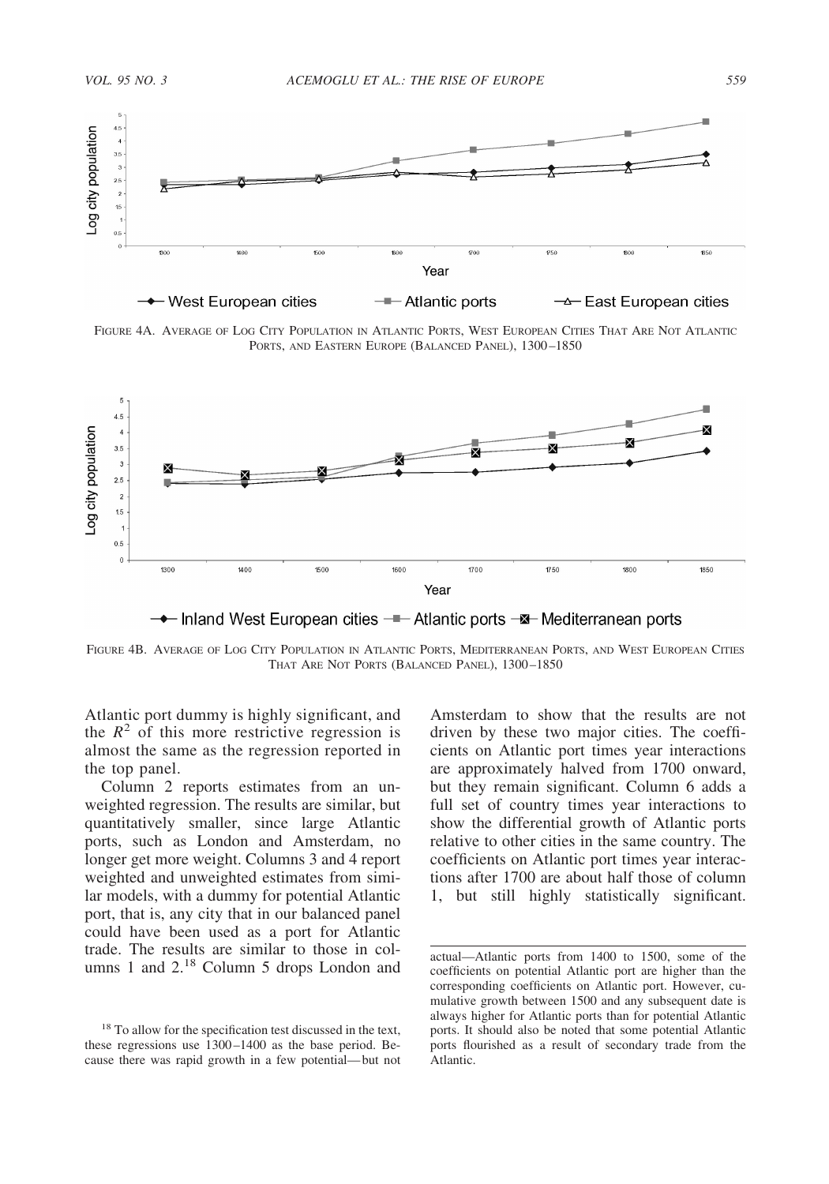FIGURE 4A. AVERAGE OF LOG CITY POPULATION IN ATLANTIC PORTS, WEST EUROPEAN CITIES THAT ARE NOT ATLANTIC PORTS, AND EASTERN EUROPE (BALANCED PANEL), 1300–1850

FIGURE 4B. AVERAGE OF LOG CITY POPULATION IN ATLANTIC PORTS, MEDITERRANEAN PORTS, AND WEST EUROPEAN CITIES THAT ARE NOT PORTS (BALANCED PANEL), 1300–1850

Atlantic port dummy is highly significant, and the $R^2$ of this more restrictive regression is almost the same as the regression reported in the top panel.

Column 2 reports estimates from an unweighted regression. The results are similar, but quantitatively smaller, since large Atlantic ports, such as London and Amsterdam, no longer get more weight. Columns 3 and 4 report weighted and unweighted estimates from similar models, with a dummy for potential Atlantic port, that is, any city that in our balanced panel could have been used as a port for Atlantic trade. The results are similar to those in columns 1 and 2.[18] Column 5 drops London and Amsterdam to show that the results are not driven by these two major cities. The coefficients on Atlantic port times year interactions are approximately halved from 1700 onward, but they remain significant. Column 6 adds a full set of country times year interactions to show the differential growth of Atlantic ports relative to other cities in the same country. The coefficients on Atlantic port times year interactions after 1700 are about half those of column 1, but still highly statistically significant.

[18] To allow for the specification test discussed in the text, these regressions use 1300–1400 as the base period. Because there was rapid growth in a few potential—but not actual—Atlantic ports from 1400 to 1500, some of the coefficients on potential Atlantic port are higher than the corresponding coefficients on Atlantic port. However, cumulative growth between 1500 and any subsequent date is always higher for Atlantic ports than for potential Atlantic ports. It should also be noted that some potential Atlantic ports flourished as a result of secondary trade from the Atlantic.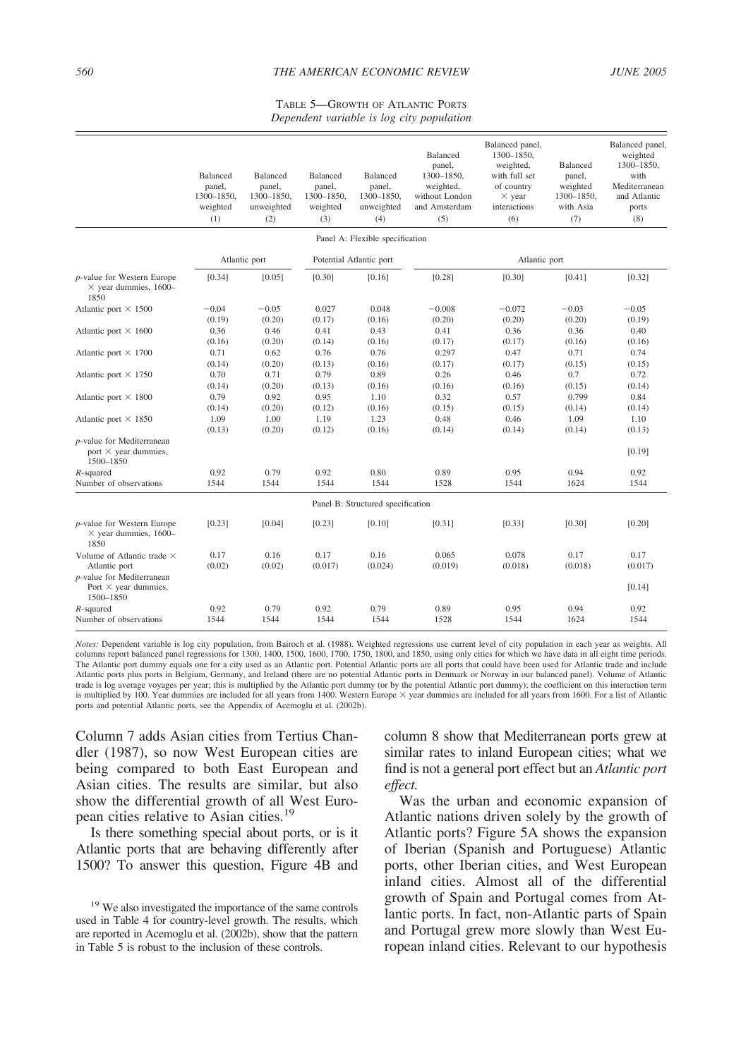TABLE 5—GROWTH OF ATLANTIC PORTS

*Dependent variable is log city population*

| | Balanced panel, 1300–1850, weighted (1) | Balanced panel, 1300–1850, unweighted (2) | Balanced panel, 1300–1850, weighted (3) | Balanced panel, 1300–1850, unweighted (4) | Balanced panel, 1300–1850, weighted, without London and Amsterdam (5) | Balanced panel, 1300–1850, weighted, with full set of country × year interactions (6) | Balanced panel, weighted 1300–1850, with Asia (7) | Balanced panel, weighted 1300–1850, with Mediterranean and Atlantic ports (8) |
|---|---|---|---|---|---|---|---|---|
| | Panel A: Flexible specification | | | | | | | |
| | Atlantic port | | Potential Atlantic port | | Atlantic port | | | |
| $p$-value for Western Europe × year dummies, 1600–1850 | [0.34] | [0.05] | [0.30] | [0.16] | [0.28] | [0.30] | [0.41] | [0.32] |
| Atlantic port × 1500 | −0.04 | −0.05 | 0.027 | 0.048 | −0.008 | −0.072 | −0.03 | −0.05 |
| | (0.19) | (0.20) | (0.17) | (0.16) | (0.20) | (0.20) | (0.20) | (0.19) |
| Atlantic port × 1600 | 0.36 | 0.46 | 0.41 | 0.43 | 0.41 | 0.36 | 0.36 | 0.40 |
| | (0.16) | (0.20) | (0.14) | (0.16) | (0.17) | (0.17) | (0.16) | (0.16) |
| Atlantic port × 1700 | 0.71 | 0.62 | 0.76 | 0.76 | 0.297 | 0.47 | 0.71 | 0.74 |
| | (0.14) | (0.20) | (0.13) | (0.16) | (0.17) | (0.17) | (0.15) | (0.15) |
| Atlantic port × 1750 | 0.70 | 0.71 | 0.79 | 0.89 | 0.26 | 0.46 | 0.7 | 0.72 |
| | (0.14) | (0.20) | (0.13) | (0.16) | (0.16) | (0.16) | (0.15) | (0.14) |
| Atlantic port × 1800 | 0.79 | 0.92 | 0.95 | 1.10 | 0.32 | 0.57 | 0.799 | 0.84 |
| | (0.14) | (0.20) | (0.12) | (0.16) | (0.15) | (0.15) | (0.14) | (0.14) |
| Atlantic port × 1850 | 1.09 | 1.00 | 1.19 | 1.23 | 0.48 | 0.46 | 1.09 | 1.10 |
| | (0.13) | (0.20) | (0.12) | (0.16) | (0.14) | (0.14) | (0.14) | (0.13) |
| $p$-value for Mediterranean port × year dummies, 1500–1850 | | | | | | | | [0.19] |
| $R$-squared | 0.92 | 0.79 | 0.92 | 0.80 | 0.89 | 0.95 | 0.94 | 0.92 |
| Number of observations | 1544 | 1544 | 1544 | 1544 | 1528 | 1544 | 1624 | 1544 |
| | Panel B: Structured specification | | | | | | | |
| $p$-value for Western Europe × year dummies, 1600–1850 | [0.23] | [0.04] | [0.23] | [0.10] | [0.31] | [0.33] | [0.30] | [0.20] |
| Volume of Atlantic trade × Atlantic port | 0.17 | 0.16 | 0.17 | 0.16 | 0.065 | 0.078 | 0.17 | 0.17 |
| | (0.02) | (0.02) | (0.017) | (0.024) | (0.019) | (0.018) | (0.018) | (0.017) |
| $p$-value for Mediterranean Port × year dummies, 1500–1850 | | | | | | | | [0.14] |
| $R$-squared | 0.92 | 0.79 | 0.92 | 0.79 | 0.89 | 0.95 | 0.94 | 0.92 |
| Number of observations | 1544 | 1544 | 1544 | 1544 | 1528 | 1544 | 1624 | 1544 |

*Notes:* Dependent variable is log city population, from Bairoch et al. (1988). Weighted regressions use current level of city population in each year as weights. All columns report balanced panel regressions for 1300, 1400, 1500, 1600, 1700, 1750, 1800, and 1850, using only cities for which we have data in all eight time periods. The Atlantic port dummy equals one for a city used as an Atlantic port. Potential Atlantic ports are all ports that could have been used for Atlantic trade and include Atlantic ports plus ports in Belgium, Germany, and Ireland (there are no potential Atlantic ports in Denmark or Norway in our balanced panel). Volume of Atlantic trade is log average voyages per year; this is multiplied by the Atlantic port dummy (or by the potential Atlantic port dummy); the coefficient on this interaction term is multiplied by 100. Year dummies are included for all years from 1400. Western Europe × year dummies are included for all years from 1600. For a list of Atlantic ports and potential Atlantic ports, see the Appendix of Acemoglu et al. (2002b).

Column 7 adds Asian cities from Tertius Chandler (1987), so now West European cities are being compared to both East European and Asian cities. The results are similar, but also show the differential growth of all West European cities relative to Asian cities.[19]

Is there something special about ports, or is it Atlantic ports that are behaving differently after 1500? To answer this question, Figure 4B and column 8 show that Mediterranean ports grew at similar rates to inland European cities; what we find is not a general port effect but an *Atlantic port effect.*

Was the urban and economic expansion of Atlantic nations driven solely by the growth of Atlantic ports? Figure 5A shows the expansion of Iberian (Spanish and Portuguese) Atlantic ports, other Iberian cities, and West European inland cities. Almost all of the differential growth of Spain and Portugal comes from Atlantic ports. In fact, non-Atlantic parts of Spain and Portugal grew more slowly than West European inland cities. Relevant to our hypothesis

[19] We also investigated the importance of the same controls used in Table 4 for country-level growth. The results, which are reported in Acemoglu et al. (2002b), show that the pattern in Table 5 is robust to the inclusion of these controls.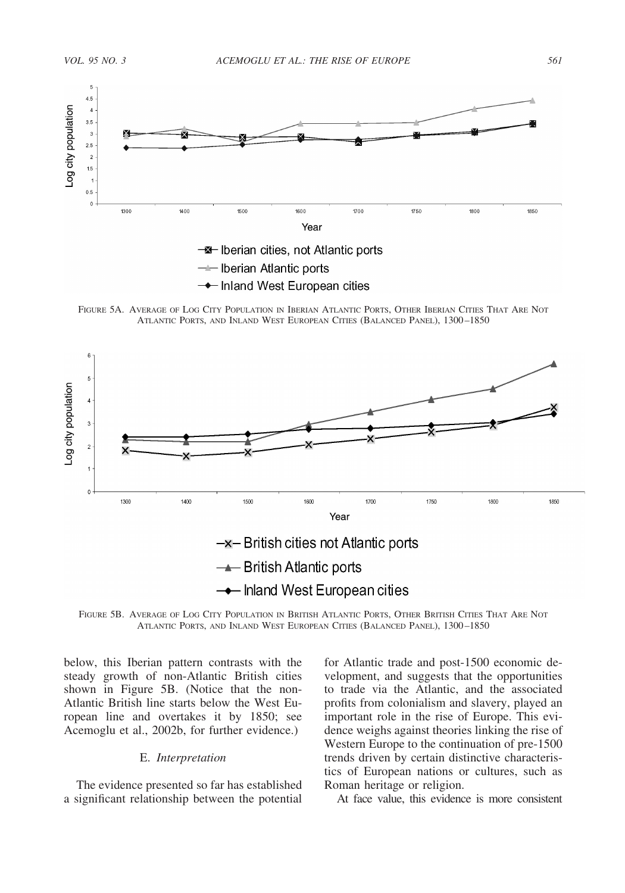FIGURE 5A. AVERAGE OF LOG CITY POPULATION IN IBERIAN ATLANTIC PORTS, OTHER IBERIAN CITIES THAT ARE NOT ATLANTIC PORTS, AND INLAND WEST EUROPEAN CITIES (BALANCED PANEL), 1300–1850

FIGURE 5B. AVERAGE OF LOG CITY POPULATION IN BRITISH ATLANTIC PORTS, OTHER BRITISH CITIES THAT ARE NOT ATLANTIC PORTS, AND INLAND WEST EUROPEAN CITIES (BALANCED PANEL), 1300–1850

below, this Iberian pattern contrasts with the steady growth of non-Atlantic British cities shown in Figure 5B. (Notice that the non-Atlantic British line starts below the West European line and overtakes it by 1850; see Acemoglu et al., 2002b, for further evidence.)

### E. *Interpretation*

The evidence presented so far has established a significant relationship between the potential for Atlantic trade and post-1500 economic development, and suggests that the opportunities to trade via the Atlantic, and the associated profits from colonialism and slavery, played an important role in the rise of Europe. This evidence weighs against theories linking the rise of Western Europe to the continuation of pre-1500 trends driven by certain distinctive characteristics of European nations or cultures, such as Roman heritage or religion.

At face value, this evidence is more consistent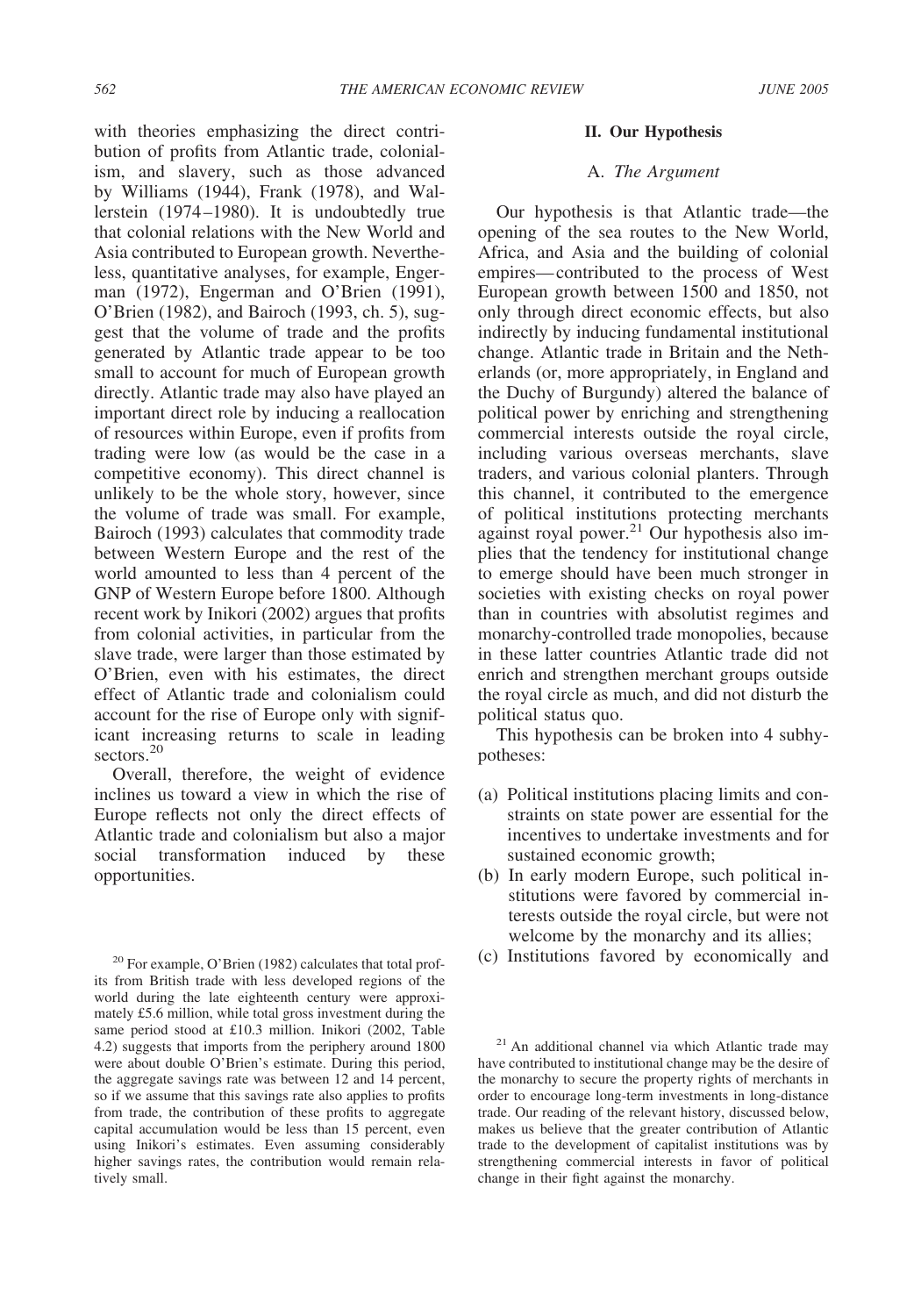with theories emphasizing the direct contribution of profits from Atlantic trade, colonialism, and slavery, such as those advanced by Williams (1944), Frank (1978), and Wallerstein (1974–1980). It is undoubtedly true that colonial relations with the New World and Asia contributed to European growth. Nevertheless, quantitative analyses, for example, Engerman (1972), Engerman and O'Brien (1991), O'Brien (1982), and Bairoch (1993, ch. 5), suggest that the volume of trade and the profits generated by Atlantic trade appear to be too small to account for much of European growth directly. Atlantic trade may also have played an important direct role by inducing a reallocation of resources within Europe, even if profits from trading were low (as would be the case in a competitive economy). This direct channel is unlikely to be the whole story, however, since the volume of trade was small. For example, Bairoch (1993) calculates that commodity trade between Western Europe and the rest of the world amounted to less than 4 percent of the GNP of Western Europe before 1800. Although recent work by Inikori (2002) argues that profits from colonial activities, in particular from the slave trade, were larger than those estimated by O'Brien, even with his estimates, the direct effect of Atlantic trade and colonialism could account for the rise of Europe only with significant increasing returns to scale in leading sectors.[20]

Overall, therefore, the weight of evidence inclines us toward a view in which the rise of Europe reflects not only the direct effects of Atlantic trade and colonialism but also a major social transformation induced by these opportunities.

## II. Our Hypothesis

### A. *The Argument*

Our hypothesis is that Atlantic trade—the opening of the sea routes to the New World, Africa, and Asia and the building of colonial empires—contributed to the process of West European growth between 1500 and 1850, not only through direct economic effects, but also indirectly by inducing fundamental institutional change. Atlantic trade in Britain and the Netherlands (or, more appropriately, in England and the Duchy of Burgundy) altered the balance of political power by enriching and strengthening commercial interests outside the royal circle, including various overseas merchants, slave traders, and various colonial planters. Through this channel, it contributed to the emergence of political institutions protecting merchants against royal power.[21] Our hypothesis also implies that the tendency for institutional change to emerge should have been much stronger in societies with existing checks on royal power than in countries with absolutist regimes and monarchy-controlled trade monopolies, because in these latter countries Atlantic trade did not enrich and strengthen merchant groups outside the royal circle as much, and did not disturb the political status quo.

This hypothesis can be broken into 4 subhypotheses:

(a) Political institutions placing limits and constraints on state power are essential for the incentives to undertake investments and for sustained economic growth;
(b) In early modern Europe, such political institutions were favored by commercial interests outside the royal circle, but were not welcome by the monarchy and its allies;
(c) Institutions favored by economically and

---

[20] For example, O'Brien (1982) calculates that total profits from British trade with less developed regions of the world during the late eighteenth century were approximately £5.6 million, while total gross investment during the same period stood at £10.3 million. Inikori (2002, Table 4.2) suggests that imports from the periphery around 1800 were about double O'Brien's estimate. During this period, the aggregate savings rate was between 12 and 14 percent, so if we assume that this savings rate also applies to profits from trade, the contribution of these profits to aggregate capital accumulation would be less than 15 percent, even using Inikori's estimates. Even assuming considerably higher savings rates, the contribution would remain relatively small.

[21] An additional channel via which Atlantic trade may have contributed to institutional change may be the desire of the monarchy to secure the property rights of merchants in order to encourage long-term investments in long-distance trade. Our reading of the relevant history, discussed below, makes us believe that the greater contribution of Atlantic trade to the development of capitalist institutions was by strengthening commercial interests in favor of political change in their fight against the monarchy.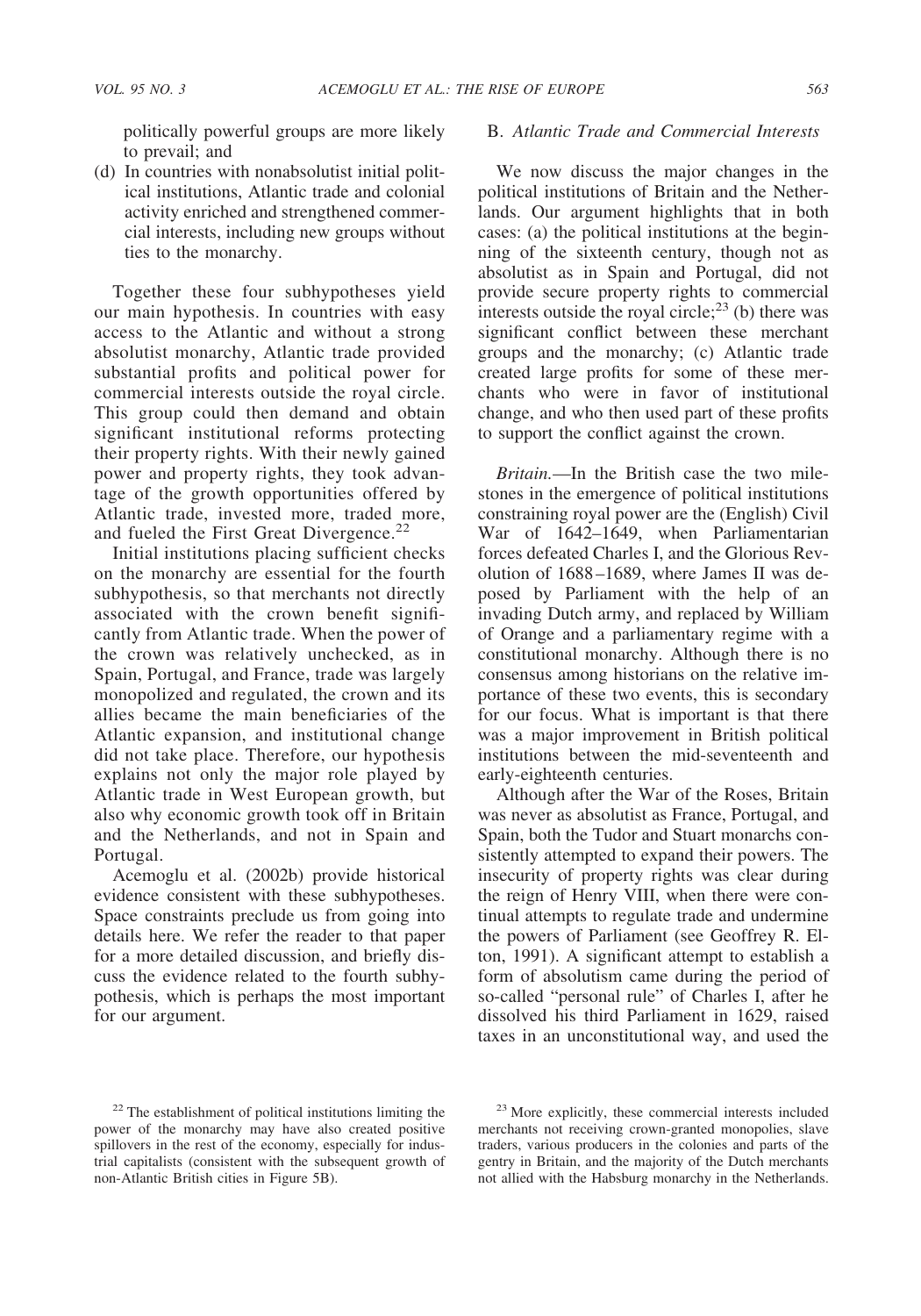politically powerful groups are more likely to prevail; and

(d) In countries with nonabsolutist initial political institutions, Atlantic trade and colonial activity enriched and strengthened commercial interests, including new groups without ties to the monarchy.

Together these four subhypotheses yield our main hypothesis. In countries with easy access to the Atlantic and without a strong absolutist monarchy, Atlantic trade provided substantial profits and political power for commercial interests outside the royal circle. This group could then demand and obtain significant institutional reforms protecting their property rights. With their newly gained power and property rights, they took advantage of the growth opportunities offered by Atlantic trade, invested more, traded more, and fueled the First Great Divergence.[22]

Initial institutions placing sufficient checks on the monarchy are essential for the fourth subhypothesis, so that merchants not directly associated with the crown benefit significantly from Atlantic trade. When the power of the crown was relatively unchecked, as in Spain, Portugal, and France, trade was largely monopolized and regulated, the crown and its allies became the main beneficiaries of the Atlantic expansion, and institutional change did not take place. Therefore, our hypothesis explains not only the major role played by Atlantic trade in West European growth, but also why economic growth took off in Britain and the Netherlands, and not in Spain and Portugal.

Acemoglu et al. (2002b) provide historical evidence consistent with these subhypotheses. Space constraints preclude us from going into details here. We refer the reader to that paper for a more detailed discussion, and briefly discuss the evidence related to the fourth subhypothesis, which is perhaps the most important for our argument.

### B. *Atlantic Trade and Commercial Interests*

We now discuss the major changes in the political institutions of Britain and the Netherlands. Our argument highlights that in both cases: (a) the political institutions at the beginning of the sixteenth century, though not as absolutist as in Spain and Portugal, did not provide secure property rights to commercial interests outside the royal circle;[23] (b) there was significant conflict between these merchant groups and the monarchy; (c) Atlantic trade created large profits for some of these merchants who were in favor of institutional change, and who then used part of these profits to support the conflict against the crown.

*Britain.*—In the British case the two milestones in the emergence of political institutions constraining royal power are the (English) Civil War of 1642–1649, when Parliamentarian forces defeated Charles I, and the Glorious Revolution of 1688–1689, where James II was deposed by Parliament with the help of an invading Dutch army, and replaced by William of Orange and a parliamentary regime with a constitutional monarchy. Although there is no consensus among historians on the relative importance of these two events, this is secondary for our focus. What is important is that there was a major improvement in British political institutions between the mid-seventeenth and early-eighteenth centuries.

Although after the War of the Roses, Britain was never as absolutist as France, Portugal, and Spain, both the Tudor and Stuart monarchs consistently attempted to expand their powers. The insecurity of property rights was clear during the reign of Henry VIII, when there were continual attempts to regulate trade and undermine the powers of Parliament (see Geoffrey R. Elton, 1991). A significant attempt to establish a form of absolutism came during the period of so-called "personal rule" of Charles I, after he dissolved his third Parliament in 1629, raised taxes in an unconstitutional way, and used the

---

[22] The establishment of political institutions limiting the power of the monarchy may have also created positive spillovers in the rest of the economy, especially for industrial capitalists (consistent with the subsequent growth of non-Atlantic British cities in Figure 5B).

[23] More explicitly, these commercial interests included merchants not receiving crown-granted monopolies, slave traders, various producers in the colonies and parts of the gentry in Britain, and the majority of the Dutch merchants not allied with the Habsburg monarchy in the Netherlands.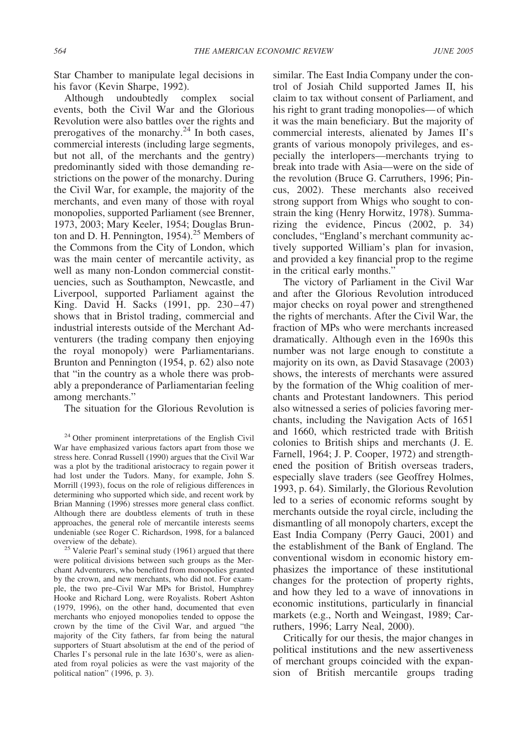Star Chamber to manipulate legal decisions in his favor (Kevin Sharpe, 1992).

Although undoubtedly complex social events, both the Civil War and the Glorious Revolution were also battles over the rights and prerogatives of the monarchy.[24] In both cases, commercial interests (including large segments, but not all, of the merchants and the gentry) predominantly sided with those demanding restrictions on the power of the monarchy. During the Civil War, for example, the majority of the merchants, and even many of those with royal monopolies, supported Parliament (see Brenner, 1973, 2003; Mary Keeler, 1954; Douglas Brunton and D. H. Pennington, 1954).[25] Members of the Commons from the City of London, which was the main center of mercantile activity, as well as many non-London commercial constituencies, such as Southampton, Newcastle, and Liverpool, supported Parliament against the King. David H. Sacks (1991, pp. 230–47) shows that in Bristol trading, commercial and industrial interests outside of the Merchant Adventurers (the trading company then enjoying the royal monopoly) were Parliamentarians. Brunton and Pennington (1954, p. 62) also note that "in the country as a whole there was probably a preponderance of Parliamentarian feeling among merchants."

The situation for the Glorious Revolution is similar. The East India Company under the control of Josiah Child supported James II, his claim to tax without consent of Parliament, and his right to grant trading monopolies—of which it was the main beneficiary. But the majority of commercial interests, alienated by James II's grants of various monopoly privileges, and especially the interlopers—merchants trying to break into trade with Asia—were on the side of the revolution (Bruce G. Carruthers, 1996; Pincus, 2002). These merchants also received strong support from Whigs who sought to constrain the king (Henry Horwitz, 1978). Summarizing the evidence, Pincus (2002, p. 34) concludes, "England's merchant community actively supported William's plan for invasion, and provided a key financial prop to the regime in the critical early months."

The victory of Parliament in the Civil War and after the Glorious Revolution introduced major checks on royal power and strengthened the rights of merchants. After the Civil War, the fraction of MPs who were merchants increased dramatically. Although even in the 1690s this number was not large enough to constitute a majority on its own, as David Stasavage (2003) shows, the interests of merchants were assured by the formation of the Whig coalition of merchants and Protestant landowners. This period also witnessed a series of policies favoring merchants, including the Navigation Acts of 1651 and 1660, which restricted trade with British colonies to British ships and merchants (J. E. Farnell, 1964; J. P. Cooper, 1972) and strengthened the position of British overseas traders, especially slave traders (see Geoffrey Holmes, 1993, p. 64). Similarly, the Glorious Revolution led to a series of economic reforms sought by merchants outside the royal circle, including the dismantling of all monopoly charters, except the East India Company (Perry Gauci, 2001) and the establishment of the Bank of England. The conventional wisdom in economic history emphasizes the importance of these institutional changes for the protection of property rights, and how they led to a wave of innovations in economic institutions, particularly in financial markets (e.g., North and Weingast, 1989; Carruthers, 1996; Larry Neal, 2000).

Critically for our thesis, the major changes in political institutions and the new assertiveness of merchant groups coincided with the expansion of British mercantile groups trading

[24] Other prominent interpretations of the English Civil War have emphasized various factors apart from those we stress here. Conrad Russell (1990) argues that the Civil War was a plot by the traditional aristocracy to regain power it had lost under the Tudors. Many, for example, John S. Morrill (1993), focus on the role of religious differences in determining who supported which side, and recent work by Brian Manning (1996) stresses more general class conflict. Although there are doubtless elements of truth in these approaches, the general role of mercantile interests seems undeniable (see Roger C. Richardson, 1998, for a balanced overview of the debate).

[25] Valerie Pearl's seminal study (1961) argued that there were political divisions between such groups as the Merchant Adventurers, who benefited from monopolies granted by the crown, and new merchants, who did not. For example, the two pre–Civil War MPs for Bristol, Humphrey Hooke and Richard Long, were Royalists. Robert Ashton (1979, 1996), on the other hand, documented that even merchants who enjoyed monopolies tended to oppose the crown by the time of the Civil War, and argued "the majority of the City fathers, far from being the natural supporters of Stuart absolutism at the end of the period of Charles I's personal rule in the late 1630's, were as alienated from royal policies as were the vast majority of the political nation" (1996, p. 3).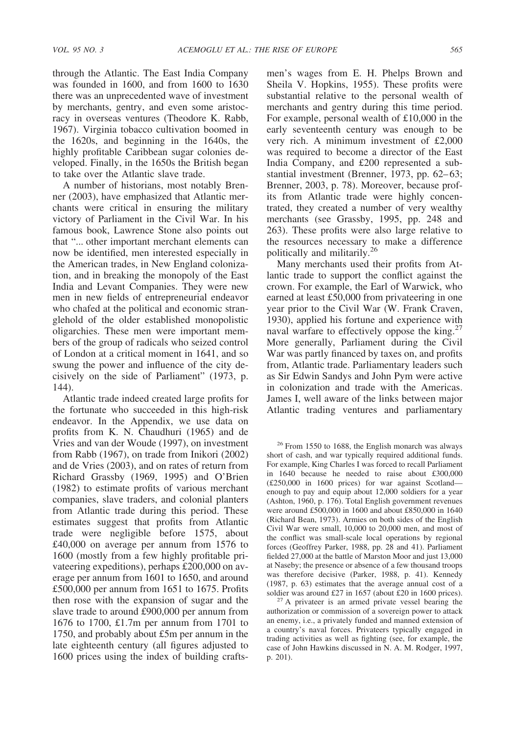through the Atlantic. The East India Company was founded in 1600, and from 1600 to 1630 there was an unprecedented wave of investment by merchants, gentry, and even some aristocracy in overseas ventures (Theodore K. Rabb, 1967). Virginia tobacco cultivation boomed in the 1620s, and beginning in the 1640s, the highly profitable Caribbean sugar colonies developed. Finally, in the 1650s the British began to take over the Atlantic slave trade.

A number of historians, most notably Brenner (2003), have emphasized that Atlantic merchants were critical in ensuring the military victory of Parliament in the Civil War. In his famous book, Lawrence Stone also points out that "... other important merchant elements can now be identified, men interested especially in the American trades, in New England colonization, and in breaking the monopoly of the East India and Levant Companies. They were new men in new fields of entrepreneurial endeavor who chafed at the political and economic stranglehold of the older established monopolistic oligarchies. These men were important members of the group of radicals who seized control of London at a critical moment in 1641, and so swung the power and influence of the city decisively on the side of Parliament" (1973, p. 144).

Atlantic trade indeed created large profits for the fortunate who succeeded in this high-risk endeavor. In the Appendix, we use data on profits from K. N. Chaudhuri (1965) and de Vries and van der Woude (1997), on investment from Rabb (1967), on trade from Inikori (2002) and de Vries (2003), and on rates of return from Richard Grassby (1969, 1995) and O'Brien (1982) to estimate profits of various merchant companies, slave traders, and colonial planters from Atlantic trade during this period. These estimates suggest that profits from Atlantic trade were negligible before 1575, about £40,000 on average per annum from 1576 to 1600 (mostly from a few highly profitable privateering expeditions), perhaps £200,000 on average per annum from 1601 to 1650, and around £500,000 per annum from 1651 to 1675. Profits then rose with the expansion of sugar and the slave trade to around £900,000 per annum from 1676 to 1700, £1.7m per annum from 1701 to 1750, and probably about £5m per annum in the late eighteenth century (all figures adjusted to 1600 prices using the index of building craftsmen's wages from E. H. Phelps Brown and Sheila V. Hopkins, 1955). These profits were substantial relative to the personal wealth of merchants and gentry during this time period. For example, personal wealth of £10,000 in the early seventeenth century was enough to be very rich. A minimum investment of £2,000 was required to become a director of the East India Company, and £200 represented a substantial investment (Brenner, 1973, pp. 62–63; Brenner, 2003, p. 78). Moreover, because profits from Atlantic trade were highly concentrated, they created a number of very wealthy merchants (see Grassby, 1995, pp. 248 and 263). These profits were also large relative to the resources necessary to make a difference politically and militarily.[26]

Many merchants used their profits from Atlantic trade to support the conflict against the crown. For example, the Earl of Warwick, who earned at least £50,000 from privateering in one year prior to the Civil War (W. Frank Craven, 1930), applied his fortune and experience with naval warfare to effectively oppose the king.[27] More generally, Parliament during the Civil War was partly financed by taxes on, and profits from, Atlantic trade. Parliamentary leaders such as Sir Edwin Sandys and John Pym were active in colonization and trade with the Americas. James I, well aware of the links between major Atlantic trading ventures and parliamentary

[26] From 1550 to 1688, the English monarch was always short of cash, and war typically required additional funds. For example, King Charles I was forced to recall Parliament in 1640 because he needed to raise about £300,000 (£250,000 in 1600 prices) for war against Scotland—enough to pay and equip about 12,000 soldiers for a year (Ashton, 1960, p. 176). Total English government revenues were around £500,000 in 1600 and about £850,000 in 1640 (Richard Bean, 1973). Armies on both sides of the English Civil War were small, 10,000 to 20,000 men, and most of the conflict was small-scale local operations by regional forces (Geoffrey Parker, 1988, pp. 28 and 41). Parliament fielded 27,000 at the battle of Marston Moor and just 13,000 at Naseby; the presence or absence of a few thousand troops was therefore decisive (Parker, 1988, p. 41). Kennedy (1987, p. 63) estimates that the average annual cost of a soldier was around £27 in 1657 (about £20 in 1600 prices).

[27] A privateer is an armed private vessel bearing the authorization or commission of a sovereign power to attack an enemy, i.e., a privately funded and manned extension of a country's naval forces. Privateers typically engaged in trading activities as well as fighting (see, for example, the case of John Hawkins discussed in N. A. M. Rodger, 1997, p. 201).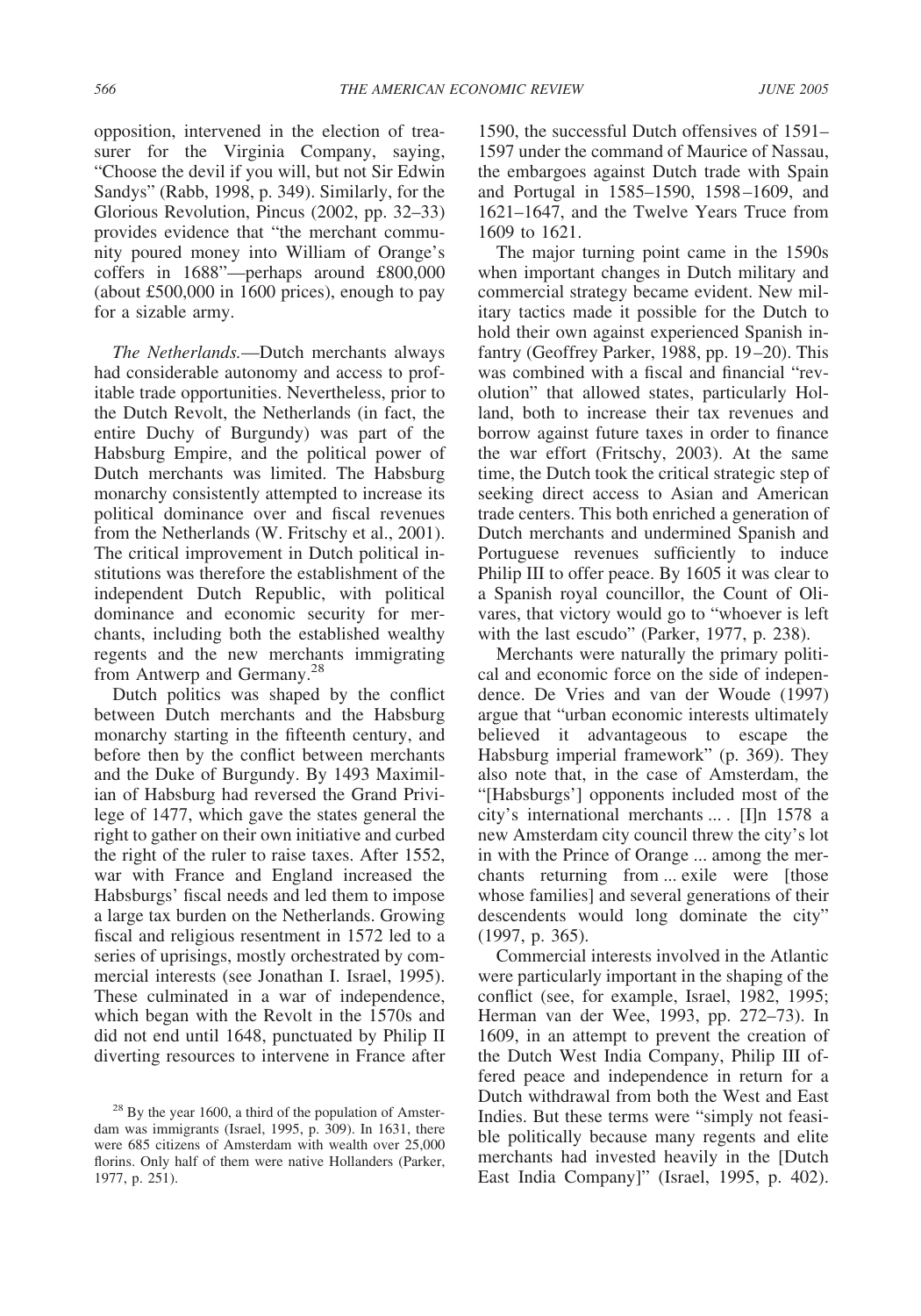opposition, intervened in the election of treasurer for the Virginia Company, saying, "Choose the devil if you will, but not Sir Edwin Sandys" (Rabb, 1998, p. 349). Similarly, for the Glorious Revolution, Pincus (2002, pp. 32–33) provides evidence that "the merchant community poured money into William of Orange's coffers in 1688"—perhaps around £800,000 (about £500,000 in 1600 prices), enough to pay for a sizable army.

*The Netherlands.*—Dutch merchants always had considerable autonomy and access to profitable trade opportunities. Nevertheless, prior to the Dutch Revolt, the Netherlands (in fact, the entire Duchy of Burgundy) was part of the Habsburg Empire, and the political power of Dutch merchants was limited. The Habsburg monarchy consistently attempted to increase its political dominance over and fiscal revenues from the Netherlands (W. Fritschy et al., 2001). The critical improvement in Dutch political institutions was therefore the establishment of the independent Dutch Republic, with political dominance and economic security for merchants, including both the established wealthy regents and the new merchants immigrating from Antwerp and Germany.[28]

Dutch politics was shaped by the conflict between Dutch merchants and the Habsburg monarchy starting in the fifteenth century, and before then by the conflict between merchants and the Duke of Burgundy. By 1493 Maximilian of Habsburg had reversed the Grand Privilege of 1477, which gave the states general the right to gather on their own initiative and curbed the right of the ruler to raise taxes. After 1552, war with France and England increased the Habsburgs' fiscal needs and led them to impose a large tax burden on the Netherlands. Growing fiscal and religious resentment in 1572 led to a series of uprisings, mostly orchestrated by commercial interests (see Jonathan I. Israel, 1995). These culminated in a war of independence, which began with the Revolt in the 1570s and did not end until 1648, punctuated by Philip II diverting resources to intervene in France after 1590, the successful Dutch offensives of 1591–1597 under the command of Maurice of Nassau, the embargoes against Dutch trade with Spain and Portugal in 1585–1590, 1598–1609, and 1621–1647, and the Twelve Years Truce from 1609 to 1621.

The major turning point came in the 1590s when important changes in Dutch military and commercial strategy became evident. New military tactics made it possible for the Dutch to hold their own against experienced Spanish infantry (Geoffrey Parker, 1988, pp. 19–20). This was combined with a fiscal and financial "revolution" that allowed states, particularly Holland, both to increase their tax revenues and borrow against future taxes in order to finance the war effort (Fritschy, 2003). At the same time, the Dutch took the critical strategic step of seeking direct access to Asian and American trade centers. This both enriched a generation of Dutch merchants and undermined Spanish and Portuguese revenues sufficiently to induce Philip III to offer peace. By 1605 it was clear to a Spanish royal councillor, the Count of Olivares, that victory would go to "whoever is left with the last escudo" (Parker, 1977, p. 238).

Merchants were naturally the primary political and economic force on the side of independence. De Vries and van der Woude (1997) argue that "urban economic interests ultimately believed it advantageous to escape the Habsburg imperial framework" (p. 369). They also note that, in the case of Amsterdam, the "[Habsburgs'] opponents included most of the city's international merchants ... . [I]n 1578 a new Amsterdam city council threw the city's lot in with the Prince of Orange ... among the merchants returning from ... exile were [those whose families] and several generations of their descendents would long dominate the city" (1997, p. 365).

Commercial interests involved in the Atlantic were particularly important in the shaping of the conflict (see, for example, Israel, 1982, 1995; Herman van der Wee, 1993, pp. 272–73). In 1609, in an attempt to prevent the creation of the Dutch West India Company, Philip III offered peace and independence in return for a Dutch withdrawal from both the West and East Indies. But these terms were "simply not feasible politically because many regents and elite merchants had invested heavily in the [Dutch East India Company]" (Israel, 1995, p. 402).

[28] By the year 1600, a third of the population of Amsterdam was immigrants (Israel, 1995, p. 309). In 1631, there were 685 citizens of Amsterdam with wealth over 25,000 florins. Only half of them were native Hollanders (Parker, 1977, p. 251).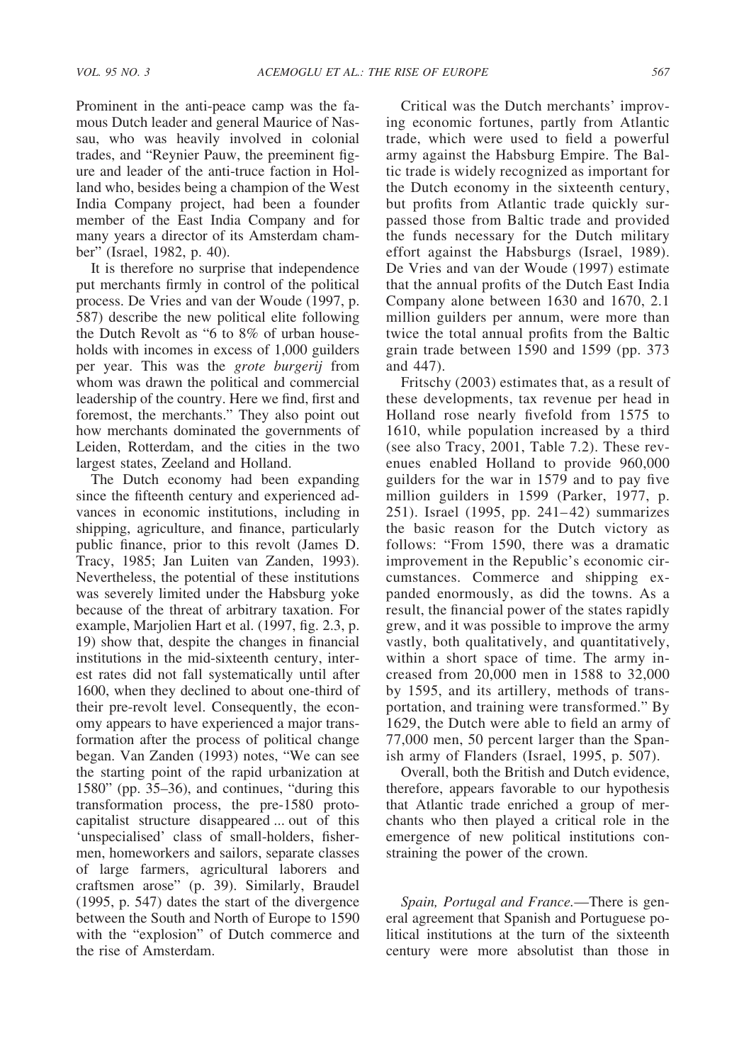Prominent in the anti-peace camp was the famous Dutch leader and general Maurice of Nassau, who was heavily involved in colonial trades, and "Reynier Pauw, the preeminent figure and leader of the anti-truce faction in Holland who, besides being a champion of the West India Company project, had been a founder member of the East India Company and for many years a director of its Amsterdam chamber" (Israel, 1982, p. 40).

It is therefore no surprise that independence put merchants firmly in control of the political process. De Vries and van der Woude (1997, p. 587) describe the new political elite following the Dutch Revolt as "6 to 8% of urban households with incomes in excess of 1,000 guilders per year. This was the *grote burgerij* from whom was drawn the political and commercial leadership of the country. Here we find, first and foremost, the merchants." They also point out how merchants dominated the governments of Leiden, Rotterdam, and the cities in the two largest states, Zeeland and Holland.

The Dutch economy had been expanding since the fifteenth century and experienced advances in economic institutions, including in shipping, agriculture, and finance, particularly public finance, prior to this revolt (James D. Tracy, 1985; Jan Luiten van Zanden, 1993). Nevertheless, the potential of these institutions was severely limited under the Habsburg yoke because of the threat of arbitrary taxation. For example, Marjolien Hart et al. (1997, fig. 2.3, p. 19) show that, despite the changes in financial institutions in the mid-sixteenth century, interest rates did not fall systematically until after 1600, when they declined to about one-third of their pre-revolt level. Consequently, the economy appears to have experienced a major transformation after the process of political change began. Van Zanden (1993) notes, "We can see the starting point of the rapid urbanization at 1580" (pp. 35–36), and continues, "during this transformation process, the pre-1580 protocapitalist structure disappeared ... out of this 'unspecialised' class of small-holders, fishermen, homeworkers and sailors, separate classes of large farmers, agricultural laborers and craftsmen arose" (p. 39). Similarly, Braudel (1995, p. 547) dates the start of the divergence between the South and North of Europe to 1590 with the "explosion" of Dutch commerce and the rise of Amsterdam.

Critical was the Dutch merchants' improving economic fortunes, partly from Atlantic trade, which were used to field a powerful army against the Habsburg Empire. The Baltic trade is widely recognized as important for the Dutch economy in the sixteenth century, but profits from Atlantic trade quickly surpassed those from Baltic trade and provided the funds necessary for the Dutch military effort against the Habsburgs (Israel, 1989). De Vries and van der Woude (1997) estimate that the annual profits of the Dutch East India Company alone between 1630 and 1670, 2.1 million guilders per annum, were more than twice the total annual profits from the Baltic grain trade between 1590 and 1599 (pp. 373 and 447).

Fritschy (2003) estimates that, as a result of these developments, tax revenue per head in Holland rose nearly fivefold from 1575 to 1610, while population increased by a third (see also Tracy, 2001, Table 7.2). These revenues enabled Holland to provide 960,000 guilders for the war in 1579 and to pay five million guilders in 1599 (Parker, 1977, p. 251). Israel (1995, pp. 241–42) summarizes the basic reason for the Dutch victory as follows: "From 1590, there was a dramatic improvement in the Republic's economic circumstances. Commerce and shipping expanded enormously, as did the towns. As a result, the financial power of the states rapidly grew, and it was possible to improve the army vastly, both qualitatively, and quantitatively, within a short space of time. The army increased from 20,000 men in 1588 to 32,000 by 1595, and its artillery, methods of transportation, and training were transformed." By 1629, the Dutch were able to field an army of 77,000 men, 50 percent larger than the Spanish army of Flanders (Israel, 1995, p. 507).

Overall, both the British and Dutch evidence, therefore, appears favorable to our hypothesis that Atlantic trade enriched a group of merchants who then played a critical role in the emergence of new political institutions constraining the power of the crown.

*Spain, Portugal and France.*—There is general agreement that Spanish and Portuguese political institutions at the turn of the sixteenth century were more absolutist than those in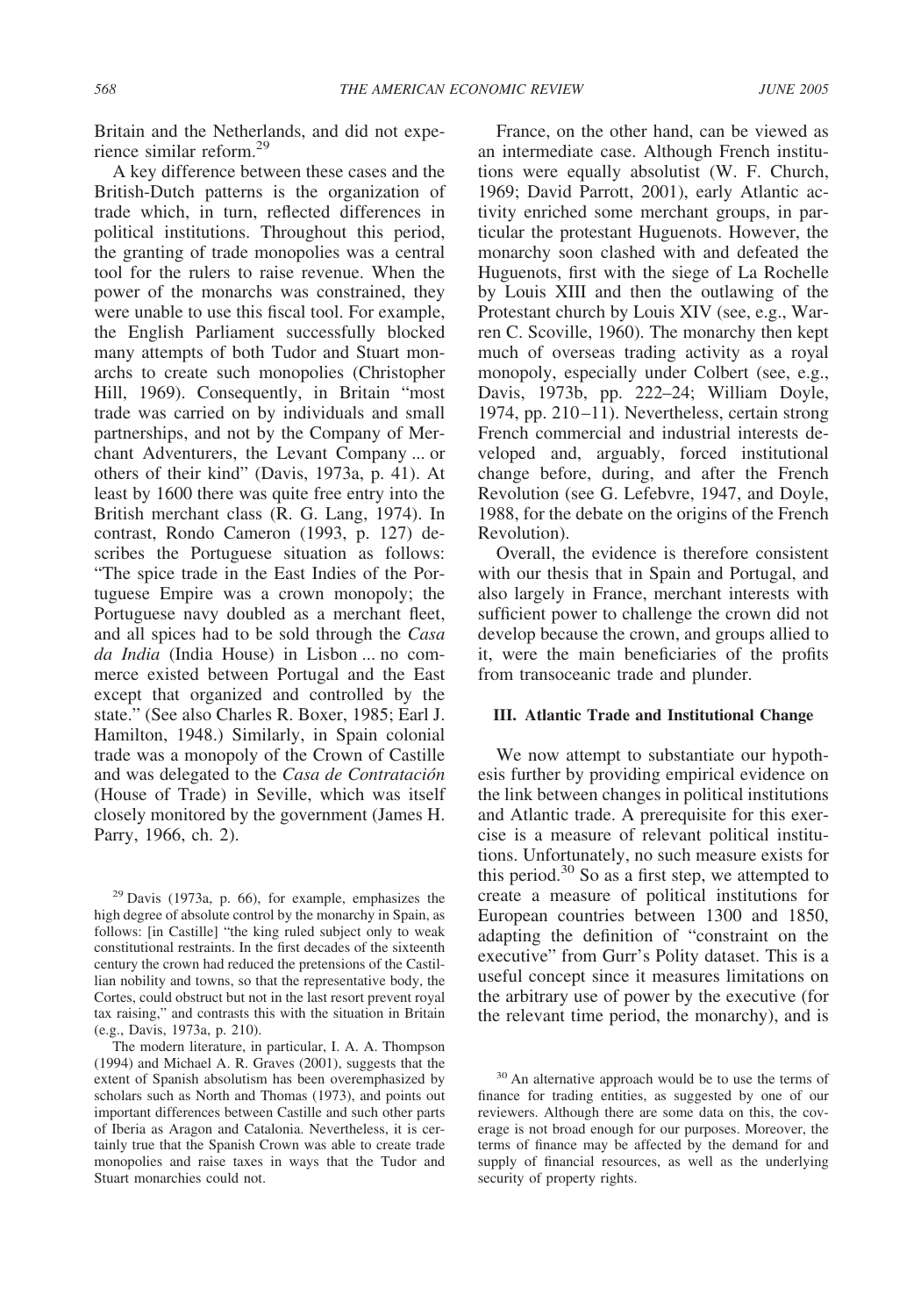Britain and the Netherlands, and did not experience similar reform.[29]

A key difference between these cases and the British-Dutch patterns is the organization of trade which, in turn, reflected differences in political institutions. Throughout this period, the granting of trade monopolies was a central tool for the rulers to raise revenue. When the power of the monarchs was constrained, they were unable to use this fiscal tool. For example, the English Parliament successfully blocked many attempts of both Tudor and Stuart monarchs to create such monopolies (Christopher Hill, 1969). Consequently, in Britain "most trade was carried on by individuals and small partnerships, and not by the Company of Merchant Adventurers, the Levant Company ... or others of their kind" (Davis, 1973a, p. 41). At least by 1600 there was quite free entry into the British merchant class (R. G. Lang, 1974). In contrast, Rondo Cameron (1993, p. 127) describes the Portuguese situation as follows: "The spice trade in the East Indies of the Portuguese Empire was a crown monopoly; the Portuguese navy doubled as a merchant fleet, and all spices had to be sold through the *Casa da India* (India House) in Lisbon ... no commerce existed between Portugal and the East except that organized and controlled by the state." (See also Charles R. Boxer, 1985; Earl J. Hamilton, 1948.) Similarly, in Spain colonial trade was a monopoly of the Crown of Castille and was delegated to the *Casa de Contratación* (House of Trade) in Seville, which was itself closely monitored by the government (James H. Parry, 1966, ch. 2).

France, on the other hand, can be viewed as an intermediate case. Although French institutions were equally absolutist (W. F. Church, 1969; David Parrott, 2001), early Atlantic activity enriched some merchant groups, in particular the protestant Huguenots. However, the monarchy soon clashed with and defeated the Huguenots, first with the siege of La Rochelle by Louis XIII and then the outlawing of the Protestant church by Louis XIV (see, e.g., Warren C. Scoville, 1960). The monarchy then kept much of overseas trading activity as a royal monopoly, especially under Colbert (see, e.g., Davis, 1973b, pp. 222–24; William Doyle, 1974, pp. 210–11). Nevertheless, certain strong French commercial and industrial interests developed and, arguably, forced institutional change before, during, and after the French Revolution (see G. Lefebvre, 1947, and Doyle, 1988, for the debate on the origins of the French Revolution).

Overall, the evidence is therefore consistent with our thesis that in Spain and Portugal, and also largely in France, merchant interests with sufficient power to challenge the crown did not develop because the crown, and groups allied to it, were the main beneficiaries of the profits from transoceanic trade and plunder.

## III. Atlantic Trade and Institutional Change

We now attempt to substantiate our hypothesis further by providing empirical evidence on the link between changes in political institutions and Atlantic trade. A prerequisite for this exercise is a measure of relevant political institutions. Unfortunately, no such measure exists for this period.[30] So as a first step, we attempted to create a measure of political institutions for European countries between 1300 and 1850, adapting the definition of "constraint on the executive" from Gurr's Polity dataset. This is a useful concept since it measures limitations on the arbitrary use of power by the executive (for the relevant time period, the monarchy), and is

[29] Davis (1973a, p. 66), for example, emphasizes the high degree of absolute control by the monarchy in Spain, as follows: [in Castille] "the king ruled subject only to weak constitutional restraints. In the first decades of the sixteenth century the crown had reduced the pretensions of the Castillian nobility and towns, so that the representative body, the Cortes, could obstruct but not in the last resort prevent royal tax raising," and contrasts this with the situation in Britain (e.g., Davis, 1973a, p. 210).

The modern literature, in particular, I. A. A. Thompson (1994) and Michael A. R. Graves (2001), suggests that the extent of Spanish absolutism has been overemphasized by scholars such as North and Thomas (1973), and points out important differences between Castille and such other parts of Iberia as Aragon and Catalonia. Nevertheless, it is certainly true that the Spanish Crown was able to create trade monopolies and raise taxes in ways that the Tudor and Stuart monarchies could not.

[30] An alternative approach would be to use the terms of finance for trading entities, as suggested by one of our reviewers. Although there are some data on this, the coverage is not broad enough for our purposes. Moreover, the terms of finance may be affected by the demand for and supply of financial resources, as well as the underlying security of property rights.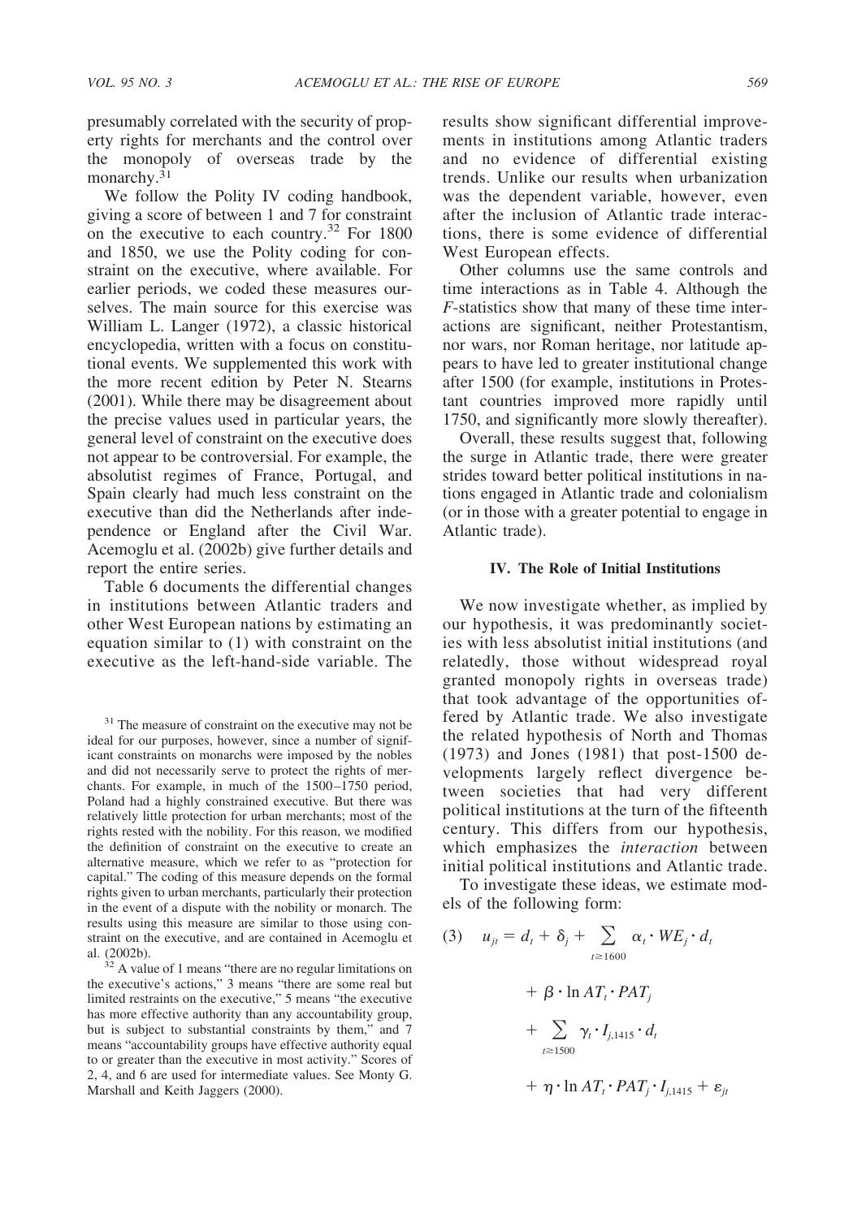presumably correlated with the security of property rights for merchants and the control over the monopoly of overseas trade by the monarchy.[31]

We follow the Polity IV coding handbook, giving a score of between 1 and 7 for constraint on the executive to each country.[32] For 1800 and 1850, we use the Polity coding for constraint on the executive, where available. For earlier periods, we coded these measures ourselves. The main source for this exercise was William L. Langer (1972), a classic historical encyclopedia, written with a focus on constitutional events. We supplemented this work with the more recent edition by Peter N. Stearns (2001). While there may be disagreement about the precise values used in particular years, the general level of constraint on the executive does not appear to be controversial. For example, the absolutist regimes of France, Portugal, and Spain clearly had much less constraint on the executive than did the Netherlands after independence or England after the Civil War. Acemoglu et al. (2002b) give further details and report the entire series.

Table 6 documents the differential changes in institutions between Atlantic traders and other West European nations by estimating an equation similar to (1) with constraint on the executive as the left-hand-side variable. The results show significant differential improvements in institutions among Atlantic traders and no evidence of differential existing trends. Unlike our results when urbanization was the dependent variable, however, even after the inclusion of Atlantic trade interactions, there is some evidence of differential West European effects.

Other columns use the same controls and time interactions as in Table 4. Although the $F$-statistics show that many of these time interactions are significant, neither Protestantism, nor wars, nor Roman heritage, nor latitude appears to have led to greater institutional change after 1500 (for example, institutions in Protestant countries improved more rapidly until 1750, and significantly more slowly thereafter).

Overall, these results suggest that, following the surge in Atlantic trade, there were greater strides toward better political institutions in nations engaged in Atlantic trade and colonialism (or in those with a greater potential to engage in Atlantic trade).

## IV. The Role of Initial Institutions

We now investigate whether, as implied by our hypothesis, it was predominantly societies with less absolutist initial institutions (and relatedly, those without widespread royal granted monopoly rights in overseas trade) that took advantage of the opportunities offered by Atlantic trade. We also investigate the related hypothesis of North and Thomas (1973) and Jones (1981) that post-1500 developments largely reflect divergence between societies that had very different political institutions at the turn of the fifteenth century. This differs from our hypothesis, which emphasizes the *interaction* between initial political institutions and Atlantic trade.

To investigate these ideas, we estimate models of the following form:

$$(3) \quad u_{jt} = d_t + \delta_j + \sum_{t \geq 1600} \alpha_t \cdot WE_j \cdot d_t + \beta \cdot \ln AT_t \cdot PAT_j + \sum_{t \geq 1500} \gamma_t \cdot I_{j,1415} \cdot d_t + \eta \cdot \ln AT_t \cdot PAT_j \cdot I_{j,1415} + \varepsilon_{jt}$$

---

[31] The measure of constraint on the executive may not be ideal for our purposes, however, since a number of significant constraints on monarchs were imposed by the nobles and did not necessarily serve to protect the rights of merchants. For example, in much of the 1500–1750 period, Poland had a highly constrained executive. But there was relatively little protection for urban merchants; most of the rights rested with the nobility. For this reason, we modified the definition of constraint on the executive to create an alternative measure, which we refer to as "protection for capital." The coding of this measure depends on the formal rights given to urban merchants, particularly their protection in the event of a dispute with the nobility or monarch. The results using this measure are similar to those using constraint on the executive, and are contained in Acemoglu et al. (2002b).

[32] A value of 1 means "there are no regular limitations on the executive's actions," 3 means "there are some real but limited restraints on the executive," 5 means "the executive has more effective authority than any accountability group, but is subject to substantial constraints by them," and 7 means "accountability groups have effective authority equal to or greater than the executive in most activity." Scores of 2, 4, and 6 are used for intermediate values. See Monty G. Marshall and Keith Jaggers (2000).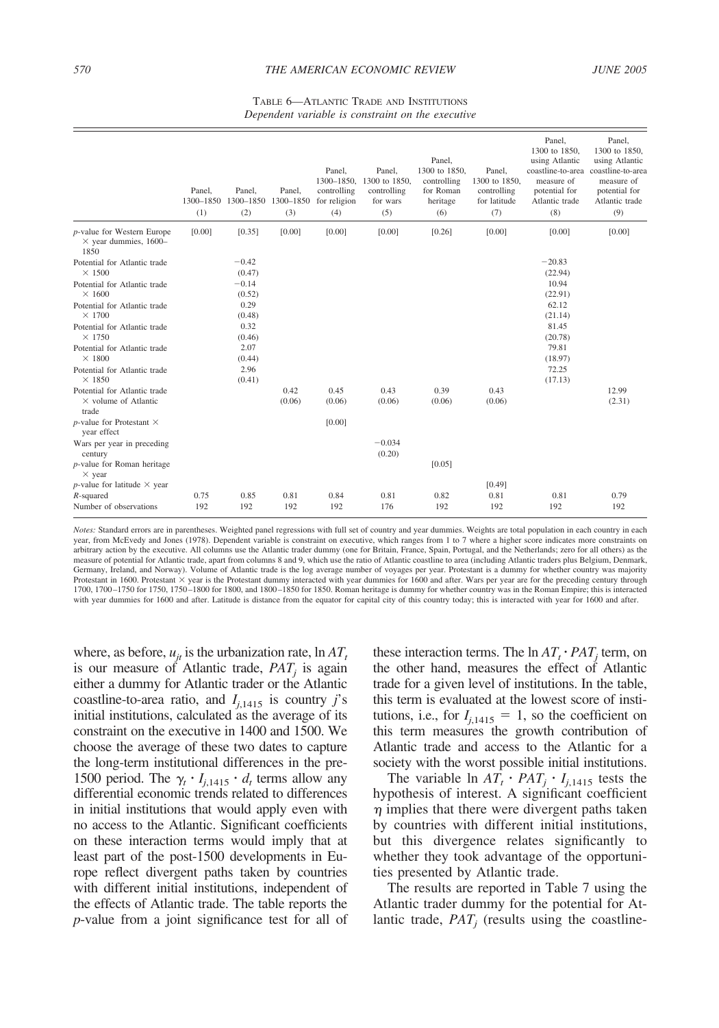TABLE 6—ATLANTIC TRADE AND INSTITUTIONS

*Dependent variable is constraint on the executive*

| | Panel, 1300–1850 (1) | Panel, 1300–1850 (2) | Panel, 1300–1850 (3) | Panel, 1300–1850, controlling for religion (4) | Panel, 1300 to 1850, controlling for wars (5) | Panel, 1300 to 1850, controlling for Roman heritage (6) | Panel, 1300 to 1850, controlling for latitude (7) | Panel, 1300 to 1850, using Atlantic coastline-to-area measure of potential for Atlantic trade (8) | Panel, 1300 to 1850, using Atlantic coastline-to-area measure of potential for Atlantic trade (9) |
|---|---|---|---|---|---|---|---|---|---|
| *p*-value for Western Europe × year dummies, 1600–1850 | [0.00] | [0.35] | [0.00] | [0.00] | [0.00] | [0.26] | [0.00] | [0.00] | [0.00] |
| Potential for Atlantic trade × 1500 | | −0.42 | | | | | | −20.83 | |
| | | (0.47) | | | | | | (22.94) | |
| Potential for Atlantic trade × 1600 | | −0.14 | | | | | | 10.94 | |
| | | (0.52) | | | | | | (22.91) | |
| Potential for Atlantic trade × 1700 | | 0.29 | | | | | | 62.12 | |
| | | (0.48) | | | | | | (21.14) | |
| Potential for Atlantic trade × 1750 | | 0.32 | | | | | | 81.45 | |
| | | (0.46) | | | | | | (20.78) | |
| Potential for Atlantic trade × 1800 | | 2.07 | | | | | | 79.81 | |
| | | (0.44) | | | | | | (18.97) | |
| Potential for Atlantic trade × 1850 | | 2.96 | | | | | | 72.25 | |
| | | (0.41) | | | | | | (17.13) | |
| Potential for Atlantic trade × volume of Atlantic trade | | | 0.42 | 0.45 | 0.43 | 0.39 | 0.43 | | 12.99 |
| | | | (0.06) | (0.06) | (0.06) | (0.06) | (0.06) | | (2.31) |
| *p*-value for Protestant × year effect | | | | [0.00] | | | | | |
| Wars per year in preceding century | | | | | −0.034 | | | | |
| | | | | | (0.20) | | | | |
| *p*-value for Roman heritage × year | | | | | | [0.05] | | | |
| *p*-value for latitude × year | | | | | | | [0.49] | | |
| *R*-squared | 0.75 | 0.85 | 0.81 | 0.84 | 0.81 | 0.82 | 0.81 | 0.81 | 0.79 |
| Number of observations | 192 | 192 | 192 | 192 | 176 | 192 | 192 | 192 | 192 |

*Notes:* Standard errors are in parentheses. Weighted panel regressions with full set of country and year dummies. Weights are total population in each country in each year, from McEvedy and Jones (1978). Dependent variable is constraint on executive, which ranges from 1 to 7 where a higher score indicates more constraints on arbitrary action by the executive. All columns use the Atlantic trader dummy (one for Britain, France, Spain, Portugal, and the Netherlands; zero for all others) as the measure of potential for Atlantic trade, apart from columns 8 and 9, which use the ratio of Atlantic coastline to area (including Atlantic traders plus Belgium, Denmark, Germany, Ireland, and Norway). Volume of Atlantic trade is the log average number of voyages per year. Protestant is a dummy for whether country was majority Protestant in 1600. Protestant × year is the Protestant dummy interacted with year dummies for 1600 and after. Wars per year are for the preceding century through 1700, 1700–1750 for 1750, 1750–1800 for 1800, and 1800–1850 for 1850. Roman heritage is dummy for whether country was in the Roman Empire; this is interacted with year dummies for 1600 and after. Latitude is distance from the equator for capital city of this country today; this is interacted with year for 1600 and after.

where, as before, $u_{jt}$ is the urbanization rate, $\ln AT_t$ is our measure of Atlantic trade, $PAT_j$ is again either a dummy for Atlantic trader or the Atlantic coastline-to-area ratio, and $I_{j,1415}$ is country $j$'s initial institutions, calculated as the average of its constraint on the executive in 1400 and 1500. We choose the average of these two dates to capture the long-term institutional differences in the pre-1500 period. The $\gamma_t \cdot I_{j,1415} \cdot d_t$ terms allow any differential economic trends related to differences in initial institutions that would apply even with no access to the Atlantic. Significant coefficients on these interaction terms would imply that at least part of the post-1500 developments in Europe reflect divergent paths taken by countries with different initial institutions, independent of the effects of Atlantic trade. The table reports the $p$-value from a joint significance test for all of these interaction terms. The $\ln AT_t \cdot PAT_j$ term, on the other hand, measures the effect of Atlantic trade for a given level of institutions. In the table, this term is evaluated at the lowest score of institutions, i.e., for $I_{j,1415} = 1$, so the coefficient on this term measures the growth contribution of Atlantic trade and access to the Atlantic for a society with the worst possible initial institutions.

The variable $\ln AT_t \cdot PAT_j \cdot I_{j,1415}$ tests the hypothesis of interest. A significant coefficient $\eta$ implies that there were divergent paths taken by countries with different initial institutions, but this divergence relates significantly to whether they took advantage of the opportunities presented by Atlantic trade.

The results are reported in Table 7 using the Atlantic trader dummy for the potential for Atlantic trade, $PAT_j$ (results using the coastline-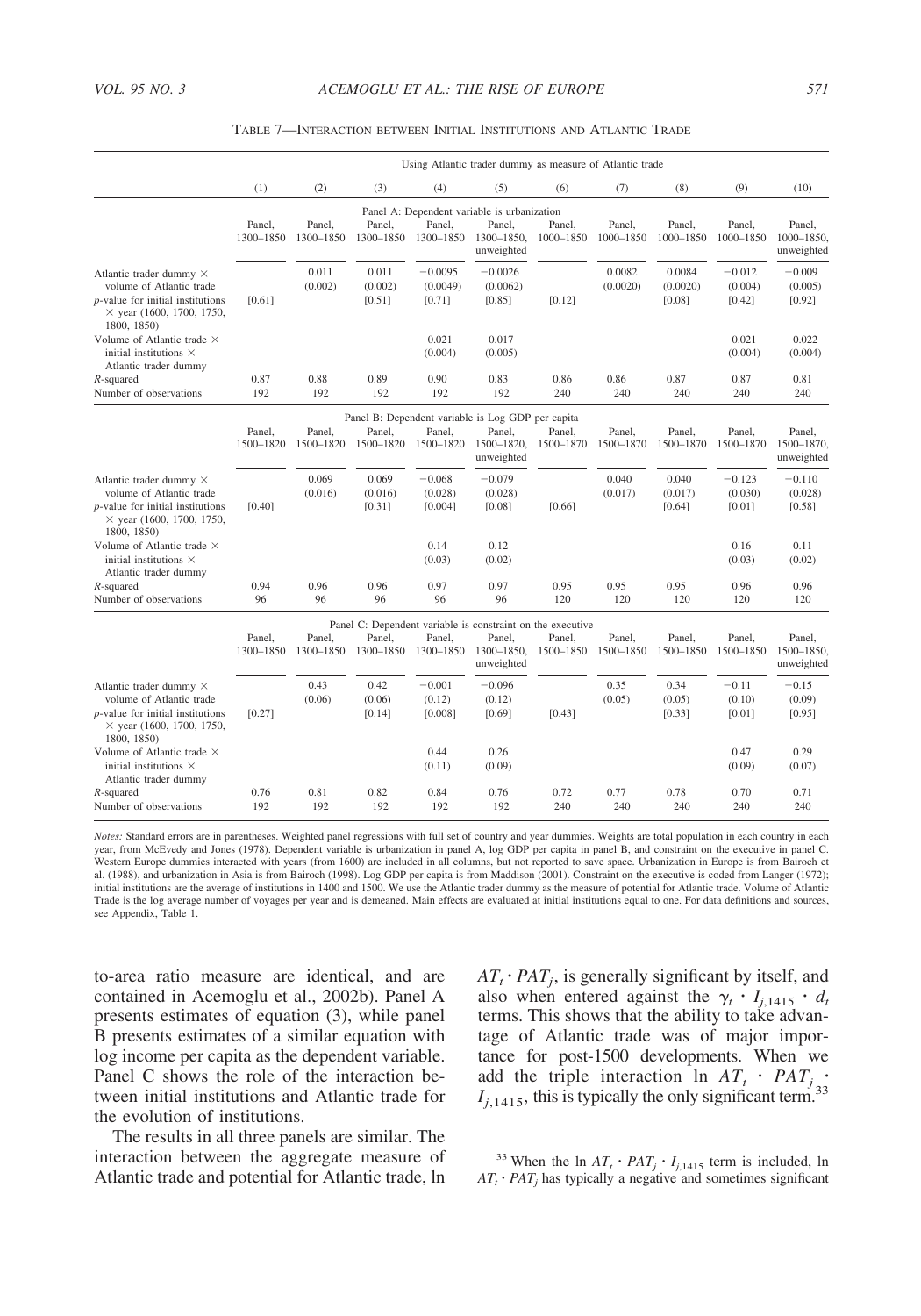TABLE 7—INTERACTION BETWEEN INITIAL INSTITUTIONS AND ATLANTIC TRADE

| | Using Atlantic trader dummy as measure of Atlantic trade | | | | | | | | | |
|---|---|---|---|---|---|---|---|---|---|---|
| | (1) | (2) | (3) | (4) | (5) | (6) | (7) | (8) | (9) | (10) |
| | Panel A: Dependent variable is urbanization | | | | | | | | | |
| | Panel, 1300–1850 | Panel, 1300–1850 | Panel, 1300–1850 | Panel, 1300–1850 | Panel, 1300–1850, unweighted | Panel, 1000–1850 | Panel, 1000–1850 | Panel, 1000–1850 | Panel, 1000–1850 | Panel, 1000–1850, unweighted |
| Atlantic trader dummy × volume of Atlantic trade | | 0.011 (0.002) | 0.011 (0.002) | −0.0095 (0.0049) | −0.0026 (0.0062) | | 0.0082 (0.0020) | 0.0084 (0.0020) | −0.012 (0.004) | −0.009 (0.005) |
| $p$-value for initial institutions × year (1600, 1700, 1750, 1800, 1850) | [0.61] | | [0.51] | [0.71] | [0.85] | [0.12] | | [0.08] | [0.42] | [0.92] |
| Volume of Atlantic trade × initial institutions × Atlantic trader dummy | | | | 0.021 (0.004) | 0.017 (0.005) | | | | 0.021 (0.004) | 0.022 (0.004) |
| $R$-squared | 0.87 | 0.88 | 0.89 | 0.90 | 0.83 | 0.86 | 0.86 | 0.87 | 0.87 | 0.81 |
| Number of observations | 192 | 192 | 192 | 192 | 192 | 240 | 240 | 240 | 240 | 240 |
| | Panel B: Dependent variable is Log GDP per capita | | | | | | | | | |
| | Panel, 1500–1820 | Panel, 1500–1820 | Panel, 1500–1820 | Panel, 1500–1820 | Panel, 1500–1820, unweighted | Panel, 1500–1870 | Panel, 1500–1870 | Panel, 1500–1870 | Panel, 1500–1870 | Panel, 1500–1870, unweighted |
| Atlantic trader dummy × volume of Atlantic trade | | 0.069 (0.016) | 0.069 (0.016) | −0.068 (0.028) | −0.079 (0.028) | | 0.040 (0.017) | 0.040 (0.017) | −0.123 (0.030) | −0.110 (0.028) |
| $p$-value for initial institutions × year (1600, 1700, 1750, 1800, 1850) | [0.40] | | [0.31] | [0.004] | [0.08] | [0.66] | | [0.64] | [0.01] | [0.58] |
| Volume of Atlantic trade × initial institutions × Atlantic trader dummy | | | | 0.14 (0.03) | 0.12 (0.02) | | | | 0.16 (0.03) | 0.11 (0.02) |
| $R$-squared | 0.94 | 0.96 | 0.96 | 0.97 | 0.97 | 0.95 | 0.95 | 0.95 | 0.96 | 0.96 |
| Number of observations | 96 | 96 | 96 | 96 | 96 | 120 | 120 | 120 | 120 | 120 |
| | Panel C: Dependent variable is constraint on the executive | | | | | | | | | |
| | Panel, 1300–1850 | Panel, 1300–1850 | Panel, 1300–1850 | Panel, 1300–1850 | Panel, 1300–1850, unweighted | Panel, 1500–1850 | Panel, 1500–1850 | Panel, 1500–1850 | Panel, 1500–1850 | Panel, 1500–1850, unweighted |
| Atlantic trader dummy × volume of Atlantic trade | | 0.43 (0.06) | 0.42 (0.06) | −0.001 (0.12) | −0.096 (0.12) | | 0.35 (0.05) | 0.34 (0.05) | −0.11 (0.10) | −0.15 (0.09) |
| $p$-value for initial institutions × year (1600, 1700, 1750, 1800, 1850) | [0.27] | | [0.14] | [0.008] | [0.69] | [0.43] | | [0.33] | [0.01] | [0.95] |
| Volume of Atlantic trade × initial institutions × Atlantic trader dummy | | | | 0.44 (0.11) | 0.26 (0.09) | | | | 0.47 (0.09) | 0.29 (0.07) |
| $R$-squared | 0.76 | 0.81 | 0.82 | 0.84 | 0.76 | 0.72 | 0.77 | 0.78 | 0.70 | 0.71 |
| Number of observations | 192 | 192 | 192 | 192 | 192 | 240 | 240 | 240 | 240 | 240 |

*Notes:* Standard errors are in parentheses. Weighted panel regressions with full set of country and year dummies. Weights are total population in each country in each year, from McEvedy and Jones (1978). Dependent variable is urbanization in panel A, log GDP per capita in panel B, and constraint on the executive in panel C. Western Europe dummies interacted with years (from 1600) are included in all columns, but not reported to save space. Urbanization in Europe is from Bairoch et al. (1988), and urbanization in Asia is from Bairoch (1998). Log GDP per capita is from Maddison (2001). Constraint on the executive is coded from Langer (1972); initial institutions are the average of institutions in 1400 and 1500. We use the Atlantic trader dummy as the measure of potential for Atlantic trade. Volume of Atlantic Trade is the log average number of voyages per year and is demeaned. Main effects are evaluated at initial institutions equal to one. For data definitions and sources, see Appendix, Table 1.

to-area ratio measure are identical, and are contained in Acemoglu et al., 2002b). Panel A presents estimates of equation (3), while panel B presents estimates of a similar equation with log income per capita as the dependent variable. Panel C shows the role of the interaction between initial institutions and Atlantic trade for the evolution of institutions.

The results in all three panels are similar. The interaction between the aggregate measure of Atlantic trade and potential for Atlantic trade, $\ln AT_t \cdot PAT_j$, is generally significant by itself, and also when entered against the $\gamma_t \cdot I_{j,1415} \cdot d_t$ terms. This shows that the ability to take advantage of Atlantic trade was of major importance for post-1500 developments. When we add the triple interaction $\ln AT_t \cdot PAT_j \cdot I_{j,1415}$, this is typically the only significant term.[33]

[33] When the $\ln AT_t \cdot PAT_j \cdot I_{j,1415}$ term is included, $\ln AT_t \cdot PAT_j$ has typically a negative and sometimes significant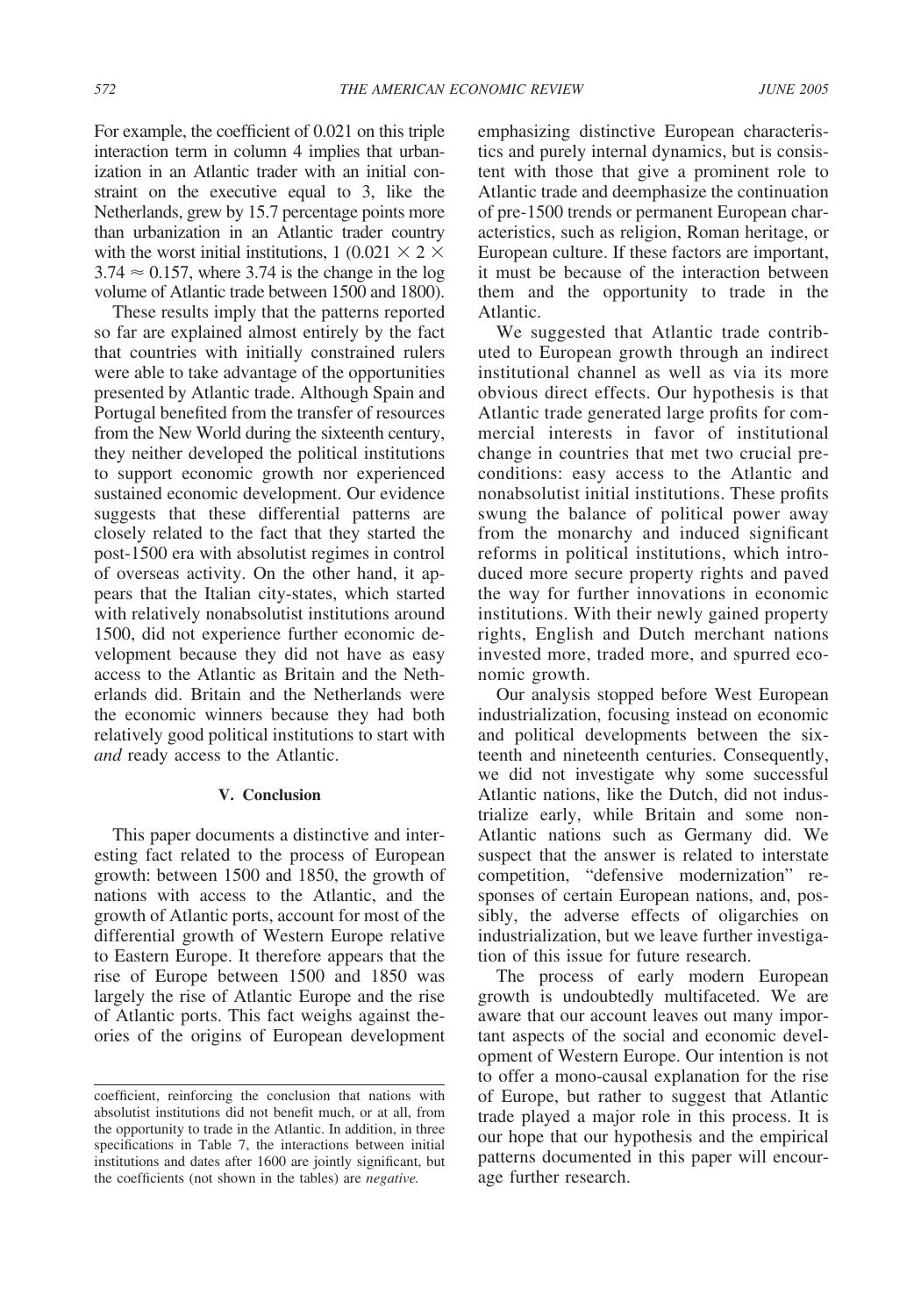For example, the coefficient of 0.021 on this triple interaction term in column 4 implies that urbanization in an Atlantic trader with an initial constraint on the executive equal to 3, like the Netherlands, grew by 15.7 percentage points more than urbanization in an Atlantic trader country with the worst initial institutions, 1 ($0.021 \times 2 \times 3.74 \approx 0.157$, where 3.74 is the change in the log volume of Atlantic trade between 1500 and 1800).

These results imply that the patterns reported so far are explained almost entirely by the fact that countries with initially constrained rulers were able to take advantage of the opportunities presented by Atlantic trade. Although Spain and Portugal benefited from the transfer of resources from the New World during the sixteenth century, they neither developed the political institutions to support economic growth nor experienced sustained economic development. Our evidence suggests that these differential patterns are closely related to the fact that they started the post-1500 era with absolutist regimes in control of overseas activity. On the other hand, it appears that the Italian city-states, which started with relatively nonabsolutist institutions around 1500, did not experience further economic development because they did not have as easy access to the Atlantic as Britain and the Netherlands did. Britain and the Netherlands were the economic winners because they had both relatively good political institutions to start with *and* ready access to the Atlantic.

## V. Conclusion

This paper documents a distinctive and interesting fact related to the process of European growth: between 1500 and 1850, the growth of nations with access to the Atlantic, and the growth of Atlantic ports, account for most of the differential growth of Western Europe relative to Eastern Europe. It therefore appears that the rise of Europe between 1500 and 1850 was largely the rise of Atlantic Europe and the rise of Atlantic ports. This fact weighs against theories of the origins of European development emphasizing distinctive European characteristics and purely internal dynamics, but is consistent with those that give a prominent role to Atlantic trade and deemphasize the continuation of pre-1500 trends or permanent European characteristics, such as religion, Roman heritage, or European culture. If these factors are important, it must be because of the interaction between them and the opportunity to trade in the Atlantic.

We suggested that Atlantic trade contributed to European growth through an indirect institutional channel as well as via its more obvious direct effects. Our hypothesis is that Atlantic trade generated large profits for commercial interests in favor of institutional change in countries that met two crucial preconditions: easy access to the Atlantic and nonabsolutist initial institutions. These profits swung the balance of political power away from the monarchy and induced significant reforms in political institutions, which introduced more secure property rights and paved the way for further innovations in economic institutions. With their newly gained property rights, English and Dutch merchant nations invested more, traded more, and spurred economic growth.

Our analysis stopped before West European industrialization, focusing instead on economic and political developments between the sixteenth and nineteenth centuries. Consequently, we did not investigate why some successful Atlantic nations, like the Dutch, did not industrialize early, while Britain and some non-Atlantic nations such as Germany did. We suspect that the answer is related to interstate competition, "defensive modernization" responses of certain European nations, and, possibly, the adverse effects of oligarchies on industrialization, but we leave further investigation of this issue for future research.

The process of early modern European growth is undoubtedly multifaceted. We are aware that our account leaves out many important aspects of the social and economic development of Western Europe. Our intention is not to offer a mono-causal explanation for the rise of Europe, but rather to suggest that Atlantic trade played a major role in this process. It is our hope that our hypothesis and the empirical patterns documented in this paper will encourage further research.

---

coefficient, reinforcing the conclusion that nations with absolutist institutions did not benefit much, or at all, from the opportunity to trade in the Atlantic. In addition, in three specifications in Table 7, the interactions between initial institutions and dates after 1600 are jointly significant, but the coefficients (not shown in the tables) are *negative.*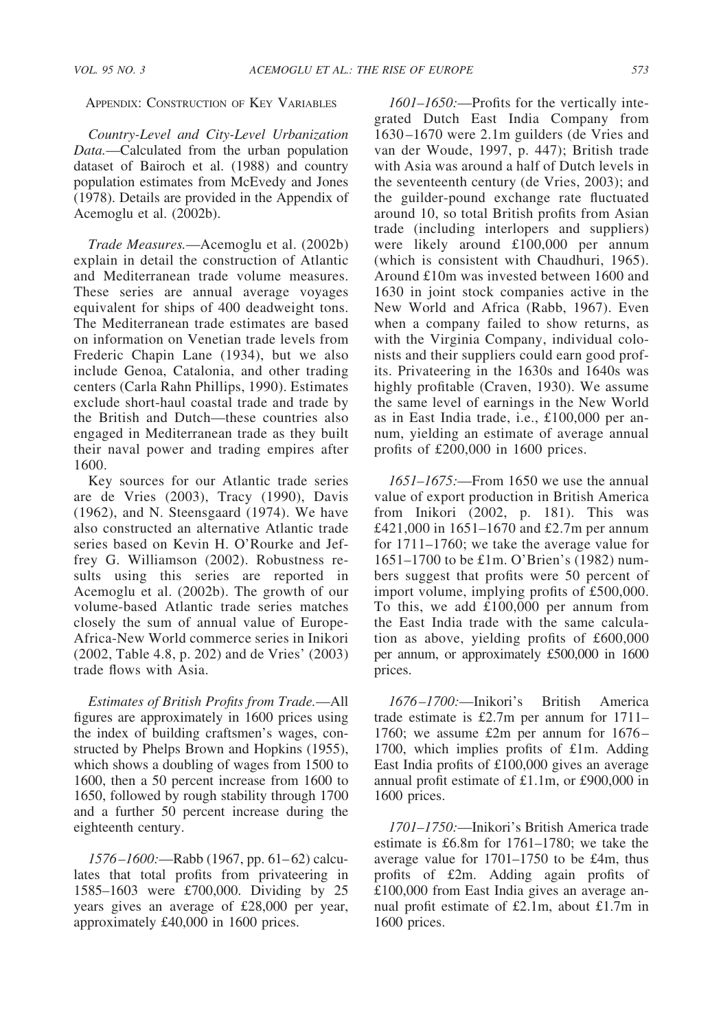## Appendix: Construction of Key Variables

*Country-Level and City-Level Urbanization Data.*—Calculated from the urban population dataset of Bairoch et al. (1988) and country population estimates from McEvedy and Jones (1978). Details are provided in the Appendix of Acemoglu et al. (2002b).

*Trade Measures.*—Acemoglu et al. (2002b) explain in detail the construction of Atlantic and Mediterranean trade volume measures. These series are annual average voyages equivalent for ships of 400 deadweight tons. The Mediterranean trade estimates are based on information on Venetian trade levels from Frederic Chapin Lane (1934), but we also include Genoa, Catalonia, and other trading centers (Carla Rahn Phillips, 1990). Estimates exclude short-haul coastal trade and trade by the British and Dutch—these countries also engaged in Mediterranean trade as they built their naval power and trading empires after 1600.

Key sources for our Atlantic trade series are de Vries (2003), Tracy (1990), Davis (1962), and N. Steensgaard (1974). We have also constructed an alternative Atlantic trade series based on Kevin H. O'Rourke and Jeffrey G. Williamson (2002). Robustness results using this series are reported in Acemoglu et al. (2002b). The growth of our volume-based Atlantic trade series matches closely the sum of annual value of Europe-Africa-New World commerce series in Inikori (2002, Table 4.8, p. 202) and de Vries' (2003) trade flows with Asia.

*Estimates of British Profits from Trade.*—All figures are approximately in 1600 prices using the index of building craftsmen's wages, constructed by Phelps Brown and Hopkins (1955), which shows a doubling of wages from 1500 to 1600, then a 50 percent increase from 1600 to 1650, followed by rough stability through 1700 and a further 50 percent increase during the eighteenth century.

*1576–1600:*—Rabb (1967, pp. 61–62) calculates that total profits from privateering in 1585–1603 were £700,000. Dividing by 25 years gives an average of £28,000 per year, approximately £40,000 in 1600 prices.

*1601–1650:*—Profits for the vertically integrated Dutch East India Company from 1630–1670 were 2.1m guilders (de Vries and van der Woude, 1997, p. 447); British trade with Asia was around a half of Dutch levels in the seventeenth century (de Vries, 2003); and the guilder-pound exchange rate fluctuated around 10, so total British profits from Asian trade (including interlopers and suppliers) were likely around £100,000 per annum (which is consistent with Chaudhuri, 1965). Around £10m was invested between 1600 and 1630 in joint stock companies active in the New World and Africa (Rabb, 1967). Even when a company failed to show returns, as with the Virginia Company, individual colonists and their suppliers could earn good profits. Privateering in the 1630s and 1640s was highly profitable (Craven, 1930). We assume the same level of earnings in the New World as in East India trade, i.e., £100,000 per annum, yielding an estimate of average annual profits of £200,000 in 1600 prices.

*1651–1675:*—From 1650 we use the annual value of export production in British America from Inikori (2002, p. 181). This was £421,000 in 1651–1670 and £2.7m per annum for 1711–1760; we take the average value for 1651–1700 to be £1m. O'Brien's (1982) numbers suggest that profits were 50 percent of import volume, implying profits of £500,000. To this, we add £100,000 per annum from the East India trade with the same calculation as above, yielding profits of £600,000 per annum, or approximately £500,000 in 1600 prices.

*1676–1700:*—Inikori's British America trade estimate is £2.7m per annum for 1711–1760; we assume £2m per annum for 1676–1700, which implies profits of £1m. Adding East India profits of £100,000 gives an average annual profit estimate of £1.1m, or £900,000 in 1600 prices.

*1701–1750:*—Inikori's British America trade estimate is £6.8m for 1761–1780; we take the average value for 1701–1750 to be £4m, thus profits of £2m. Adding again profits of £100,000 from East India gives an average annual profit estimate of £2.1m, about £1.7m in 1600 prices.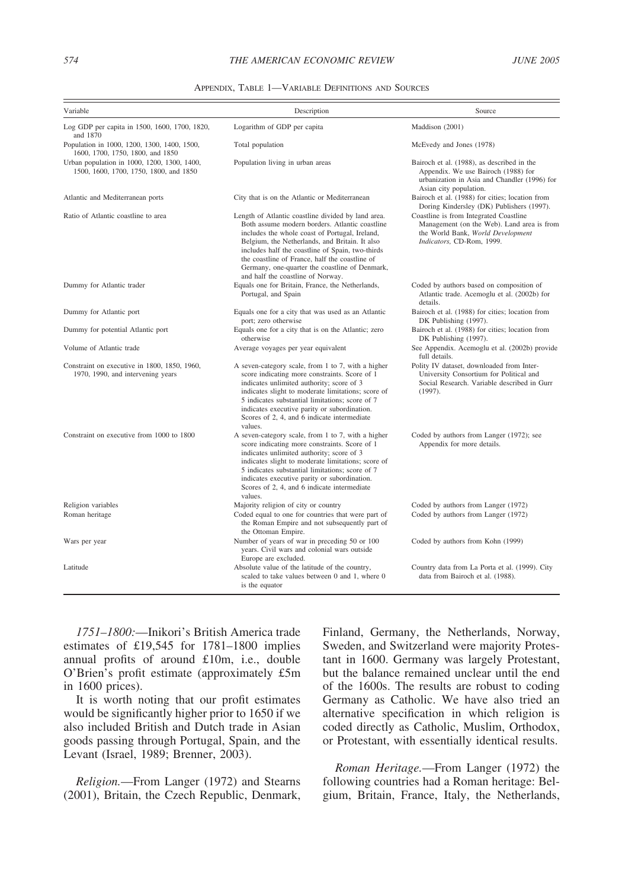APPENDIX, TABLE 1—VARIABLE DEFINITIONS AND SOURCES

| Variable | Description | Source |
|---|---|---|
| Log GDP per capita in 1500, 1600, 1700, 1820, and 1870 | Logarithm of GDP per capita | Maddison (2001) |
| Population in 1000, 1200, 1300, 1400, 1500, 1600, 1700, 1750, 1800, and 1850 | Total population | McEvedy and Jones (1978) |
| Urban population in 1000, 1200, 1300, 1400, 1500, 1600, 1700, 1750, 1800, and 1850 | Population living in urban areas | Bairoch et al. (1988), as described in the Appendix. We use Bairoch (1988) for urbanization in Asia and Chandler (1996) for Asian city population. |
| Atlantic and Mediterranean ports | City that is on the Atlantic or Mediterranean | Bairoch et al. (1988) for cities; location from Doring Kindersley (DK) Publishers (1997). |
| Ratio of Atlantic coastline to area | Length of Atlantic coastline divided by land area. Both assume modern borders. Atlantic coastline includes the whole coast of Portugal, Ireland, Belgium, the Netherlands, and Britain. It also includes half the coastline of Spain, two-thirds the coastline of France, half the coastline of Germany, one-quarter the coastline of Denmark, and half the coastline of Norway. | Coastline is from Integrated Coastline Management (on the Web). Land area is from the World Bank, *World Development Indicators*, CD-Rom, 1999. |
| Dummy for Atlantic trader | Equals one for Britain, France, the Netherlands, Portugal, and Spain | Coded by authors based on composition of Atlantic trade. Acemoglu et al. (2002b) for details. |
| Dummy for Atlantic port | Equals one for a city that was used as an Atlantic port; zero otherwise | Bairoch et al. (1988) for cities; location from DK Publishing (1997). |
| Dummy for potential Atlantic port | Equals one for a city that is on the Atlantic; zero otherwise | Bairoch et al. (1988) for cities; location from DK Publishing (1997). |
| Volume of Atlantic trade | Average voyages per year equivalent | See Appendix. Acemoglu et al. (2002b) provide full details. |
| Constraint on executive in 1800, 1850, 1960, 1970, 1990, and intervening years | A seven-category scale, from 1 to 7, with a higher score indicating more constraints. Score of 1 indicates unlimited authority; score of 3 indicates slight to moderate limitations; score of 5 indicates substantial limitations; score of 7 indicates executive parity or subordination. Scores of 2, 4, and 6 indicate intermediate values. | Polity IV dataset, downloaded from Inter-University Consortium for Political and Social Research. Variable described in Gurr (1997). |
| Constraint on executive from 1000 to 1800 | A seven-category scale, from 1 to 7, with a higher score indicating more constraints. Score of 1 indicates unlimited authority; score of 3 indicates slight to moderate limitations; score of 5 indicates substantial limitations; score of 7 indicates executive parity or subordination. Scores of 2, 4, and 6 indicate intermediate values. | Coded by authors from Langer (1972); see Appendix for more details. |
| Religion variables | Majority religion of city or country | Coded by authors from Langer (1972) |
| Roman heritage | Coded equal to one for countries that were part of the Roman Empire and not subsequently part of the Ottoman Empire. | Coded by authors from Langer (1972) |
| Wars per year | Number of years of war in preceding 50 or 100 years. Civil wars and colonial wars outside Europe are excluded. | Coded by authors from Kohn (1999) |
| Latitude | Absolute value of the latitude of the country, scaled to take values between 0 and 1, where 0 is the equator | Country data from La Porta et al. (1999). City data from Bairoch et al. (1988). |

*1751–1800:*—Inikori's British America trade estimates of £19,545 for 1781–1800 implies annual profits of around £10m, i.e., double O'Brien's profit estimate (approximately £5m in 1600 prices).

It is worth noting that our profit estimates would be significantly higher prior to 1650 if we also included British and Dutch trade in Asian goods passing through Portugal, Spain, and the Levant (Israel, 1989; Brenner, 2003).

*Religion.*—From Langer (1972) and Stearns (2001), Britain, the Czech Republic, Denmark, Finland, Germany, the Netherlands, Norway, Sweden, and Switzerland were majority Protestant in 1600. Germany was largely Protestant, but the balance remained unclear until the end of the 1600s. The results are robust to coding Germany as Catholic. We have also tried an alternative specification in which religion is coded directly as Catholic, Muslim, Orthodox, or Protestant, with essentially identical results.

*Roman Heritage.*—From Langer (1972) the following countries had a Roman heritage: Belgium, Britain, France, Italy, the Netherlands,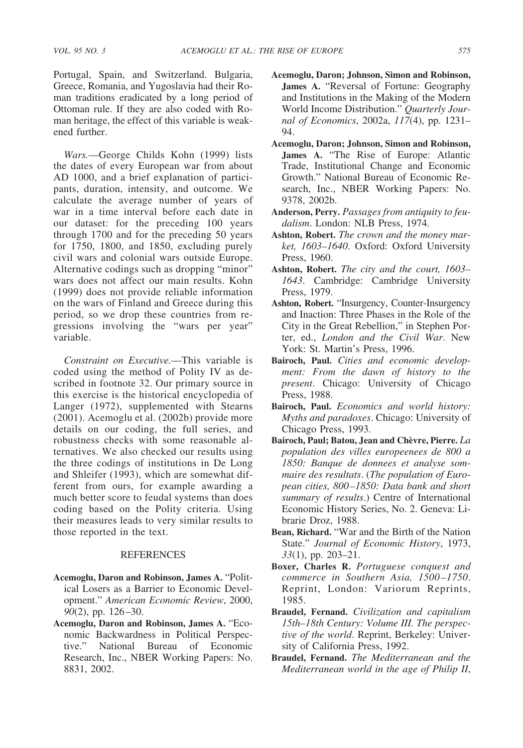Portugal, Spain, and Switzerland. Bulgaria, Greece, Romania, and Yugoslavia had their Roman traditions eradicated by a long period of Ottoman rule. If they are also coded with Roman heritage, the effect of this variable is weakened further.

*Wars.*—George Childs Kohn (1999) lists the dates of every European war from about AD 1000, and a brief explanation of participants, duration, intensity, and outcome. We calculate the average number of years of war in a time interval before each date in our dataset: for the preceding 100 years through 1700 and for the preceding 50 years for 1750, 1800, and 1850, excluding purely civil wars and colonial wars outside Europe. Alternative codings such as dropping "minor" wars does not affect our main results. Kohn (1999) does not provide reliable information on the wars of Finland and Greece during this period, so we drop these countries from regressions involving the "wars per year" variable.

*Constraint on Executive.*—This variable is coded using the method of Polity IV as described in footnote 32. Our primary source in this exercise is the historical encyclopedia of Langer (1972), supplemented with Stearns (2001). Acemoglu et al. (2002b) provide more details on our coding, the full series, and robustness checks with some reasonable alternatives. We also checked our results using the three codings of institutions in De Long and Shleifer (1993), which are somewhat different from ours, for example awarding a much better score to feudal systems than does coding based on the Polity criteria. Using their measures leads to very similar results to those reported in the text.

## REFERENCES

**Acemoglu, Daron and Robinson, James A.** "Political Losers as a Barrier to Economic Development." *American Economic Review*, 2000, *90*(2), pp. 126–30.

**Acemoglu, Daron and Robinson, James A.** "Economic Backwardness in Political Perspective." National Bureau of Economic Research, Inc., NBER Working Papers: No. 8831, 2002.

**Acemoglu, Daron; Johnson, Simon and Robinson, James A.** "Reversal of Fortune: Geography and Institutions in the Making of the Modern World Income Distribution." *Quarterly Journal of Economics*, 2002a, *117*(4), pp. 1231–94.

**Acemoglu, Daron; Johnson, Simon and Robinson, James A.** "The Rise of Europe: Atlantic Trade, Institutional Change and Economic Growth." National Bureau of Economic Research, Inc., NBER Working Papers: No. 9378, 2002b.

**Anderson, Perry.** *Passages from antiquity to feudalism*. London: NLB Press, 1974.

**Ashton, Robert.** *The crown and the money market, 1603–1640*. Oxford: Oxford University Press, 1960.

**Ashton, Robert.** *The city and the court, 1603–1643*. Cambridge: Cambridge University Press, 1979.

**Ashton, Robert.** "Insurgency, Counter-Insurgency and Inaction: Three Phases in the Role of the City in the Great Rebellion," in Stephen Porter, ed., *London and the Civil War*. New York: St. Martin's Press, 1996.

**Bairoch, Paul.** *Cities and economic development: From the dawn of history to the present*. Chicago: University of Chicago Press, 1988.

**Bairoch, Paul.** *Economics and world history: Myths and paradoxes*. Chicago: University of Chicago Press, 1993.

**Bairoch, Paul; Batou, Jean and Chèvre, Pierre.** *La population des villes europeenees de 800 a 1850: Banque de donnees et analyse sommaire des resultats*. (*The population of European cities, 800–1850: Data bank and short summary of results*.) Centre of International Economic History Series, No. 2. Geneva: Librarie Droz, 1988.

**Bean, Richard.** "War and the Birth of the Nation State." *Journal of Economic History*, 1973, *33*(1), pp. 203–21.

**Boxer, Charles R.** *Portuguese conquest and commerce in Southern Asia, 1500–1750*. Reprint, London: Variorum Reprints, 1985.

**Braudel, Fernand.** *Civilization and capitalism 15th–18th Century: Volume III. The perspective of the world*. Reprint, Berkeley: University of California Press, 1992.

**Braudel, Fernand.** *The Mediterranean and the Mediterranean world in the age of Philip II*,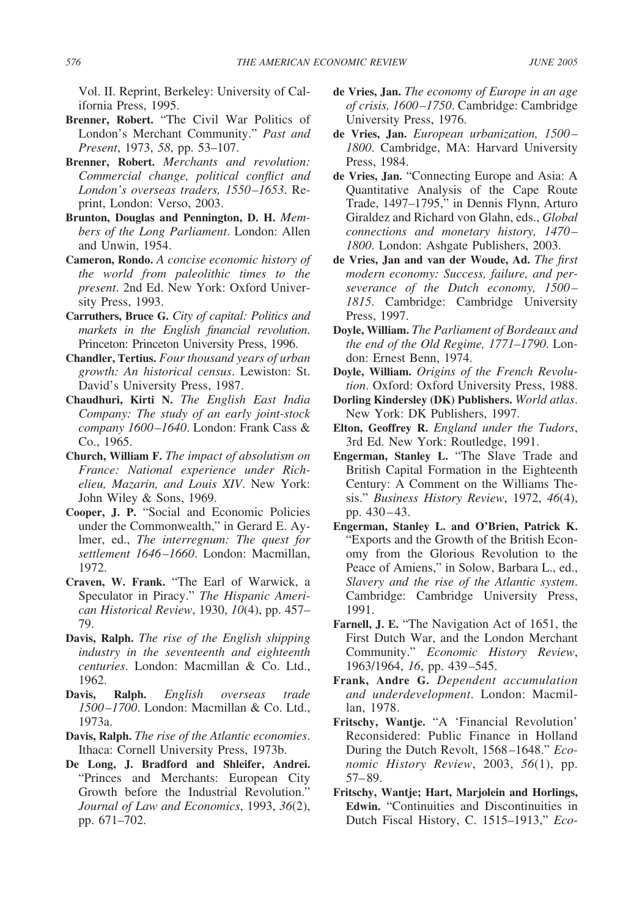Vol. II. Reprint, Berkeley: University of California Press, 1995.

**Brenner, Robert.** "The Civil War Politics of London's Merchant Community." *Past and Present*, 1973, *58*, pp. 53–107.

**Brenner, Robert.** *Merchants and revolution: Commercial change, political conflict and London's overseas traders, 1550–1653*. Reprint, London: Verso, 2003.

**Brunton, Douglas and Pennington, D. H.** *Members of the Long Parliament*. London: Allen and Unwin, 1954.

**Cameron, Rondo.** *A concise economic history of the world from paleolithic times to the present*. 2nd Ed. New York: Oxford University Press, 1993.

**Carruthers, Bruce G.** *City of capital: Politics and markets in the English financial revolution*. Princeton: Princeton University Press, 1996.

**Chandler, Tertius.** *Four thousand years of urban growth: An historical census*. Lewiston: St. David's University Press, 1987.

**Chaudhuri, Kirti N.** *The English East India Company: The study of an early joint-stock company 1600–1640*. London: Frank Cass & Co., 1965.

**Church, William F.** *The impact of absolutism on France: National experience under Richelieu, Mazarin, and Louis XIV*. New York: John Wiley & Sons, 1969.

**Cooper, J. P.** "Social and Economic Policies under the Commonwealth," in Gerard E. Aylmer, ed., *The interregnum: The quest for settlement 1646–1660*. London: Macmillan, 1972.

**Craven, W. Frank.** "The Earl of Warwick, a Speculator in Piracy." *The Hispanic American Historical Review*, 1930, *10*(4), pp. 457–79.

**Davis, Ralph.** *The rise of the English shipping industry in the seventeenth and eighteenth centuries*. London: Macmillan & Co. Ltd., 1962.

**Davis, Ralph.** *English overseas trade 1500–1700*. London: Macmillan & Co. Ltd., 1973a.

**Davis, Ralph.** *The rise of the Atlantic economies*. Ithaca: Cornell University Press, 1973b.

**De Long, J. Bradford and Shleifer, Andrei.** "Princes and Merchants: European City Growth before the Industrial Revolution." *Journal of Law and Economics*, 1993, *36*(2), pp. 671–702.

**de Vries, Jan.** *The economy of Europe in an age of crisis, 1600–1750*. Cambridge: Cambridge University Press, 1976.

**de Vries, Jan.** *European urbanization, 1500–1800*. Cambridge, MA: Harvard University Press, 1984.

**de Vries, Jan.** "Connecting Europe and Asia: A Quantitative Analysis of the Cape Route Trade, 1497–1795," in Dennis Flynn, Arturo Giraldez and Richard von Glahn, eds., *Global connections and monetary history, 1470–1800*. London: Ashgate Publishers, 2003.

**de Vries, Jan and van der Woude, Ad.** *The first modern economy: Success, failure, and perseverance of the Dutch economy, 1500–1815*. Cambridge: Cambridge University Press, 1997.

**Doyle, William.** *The Parliament of Bordeaux and the end of the Old Regime, 1771–1790*. London: Ernest Benn, 1974.

**Doyle, William.** *Origins of the French Revolution*. Oxford: Oxford University Press, 1988.

**Dorling Kindersley (DK) Publishers.** *World atlas*. New York: DK Publishers, 1997.

**Elton, Geoffrey R.** *England under the Tudors*, 3rd Ed. New York: Routledge, 1991.

**Engerman, Stanley L.** "The Slave Trade and British Capital Formation in the Eighteenth Century: A Comment on the Williams Thesis." *Business History Review*, 1972, *46*(4), pp. 430–43.

**Engerman, Stanley L. and O'Brien, Patrick K.** "Exports and the Growth of the British Economy from the Glorious Revolution to the Peace of Amiens," in Solow, Barbara L., ed., *Slavery and the rise of the Atlantic system*. Cambridge: Cambridge University Press, 1991.

**Farnell, J. E.** "The Navigation Act of 1651, the First Dutch War, and the London Merchant Community." *Economic History Review*, 1963/1964, *16*, pp. 439–545.

**Frank, Andre G.** *Dependent accumulation and underdevelopment*. London: Macmillan, 1978.

**Fritschy, Wantje.** "A 'Financial Revolution' Reconsidered: Public Finance in Holland During the Dutch Revolt, 1568–1648." *Economic History Review*, 2003, *56*(1), pp. 57–89.

**Fritschy, Wantje; Hart, Marjolein and Horlings, Edwin.** "Continuities and Discontinuities in Dutch Fiscal History, C. 1515–1913," *Eco-*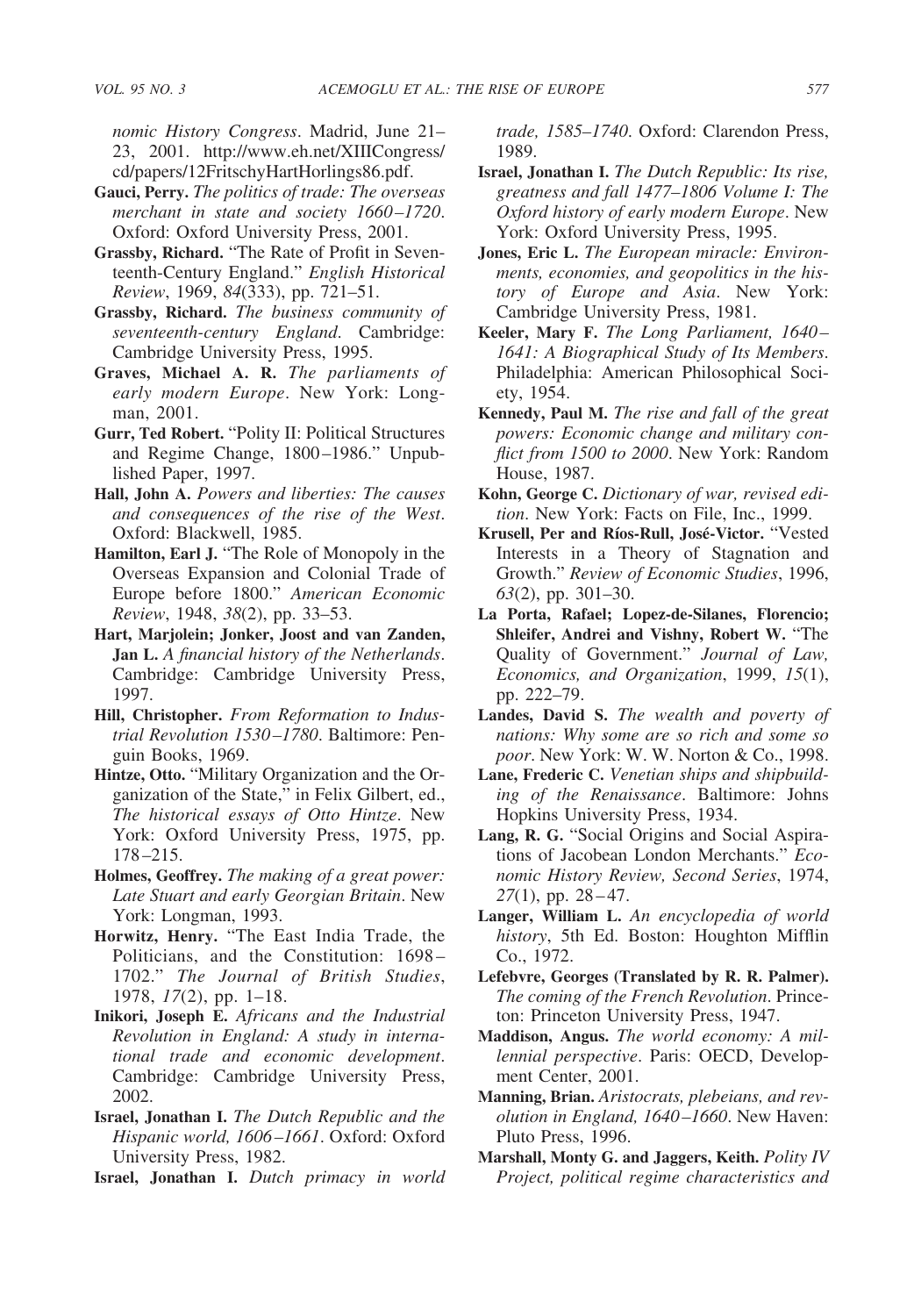*nomic History Congress*. Madrid, June 21–23, 2001. http://www.eh.net/XIIICongress/cd/papers/12FritschyHartHorlings86.pdf.

**Gauci, Perry.** *The politics of trade: The overseas merchant in state and society 1660–1720*. Oxford: Oxford University Press, 2001.

**Grassby, Richard.** "The Rate of Profit in Seventeenth-Century England." *English Historical Review*, 1969, *84*(333), pp. 721–51.

**Grassby, Richard.** *The business community of seventeenth-century England*. Cambridge: Cambridge University Press, 1995.

**Graves, Michael A. R.** *The parliaments of early modern Europe*. New York: Longman, 2001.

**Gurr, Ted Robert.** "Polity II: Political Structures and Regime Change, 1800–1986." Unpublished Paper, 1997.

**Hall, John A.** *Powers and liberties: The causes and consequences of the rise of the West*. Oxford: Blackwell, 1985.

**Hamilton, Earl J.** "The Role of Monopoly in the Overseas Expansion and Colonial Trade of Europe before 1800." *American Economic Review*, 1948, *38*(2), pp. 33–53.

**Hart, Marjolein; Jonker, Joost and van Zanden, Jan L.** *A financial history of the Netherlands*. Cambridge: Cambridge University Press, 1997.

**Hill, Christopher.** *From Reformation to Industrial Revolution 1530–1780*. Baltimore: Penguin Books, 1969.

**Hintze, Otto.** "Military Organization and the Organization of the State," in Felix Gilbert, ed., *The historical essays of Otto Hintze*. New York: Oxford University Press, 1975, pp. 178–215.

**Holmes, Geoffrey.** *The making of a great power: Late Stuart and early Georgian Britain*. New York: Longman, 1993.

**Horwitz, Henry.** "The East India Trade, the Politicians, and the Constitution: 1698–1702." *The Journal of British Studies*, 1978, *17*(2), pp. 1–18.

**Inikori, Joseph E.** *Africans and the Industrial Revolution in England: A study in international trade and economic development*. Cambridge: Cambridge University Press, 2002.

**Israel, Jonathan I.** *The Dutch Republic and the Hispanic world, 1606–1661*. Oxford: Oxford University Press, 1982.

**Israel, Jonathan I.** *Dutch primacy in world trade, 1585–1740*. Oxford: Clarendon Press, 1989.

**Israel, Jonathan I.** *The Dutch Republic: Its rise, greatness and fall 1477–1806 Volume I: The Oxford history of early modern Europe*. New York: Oxford University Press, 1995.

**Jones, Eric L.** *The European miracle: Environments, economies, and geopolitics in the history of Europe and Asia*. New York: Cambridge University Press, 1981.

**Keeler, Mary F.** *The Long Parliament, 1640–1641: A Biographical Study of Its Members*. Philadelphia: American Philosophical Society, 1954.

**Kennedy, Paul M.** *The rise and fall of the great powers: Economic change and military conflict from 1500 to 2000*. New York: Random House, 1987.

**Kohn, George C.** *Dictionary of war, revised edition*. New York: Facts on File, Inc., 1999.

**Krusell, Per and Ríos-Rull, José-Victor.** "Vested Interests in a Theory of Stagnation and Growth." *Review of Economic Studies*, 1996, *63*(2), pp. 301–30.

**La Porta, Rafael; Lopez-de-Silanes, Florencio; Shleifer, Andrei and Vishny, Robert W.** "The Quality of Government." *Journal of Law, Economics, and Organization*, 1999, *15*(1), pp. 222–79.

**Landes, David S.** *The wealth and poverty of nations: Why some are so rich and some so poor*. New York: W. W. Norton & Co., 1998.

**Lane, Frederic C.** *Venetian ships and shipbuilding of the Renaissance*. Baltimore: Johns Hopkins University Press, 1934.

**Lang, R. G.** "Social Origins and Social Aspirations of Jacobean London Merchants." *Economic History Review, Second Series*, 1974, *27*(1), pp. 28–47.

**Langer, William L.** *An encyclopedia of world history*, 5th Ed. Boston: Houghton Mifflin Co., 1972.

**Lefebvre, Georges (Translated by R. R. Palmer).** *The coming of the French Revolution*. Princeton: Princeton University Press, 1947.

**Maddison, Angus.** *The world economy: A millennial perspective*. Paris: OECD, Development Center, 2001.

**Manning, Brian.** *Aristocrats, plebeians, and revolution in England, 1640–1660*. New Haven: Pluto Press, 1996.

**Marshall, Monty G. and Jaggers, Keith.** *Polity IV Project, political regime characteristics and*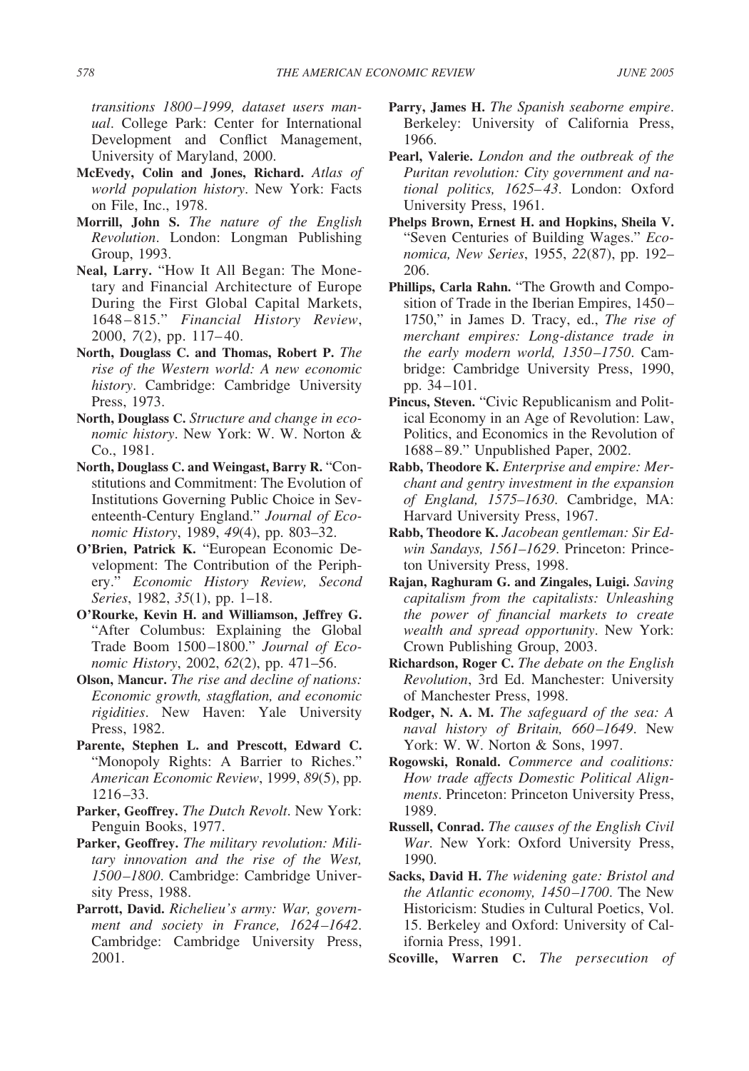*transitions 1800–1999, dataset users manual*. College Park: Center for International Development and Conflict Management, University of Maryland, 2000.

**McEvedy, Colin and Jones, Richard.** *Atlas of world population history*. New York: Facts on File, Inc., 1978.

**Morrill, John S.** *The nature of the English Revolution*. London: Longman Publishing Group, 1993.

**Neal, Larry.** "How It All Began: The Monetary and Financial Architecture of Europe During the First Global Capital Markets, 1648–815." *Financial History Review*, 2000, *7*(2), pp. 117–40.

**North, Douglass C. and Thomas, Robert P.** *The rise of the Western world: A new economic history*. Cambridge: Cambridge University Press, 1973.

**North, Douglass C.** *Structure and change in economic history*. New York: W. W. Norton & Co., 1981.

**North, Douglass C. and Weingast, Barry R.** "Constitutions and Commitment: The Evolution of Institutions Governing Public Choice in Seventeenth-Century England." *Journal of Economic History*, 1989, *49*(4), pp. 803–32.

**O'Brien, Patrick K.** "European Economic Development: The Contribution of the Periphery." *Economic History Review, Second Series*, 1982, *35*(1), pp. 1–18.

**O'Rourke, Kevin H. and Williamson, Jeffrey G.** "After Columbus: Explaining the Global Trade Boom 1500–1800." *Journal of Economic History*, 2002, *62*(2), pp. 471–56.

**Olson, Mancur.** *The rise and decline of nations: Economic growth, stagflation, and economic rigidities*. New Haven: Yale University Press, 1982.

**Parente, Stephen L. and Prescott, Edward C.** "Monopoly Rights: A Barrier to Riches." *American Economic Review*, 1999, *89*(5), pp. 1216–33.

**Parker, Geoffrey.** *The Dutch Revolt*. New York: Penguin Books, 1977.

**Parker, Geoffrey.** *The military revolution: Military innovation and the rise of the West, 1500–1800*. Cambridge: Cambridge University Press, 1988.

**Parrott, David.** *Richelieu's army: War, government and society in France, 1624–1642*. Cambridge: Cambridge University Press, 2001.

**Parry, James H.** *The Spanish seaborne empire*. Berkeley: University of California Press, 1966.

**Pearl, Valerie.** *London and the outbreak of the Puritan revolution: City government and national politics, 1625–43*. London: Oxford University Press, 1961.

**Phelps Brown, Ernest H. and Hopkins, Sheila V.** "Seven Centuries of Building Wages." *Economica, New Series*, 1955, *22*(87), pp. 192–206.

**Phillips, Carla Rahn.** "The Growth and Composition of Trade in the Iberian Empires, 1450–1750," in James D. Tracy, ed., *The rise of merchant empires: Long-distance trade in the early modern world, 1350–1750*. Cambridge: Cambridge University Press, 1990, pp. 34–101.

**Pincus, Steven.** "Civic Republicanism and Political Economy in an Age of Revolution: Law, Politics, and Economics in the Revolution of 1688–89." Unpublished Paper, 2002.

**Rabb, Theodore K.** *Enterprise and empire: Merchant and gentry investment in the expansion of England, 1575–1630*. Cambridge, MA: Harvard University Press, 1967.

**Rabb, Theodore K.** *Jacobean gentleman: Sir Edwin Sandays, 1561–1629*. Princeton: Princeton University Press, 1998.

**Rajan, Raghuram G. and Zingales, Luigi.** *Saving capitalism from the capitalists: Unleashing the power of financial markets to create wealth and spread opportunity*. New York: Crown Publishing Group, 2003.

**Richardson, Roger C.** *The debate on the English Revolution*, 3rd Ed. Manchester: University of Manchester Press, 1998.

**Rodger, N. A. M.** *The safeguard of the sea: A naval history of Britain, 660–1649*. New York: W. W. Norton & Sons, 1997.

**Rogowski, Ronald.** *Commerce and coalitions: How trade affects Domestic Political Alignments*. Princeton: Princeton University Press, 1989.

**Russell, Conrad.** *The causes of the English Civil War*. New York: Oxford University Press, 1990.

**Sacks, David H.** *The widening gate: Bristol and the Atlantic economy, 1450–1700*. The New Historicism: Studies in Cultural Poetics, Vol. 15. Berkeley and Oxford: University of California Press, 1991.

**Scoville, Warren C.** *The persecution of*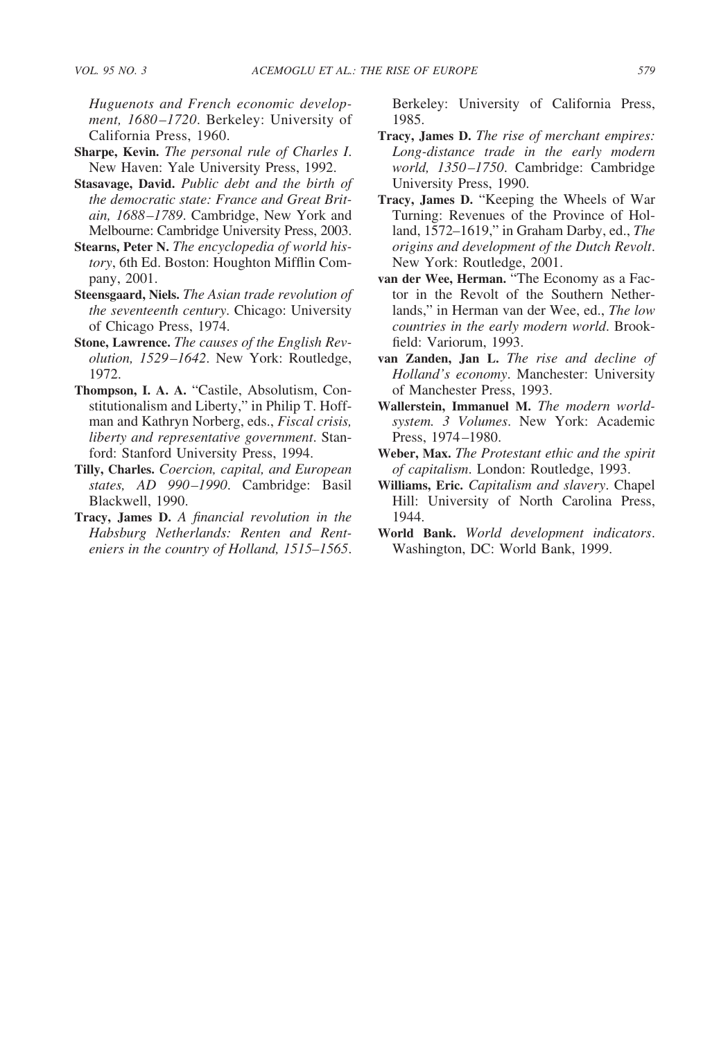*Huguenots and French economic development, 1680–1720*. Berkeley: University of California Press, 1960.

**Sharpe, Kevin.** *The personal rule of Charles I*. New Haven: Yale University Press, 1992.

**Stasavage, David.** *Public debt and the birth of the democratic state: France and Great Britain, 1688–1789*. Cambridge, New York and Melbourne: Cambridge University Press, 2003.

**Stearns, Peter N.** *The encyclopedia of world history*, 6th Ed. Boston: Houghton Mifflin Company, 2001.

**Steensgaard, Niels.** *The Asian trade revolution of the seventeenth century*. Chicago: University of Chicago Press, 1974.

**Stone, Lawrence.** *The causes of the English Revolution, 1529–1642*. New York: Routledge, 1972.

**Thompson, I. A. A.** "Castile, Absolutism, Constitutionalism and Liberty," in Philip T. Hoffman and Kathryn Norberg, eds., *Fiscal crisis, liberty and representative government*. Stanford: Stanford University Press, 1994.

**Tilly, Charles.** *Coercion, capital, and European states, AD 990–1990*. Cambridge: Basil Blackwell, 1990.

**Tracy, James D.** *A financial revolution in the Habsburg Netherlands: Renten and Renteniers in the country of Holland, 1515–1565*. Berkeley: University of California Press, 1985.

**Tracy, James D.** *The rise of merchant empires: Long-distance trade in the early modern world, 1350–1750*. Cambridge: Cambridge University Press, 1990.

**Tracy, James D.** "Keeping the Wheels of War Turning: Revenues of the Province of Holland, 1572–1619," in Graham Darby, ed., *The origins and development of the Dutch Revolt*. New York: Routledge, 2001.

**van der Wee, Herman.** "The Economy as a Factor in the Revolt of the Southern Netherlands," in Herman van der Wee, ed., *The low countries in the early modern world*. Brookfield: Variorum, 1993.

**van Zanden, Jan L.** *The rise and decline of Holland's economy*. Manchester: University of Manchester Press, 1993.

**Wallerstein, Immanuel M.** *The modern world-system. 3 Volumes*. New York: Academic Press, 1974–1980.

**Weber, Max.** *The Protestant ethic and the spirit of capitalism*. London: Routledge, 1993.

**Williams, Eric.** *Capitalism and slavery*. Chapel Hill: University of North Carolina Press, 1944.

**World Bank.** *World development indicators*. Washington, DC: World Bank, 1999.